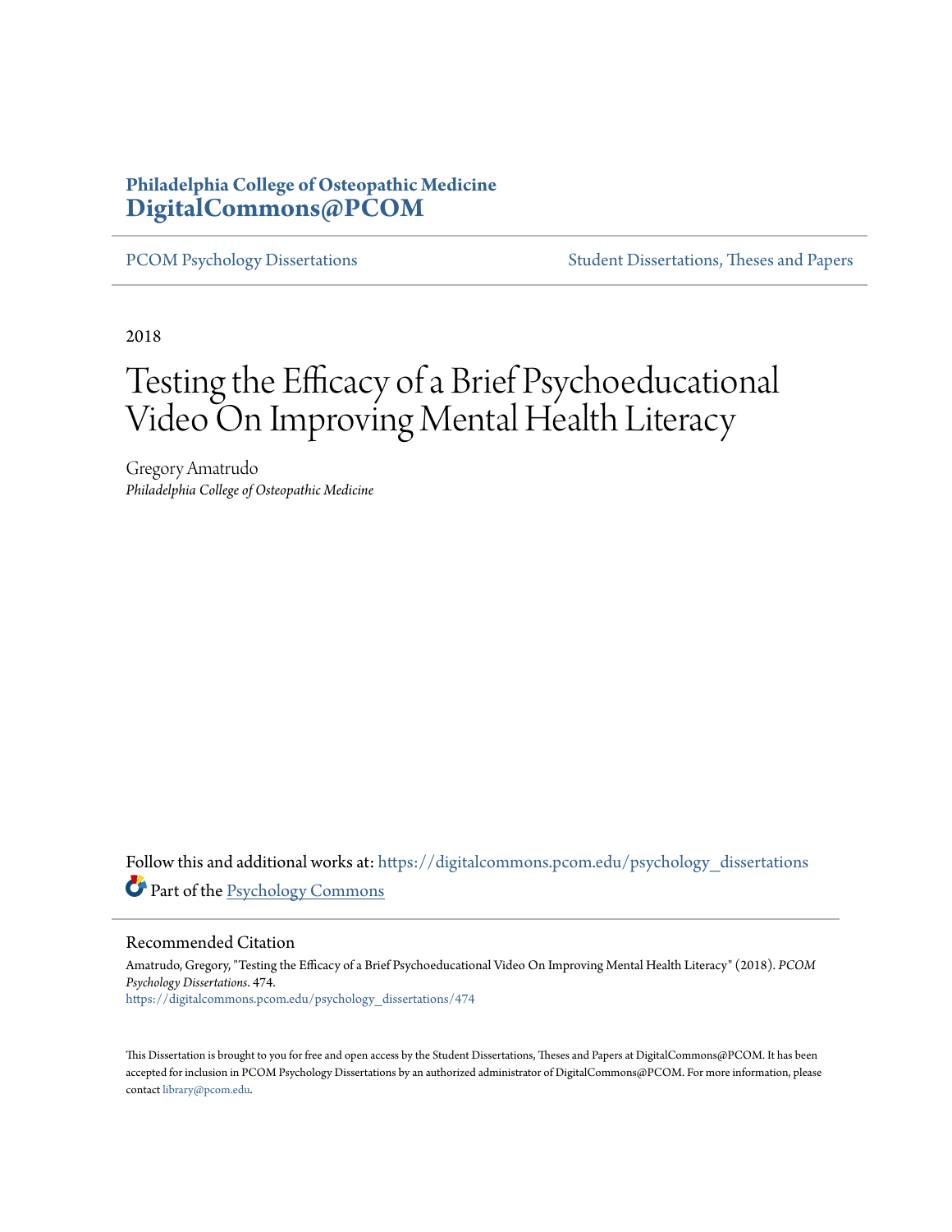**Philadelphia College of Osteopathic Medicine**
**DigitalCommons@PCOM**

PCOM Psychology Dissertations | Student Dissertations, Theses and Papers

2018

# Testing the Efficacy of a Brief Psychoeducational Video On Improving Mental Health Literacy

Gregory Amatrudo
*Philadelphia College of Osteopathic Medicine*

Follow this and additional works at: https://digitalcommons.pcom.edu/psychology_dissertations

Part of the Psychology Commons

## Recommended Citation

Amatrudo, Gregory, "Testing the Efficacy of a Brief Psychoeducational Video On Improving Mental Health Literacy" (2018). *PCOM Psychology Dissertations*. 474.
https://digitalcommons.pcom.edu/psychology_dissertations/474

This Dissertation is brought to you for free and open access by the Student Dissertations, Theses and Papers at DigitalCommons@PCOM. It has been accepted for inclusion in PCOM Psychology Dissertations by an authorized administrator of DigitalCommons@PCOM. For more information, please contact library@pcom.edu.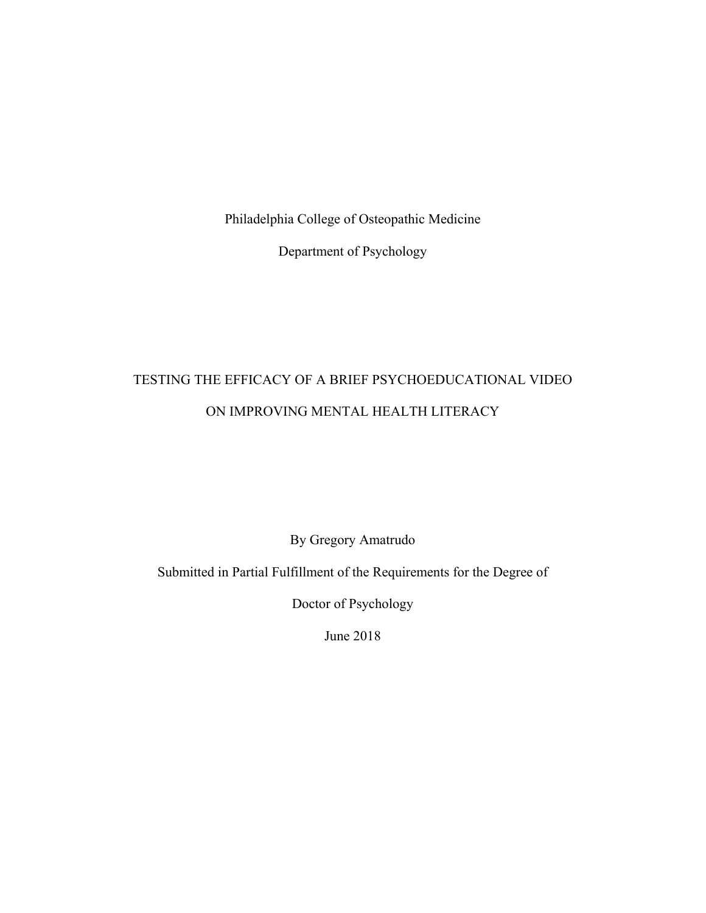Philadelphia College of Osteopathic Medicine

Department of Psychology

# TESTING THE EFFICACY OF A BRIEF PSYCHOEDUCATIONAL VIDEO ON IMPROVING MENTAL HEALTH LITERACY

By Gregory Amatrudo

Submitted in Partial Fulfillment of the Requirements for the Degree of

Doctor of Psychology

June 2018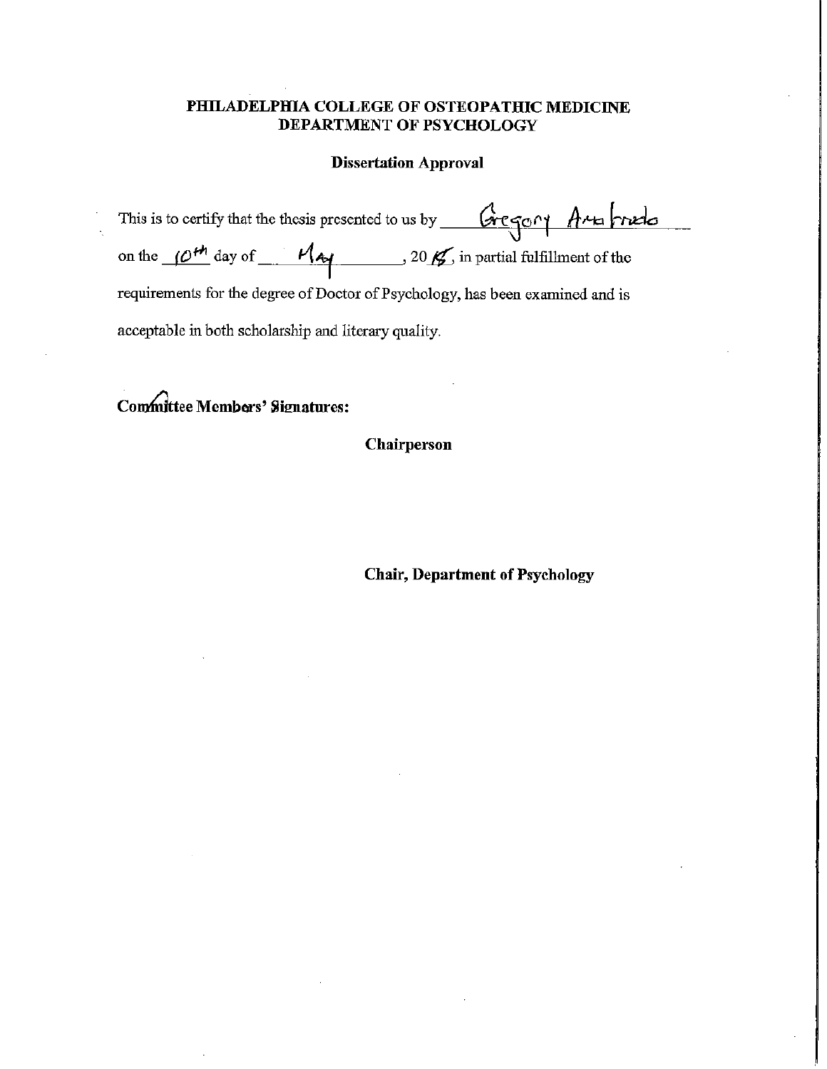**PHILADELPHIA COLLEGE OF OSTEOPATHIC MEDICINE**
**DEPARTMENT OF PSYCHOLOGY**

**Dissertation Approval**

This is to certify that the thesis presented to us by Gregory Amafredo on the 10th day of May, 2015, in partial fulfillment of the requirements for the degree of Doctor of Psychology, has been examined and is acceptable in both scholarship and literary quality.

**Committee Members' Signatures:**

**Chairperson**

**Chair, Department of Psychology**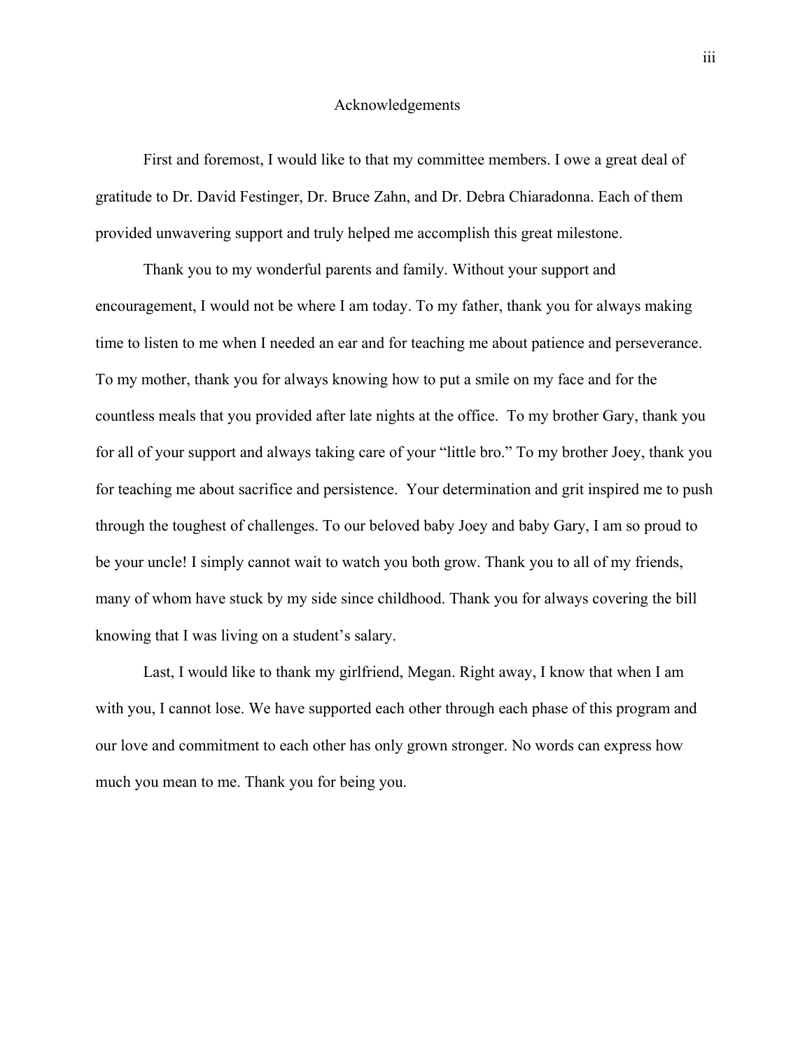# Acknowledgements

First and foremost, I would like to that my committee members. I owe a great deal of gratitude to Dr. David Festinger, Dr. Bruce Zahn, and Dr. Debra Chiaradonna. Each of them provided unwavering support and truly helped me accomplish this great milestone.

Thank you to my wonderful parents and family. Without your support and encouragement, I would not be where I am today. To my father, thank you for always making time to listen to me when I needed an ear and for teaching me about patience and perseverance. To my mother, thank you for always knowing how to put a smile on my face and for the countless meals that you provided after late nights at the office. To my brother Gary, thank you for all of your support and always taking care of your "little bro." To my brother Joey, thank you for teaching me about sacrifice and persistence. Your determination and grit inspired me to push through the toughest of challenges. To our beloved baby Joey and baby Gary, I am so proud to be your uncle! I simply cannot wait to watch you both grow. Thank you to all of my friends, many of whom have stuck by my side since childhood. Thank you for always covering the bill knowing that I was living on a student's salary.

Last, I would like to thank my girlfriend, Megan. Right away, I know that when I am with you, I cannot lose. We have supported each other through each phase of this program and our love and commitment to each other has only grown stronger. No words can express how much you mean to me. Thank you for being you.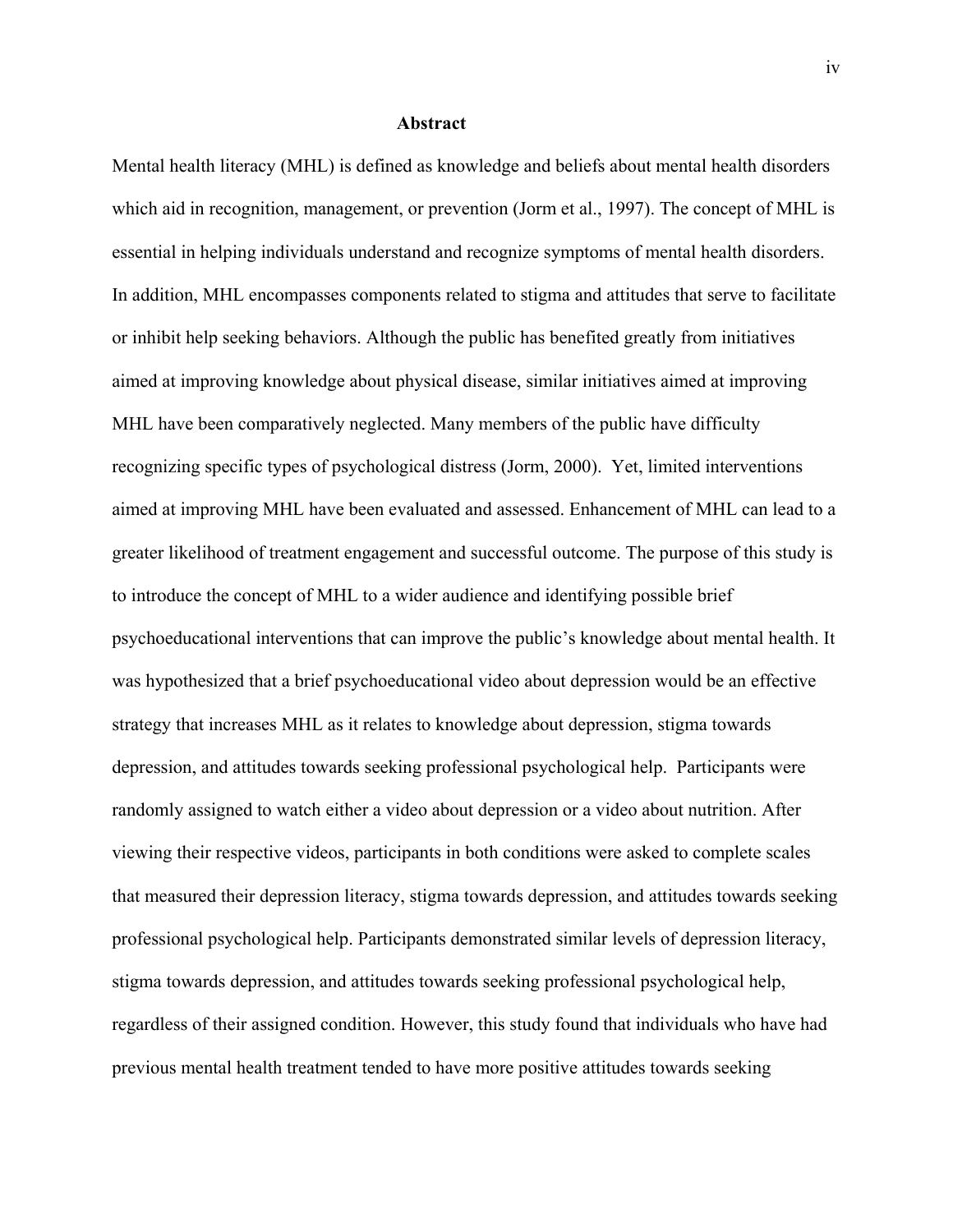# Abstract

Mental health literacy (MHL) is defined as knowledge and beliefs about mental health disorders which aid in recognition, management, or prevention (Jorm et al., 1997). The concept of MHL is essential in helping individuals understand and recognize symptoms of mental health disorders. In addition, MHL encompasses components related to stigma and attitudes that serve to facilitate or inhibit help seeking behaviors. Although the public has benefited greatly from initiatives aimed at improving knowledge about physical disease, similar initiatives aimed at improving MHL have been comparatively neglected. Many members of the public have difficulty recognizing specific types of psychological distress (Jorm, 2000). Yet, limited interventions aimed at improving MHL have been evaluated and assessed. Enhancement of MHL can lead to a greater likelihood of treatment engagement and successful outcome. The purpose of this study is to introduce the concept of MHL to a wider audience and identifying possible brief psychoeducational interventions that can improve the public's knowledge about mental health. It was hypothesized that a brief psychoeducational video about depression would be an effective strategy that increases MHL as it relates to knowledge about depression, stigma towards depression, and attitudes towards seeking professional psychological help. Participants were randomly assigned to watch either a video about depression or a video about nutrition. After viewing their respective videos, participants in both conditions were asked to complete scales that measured their depression literacy, stigma towards depression, and attitudes towards seeking professional psychological help. Participants demonstrated similar levels of depression literacy, stigma towards depression, and attitudes towards seeking professional psychological help, regardless of their assigned condition. However, this study found that individuals who have had previous mental health treatment tended to have more positive attitudes towards seeking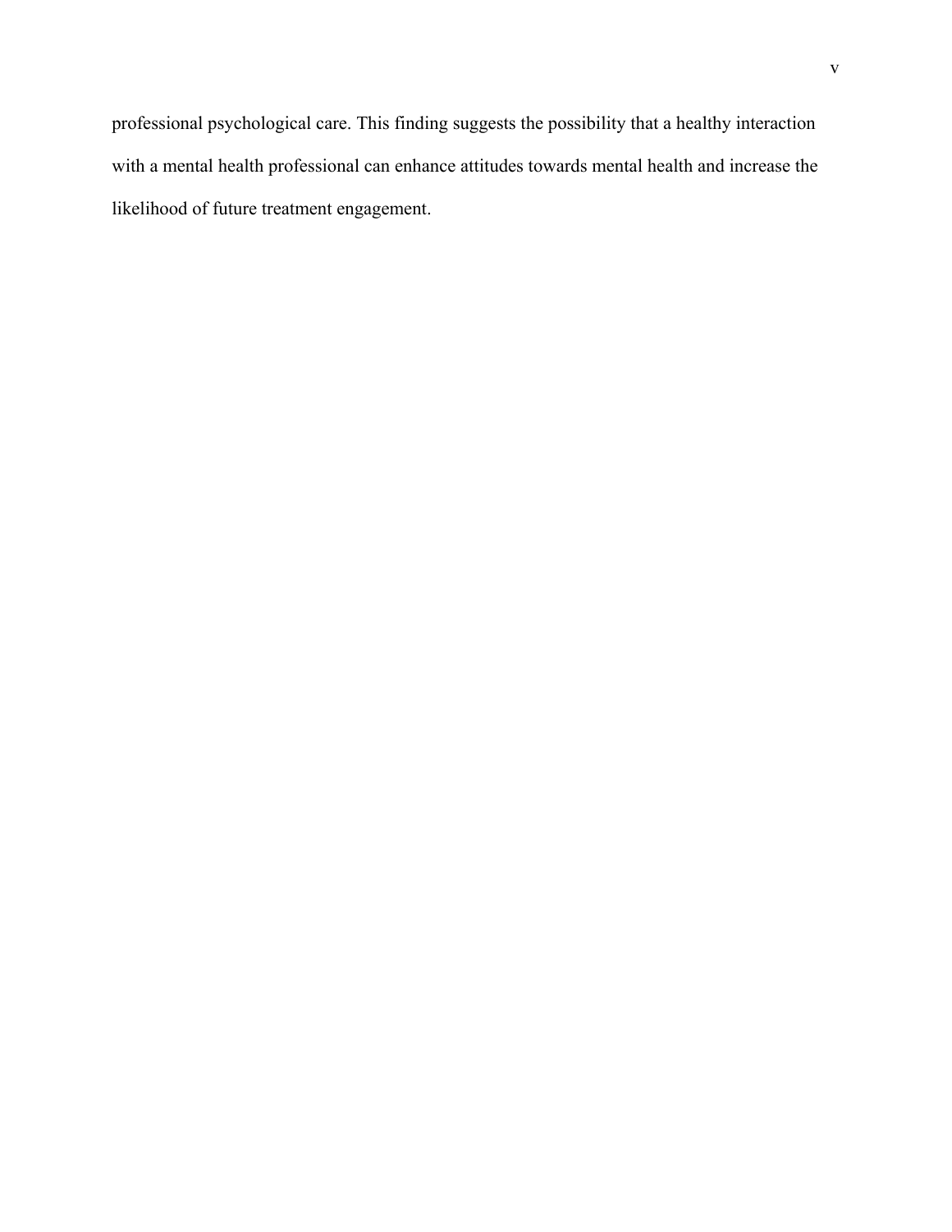professional psychological care. This finding suggests the possibility that a healthy interaction with a mental health professional can enhance attitudes towards mental health and increase the likelihood of future treatment engagement.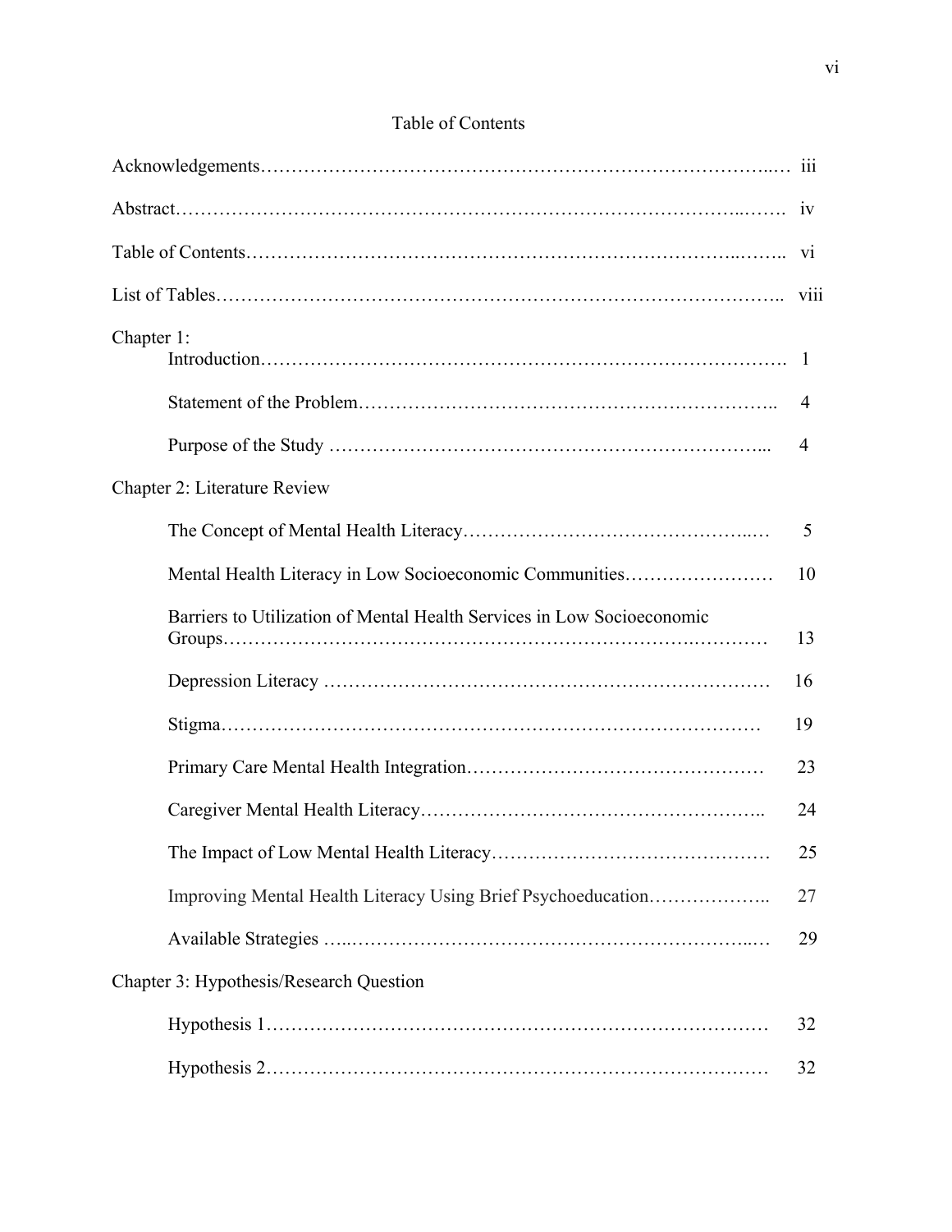# Table of Contents

Acknowledgements………………………………………………………………………..… iii

Abstract…………………………………………………………………………..……. iv

Table of Contents…………………………………………………………………..…….. vi

List of Tables………………………………………………………………….……….. viii

Chapter 1:

  Introduction………………………………………………………………………. 1

  Statement of the Problem……………………………………………………….. 4

  Purpose of the Study ……………………………………………………………... 4

Chapter 2: Literature Review

  The Concept of Mental Health Literacy……………………………………..… 5

  Mental Health Literacy in Low Socioeconomic Communities…………………… 10

  Barriers to Utilization of Mental Health Services in Low Socioeconomic Groups……………………………………………………………….………… 13

  Depression Literacy ………………………………………………………………… 16

  Stigma……………………………………………………………………………… 19

  Primary Care Mental Health Integration………………………………………… 23

  Caregiver Mental Health Literacy…………………………………………….. 24

  The Impact of Low Mental Health Literacy……………………………………… 25

  Improving Mental Health Literacy Using Brief Psychoeducation……………….. 27

  Available Strategies …..………………………………………………………...… 29

Chapter 3: Hypothesis/Research Question

  Hypothesis 1……………………………………………………………………… 32

  Hypothesis 2……………………………………………………………………… 32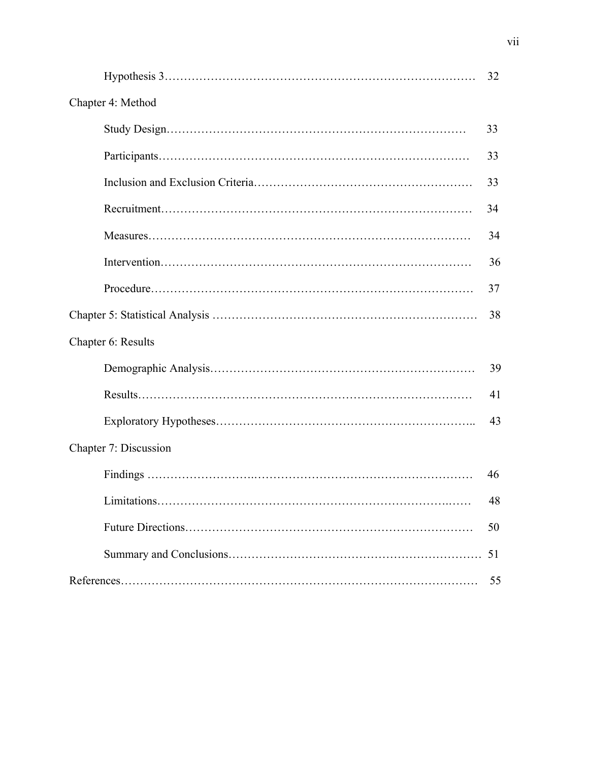Hypothesis 3……………………………………………………………………… 32

Chapter 4: Method

Study Design…………………………………………………………………… 33

Participants……………………………………………………………………… 33

Inclusion and Exclusion Criteria……………………………………………… 33

Recruitment……………………………………………………………………… 34

Measures………………………………………………………………………… 34

Intervention……………………………………………………………………… 36

Procedure………………………………………………………………………… 37

Chapter 5: Statistical Analysis ………………………………………………………… 38

Chapter 6: Results

Demographic Analysis………………………………………………………… 39

Results…………………………………………………………………………… 41

Exploratory Hypotheses……………………………………………………….. 43

Chapter 7: Discussion

Findings ………………………………………………………………………… 46

Limitations……………………………………………………………………… 48

Future Directions……………………………………………………………… 50

Summary and Conclusions…………………………………………………… 51

References……………………………………………………………………………… 55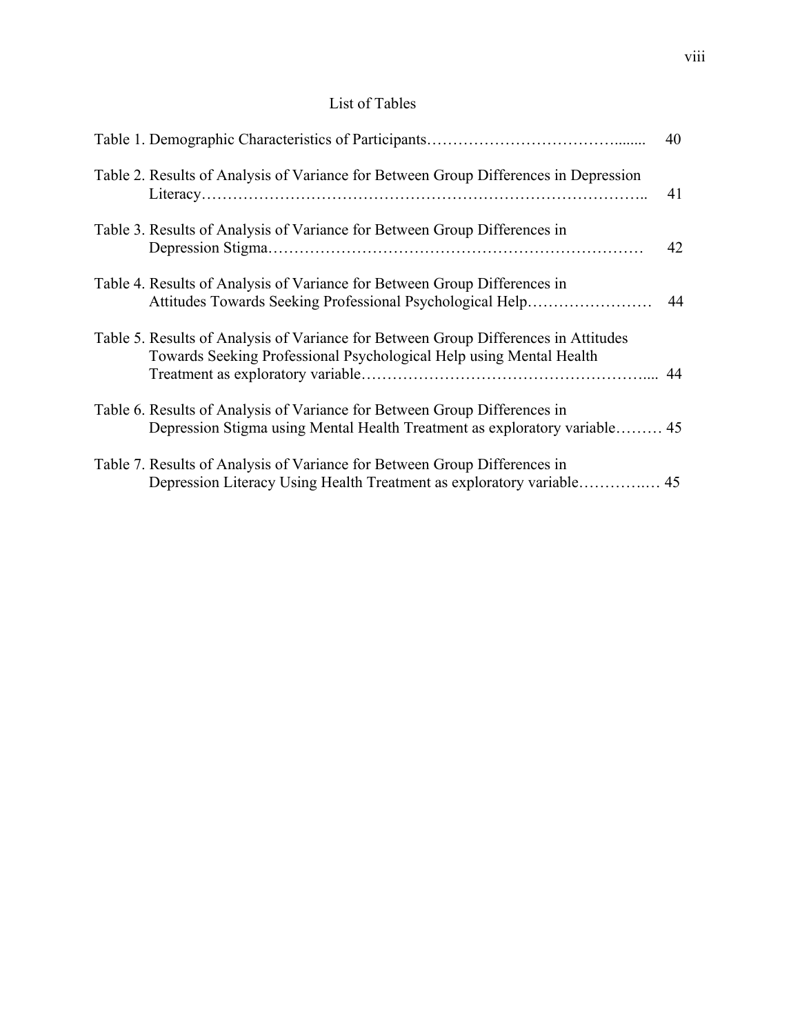# List of Tables

Table 1. Demographic Characteristics of Participants........................................ 40

Table 2. Results of Analysis of Variance for Between Group Differences in Depression Literacy........................................................................................... 41

Table 3. Results of Analysis of Variance for Between Group Differences in Depression Stigma.................................................................................. 42

Table 4. Results of Analysis of Variance for Between Group Differences in Attitudes Towards Seeking Professional Psychological Help........................ 44

Table 5. Results of Analysis of Variance for Between Group Differences in Attitudes Towards Seeking Professional Psychological Help using Mental Health Treatment as exploratory variable.................................................... 44

Table 6. Results of Analysis of Variance for Between Group Differences in Depression Stigma using Mental Health Treatment as exploratory variable......... 45

Table 7. Results of Analysis of Variance for Between Group Differences in Depression Literacy Using Health Treatment as exploratory variable............... 45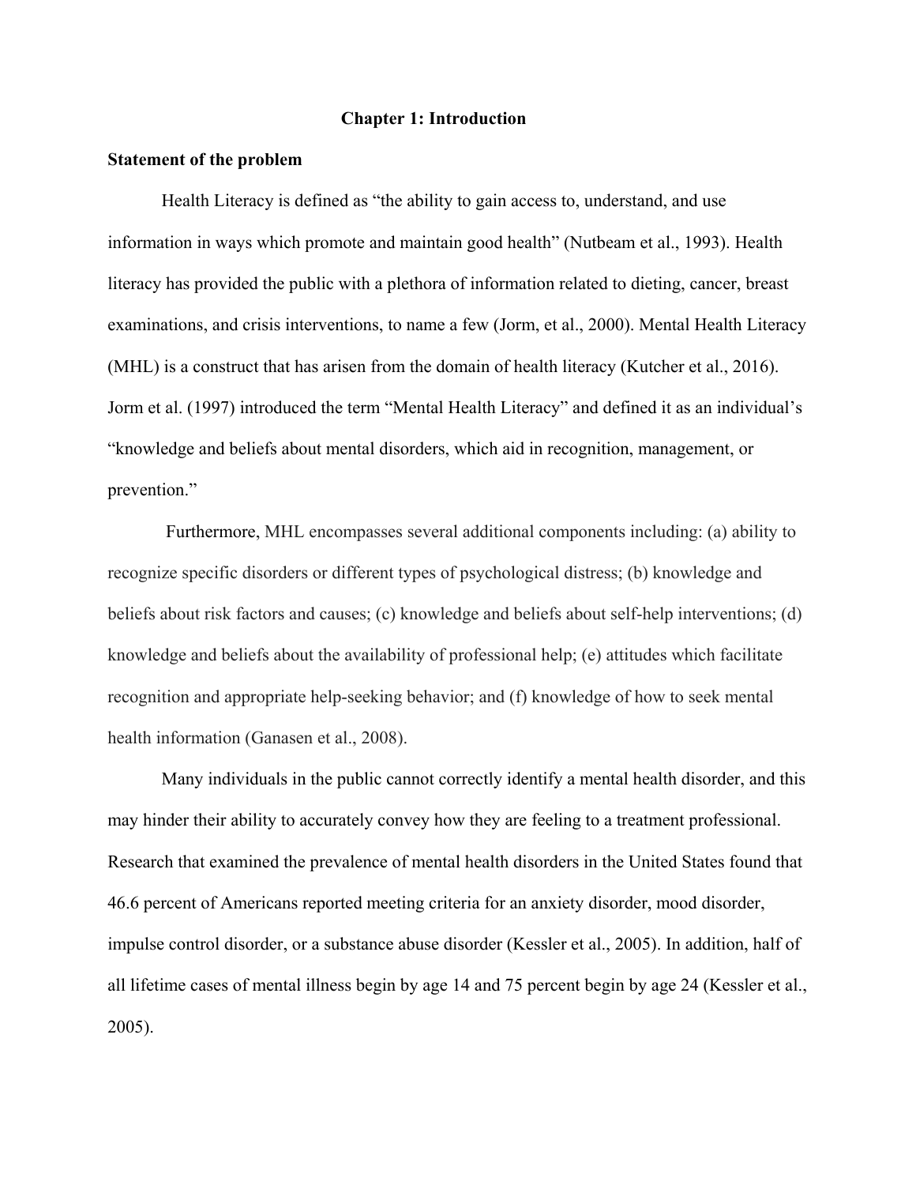# Chapter 1: Introduction

## Statement of the problem

Health Literacy is defined as "the ability to gain access to, understand, and use information in ways which promote and maintain good health" (Nutbeam et al., 1993). Health literacy has provided the public with a plethora of information related to dieting, cancer, breast examinations, and crisis interventions, to name a few (Jorm, et al., 2000). Mental Health Literacy (MHL) is a construct that has arisen from the domain of health literacy (Kutcher et al., 2016). Jorm et al. (1997) introduced the term "Mental Health Literacy" and defined it as an individual's "knowledge and beliefs about mental disorders, which aid in recognition, management, or prevention."

Furthermore, MHL encompasses several additional components including: (a) ability to recognize specific disorders or different types of psychological distress; (b) knowledge and beliefs about risk factors and causes; (c) knowledge and beliefs about self-help interventions; (d) knowledge and beliefs about the availability of professional help; (e) attitudes which facilitate recognition and appropriate help-seeking behavior; and (f) knowledge of how to seek mental health information (Ganasen et al., 2008).

Many individuals in the public cannot correctly identify a mental health disorder, and this may hinder their ability to accurately convey how they are feeling to a treatment professional. Research that examined the prevalence of mental health disorders in the United States found that 46.6 percent of Americans reported meeting criteria for an anxiety disorder, mood disorder, impulse control disorder, or a substance abuse disorder (Kessler et al., 2005). In addition, half of all lifetime cases of mental illness begin by age 14 and 75 percent begin by age 24 (Kessler et al., 2005).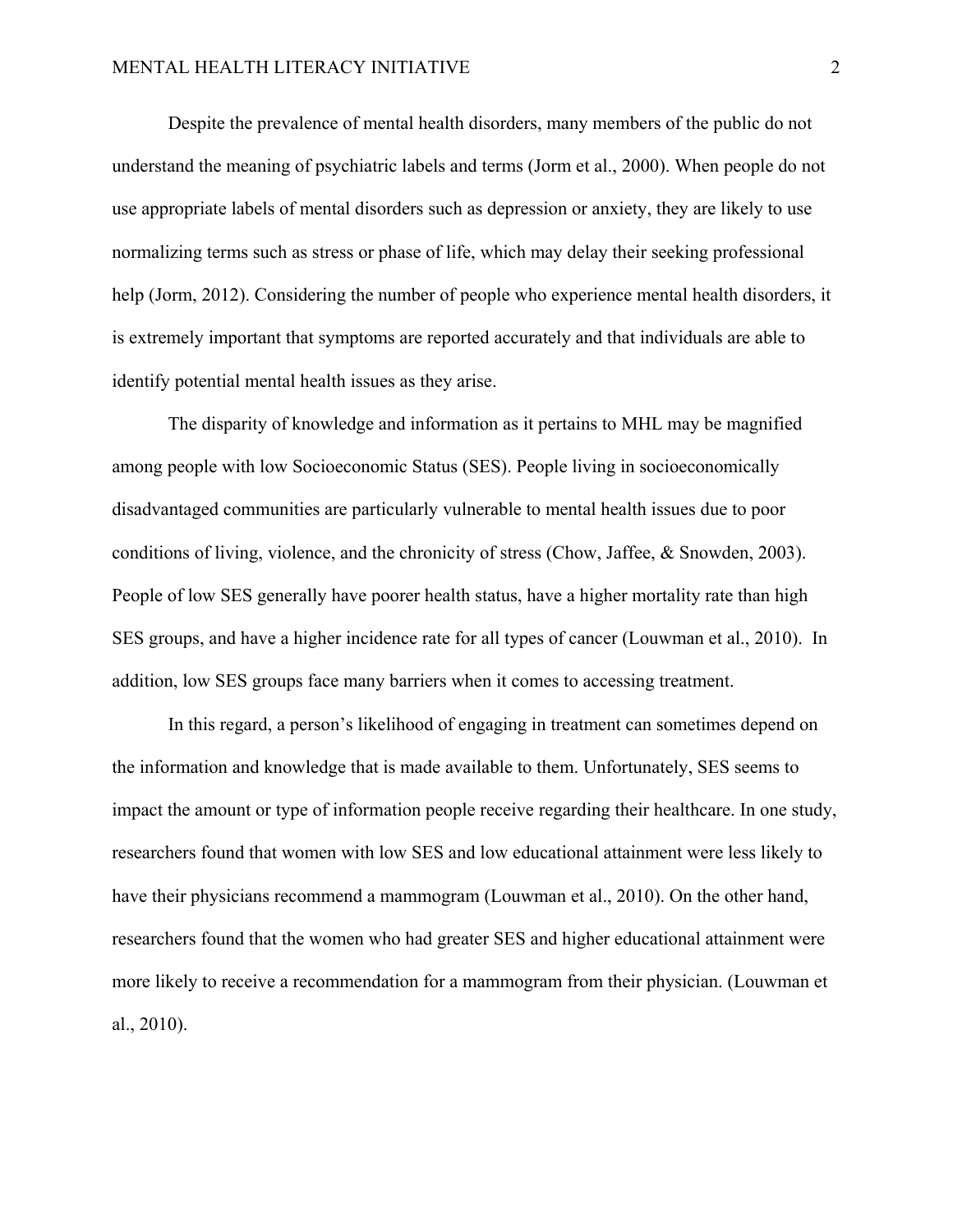Despite the prevalence of mental health disorders, many members of the public do not understand the meaning of psychiatric labels and terms (Jorm et al., 2000). When people do not use appropriate labels of mental disorders such as depression or anxiety, they are likely to use normalizing terms such as stress or phase of life, which may delay their seeking professional help (Jorm, 2012). Considering the number of people who experience mental health disorders, it is extremely important that symptoms are reported accurately and that individuals are able to identify potential mental health issues as they arise.

The disparity of knowledge and information as it pertains to MHL may be magnified among people with low Socioeconomic Status (SES). People living in socioeconomically disadvantaged communities are particularly vulnerable to mental health issues due to poor conditions of living, violence, and the chronicity of stress (Chow, Jaffee, & Snowden, 2003). People of low SES generally have poorer health status, have a higher mortality rate than high SES groups, and have a higher incidence rate for all types of cancer (Louwman et al., 2010). In addition, low SES groups face many barriers when it comes to accessing treatment.

In this regard, a person's likelihood of engaging in treatment can sometimes depend on the information and knowledge that is made available to them. Unfortunately, SES seems to impact the amount or type of information people receive regarding their healthcare. In one study, researchers found that women with low SES and low educational attainment were less likely to have their physicians recommend a mammogram (Louwman et al., 2010). On the other hand, researchers found that the women who had greater SES and higher educational attainment were more likely to receive a recommendation for a mammogram from their physician. (Louwman et al., 2010).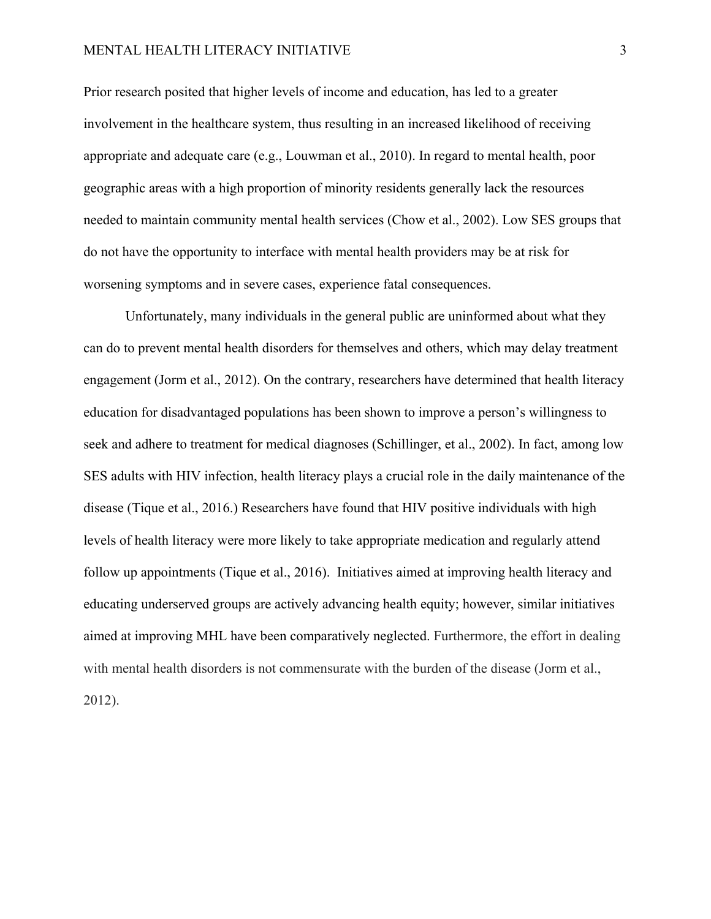Prior research posited that higher levels of income and education, has led to a greater involvement in the healthcare system, thus resulting in an increased likelihood of receiving appropriate and adequate care (e.g., Louwman et al., 2010). In regard to mental health, poor geographic areas with a high proportion of minority residents generally lack the resources needed to maintain community mental health services (Chow et al., 2002). Low SES groups that do not have the opportunity to interface with mental health providers may be at risk for worsening symptoms and in severe cases, experience fatal consequences.

Unfortunately, many individuals in the general public are uninformed about what they can do to prevent mental health disorders for themselves and others, which may delay treatment engagement (Jorm et al., 2012). On the contrary, researchers have determined that health literacy education for disadvantaged populations has been shown to improve a person's willingness to seek and adhere to treatment for medical diagnoses (Schillinger, et al., 2002). In fact, among low SES adults with HIV infection, health literacy plays a crucial role in the daily maintenance of the disease (Tique et al., 2016.) Researchers have found that HIV positive individuals with high levels of health literacy were more likely to take appropriate medication and regularly attend follow up appointments (Tique et al., 2016). Initiatives aimed at improving health literacy and educating underserved groups are actively advancing health equity; however, similar initiatives aimed at improving MHL have been comparatively neglected. Furthermore, the effort in dealing with mental health disorders is not commensurate with the burden of the disease (Jorm et al., 2012).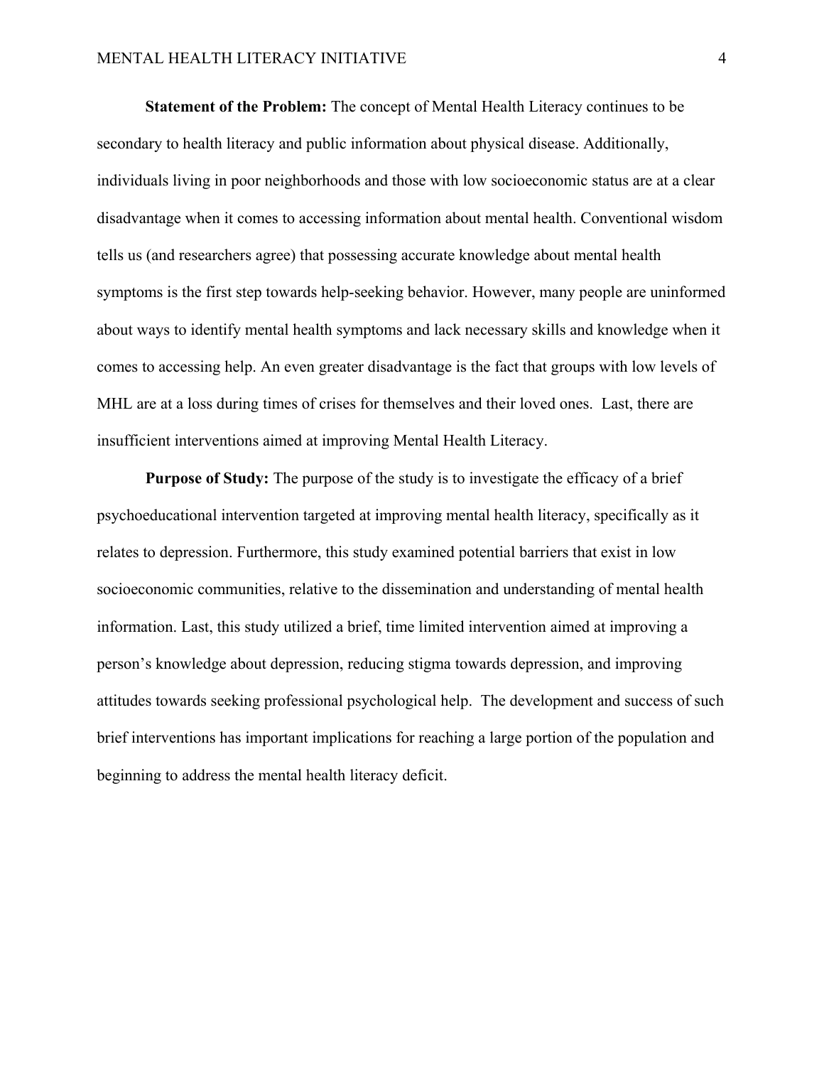**Statement of the Problem:** The concept of Mental Health Literacy continues to be secondary to health literacy and public information about physical disease. Additionally, individuals living in poor neighborhoods and those with low socioeconomic status are at a clear disadvantage when it comes to accessing information about mental health. Conventional wisdom tells us (and researchers agree) that possessing accurate knowledge about mental health symptoms is the first step towards help-seeking behavior. However, many people are uninformed about ways to identify mental health symptoms and lack necessary skills and knowledge when it comes to accessing help. An even greater disadvantage is the fact that groups with low levels of MHL are at a loss during times of crises for themselves and their loved ones. Last, there are insufficient interventions aimed at improving Mental Health Literacy.

**Purpose of Study:** The purpose of the study is to investigate the efficacy of a brief psychoeducational intervention targeted at improving mental health literacy, specifically as it relates to depression. Furthermore, this study examined potential barriers that exist in low socioeconomic communities, relative to the dissemination and understanding of mental health information. Last, this study utilized a brief, time limited intervention aimed at improving a person's knowledge about depression, reducing stigma towards depression, and improving attitudes towards seeking professional psychological help. The development and success of such brief interventions has important implications for reaching a large portion of the population and beginning to address the mental health literacy deficit.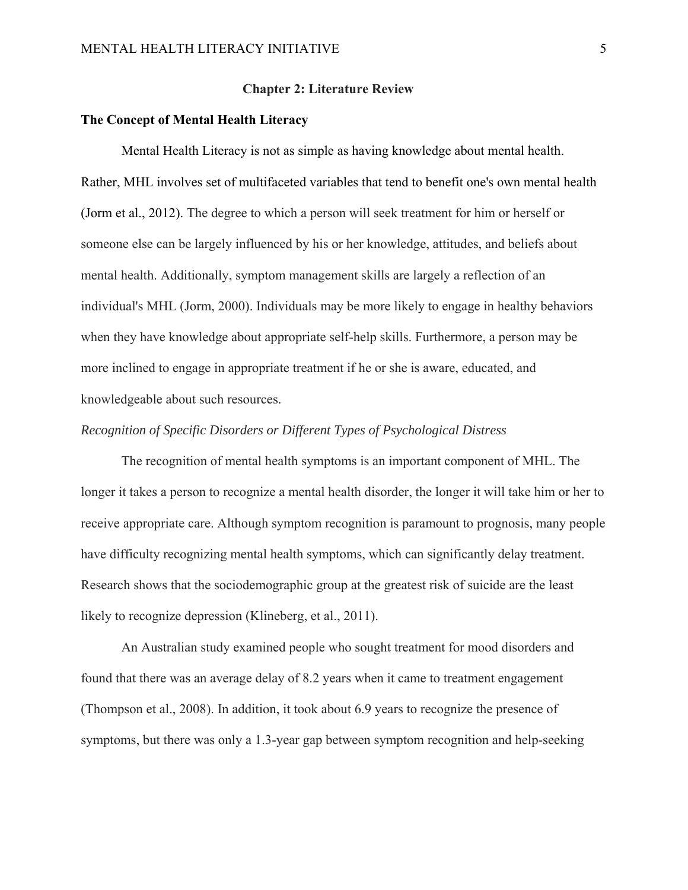## Chapter 2: Literature Review

### The Concept of Mental Health Literacy

Mental Health Literacy is not as simple as having knowledge about mental health. Rather, MHL involves set of multifaceted variables that tend to benefit one's own mental health (Jorm et al., 2012). The degree to which a person will seek treatment for him or herself or someone else can be largely influenced by his or her knowledge, attitudes, and beliefs about mental health. Additionally, symptom management skills are largely a reflection of an individual's MHL (Jorm, 2000). Individuals may be more likely to engage in healthy behaviors when they have knowledge about appropriate self-help skills. Furthermore, a person may be more inclined to engage in appropriate treatment if he or she is aware, educated, and knowledgeable about such resources.

*Recognition of Specific Disorders or Different Types of Psychological Distress*

The recognition of mental health symptoms is an important component of MHL. The longer it takes a person to recognize a mental health disorder, the longer it will take him or her to receive appropriate care. Although symptom recognition is paramount to prognosis, many people have difficulty recognizing mental health symptoms, which can significantly delay treatment. Research shows that the sociodemographic group at the greatest risk of suicide are the least likely to recognize depression (Klineberg, et al., 2011).

An Australian study examined people who sought treatment for mood disorders and found that there was an average delay of 8.2 years when it came to treatment engagement (Thompson et al., 2008). In addition, it took about 6.9 years to recognize the presence of symptoms, but there was only a 1.3-year gap between symptom recognition and help-seeking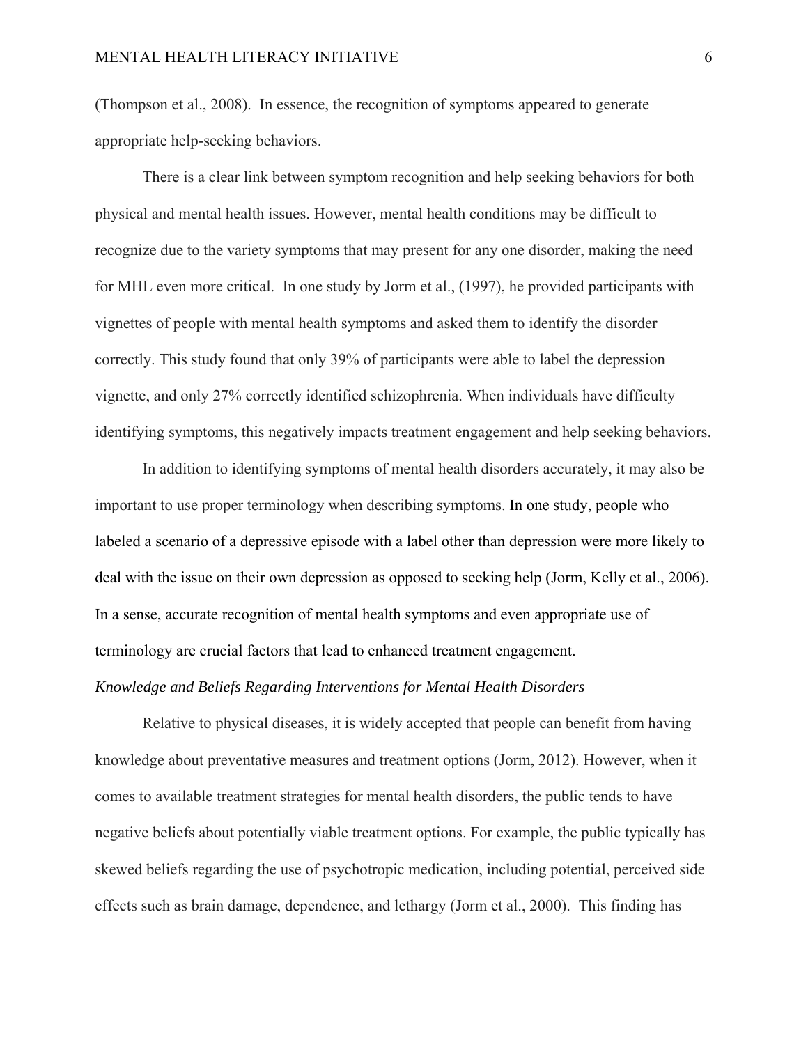(Thompson et al., 2008). In essence, the recognition of symptoms appeared to generate appropriate help-seeking behaviors.

There is a clear link between symptom recognition and help seeking behaviors for both physical and mental health issues. However, mental health conditions may be difficult to recognize due to the variety symptoms that may present for any one disorder, making the need for MHL even more critical. In one study by Jorm et al., (1997), he provided participants with vignettes of people with mental health symptoms and asked them to identify the disorder correctly. This study found that only 39% of participants were able to label the depression vignette, and only 27% correctly identified schizophrenia. When individuals have difficulty identifying symptoms, this negatively impacts treatment engagement and help seeking behaviors.

In addition to identifying symptoms of mental health disorders accurately, it may also be important to use proper terminology when describing symptoms. In one study, people who labeled a scenario of a depressive episode with a label other than depression were more likely to deal with the issue on their own depression as opposed to seeking help (Jorm, Kelly et al., 2006). In a sense, accurate recognition of mental health symptoms and even appropriate use of terminology are crucial factors that lead to enhanced treatment engagement.

*Knowledge and Beliefs Regarding Interventions for Mental Health Disorders*

Relative to physical diseases, it is widely accepted that people can benefit from having knowledge about preventative measures and treatment options (Jorm, 2012). However, when it comes to available treatment strategies for mental health disorders, the public tends to have negative beliefs about potentially viable treatment options. For example, the public typically has skewed beliefs regarding the use of psychotropic medication, including potential, perceived side effects such as brain damage, dependence, and lethargy (Jorm et al., 2000). This finding has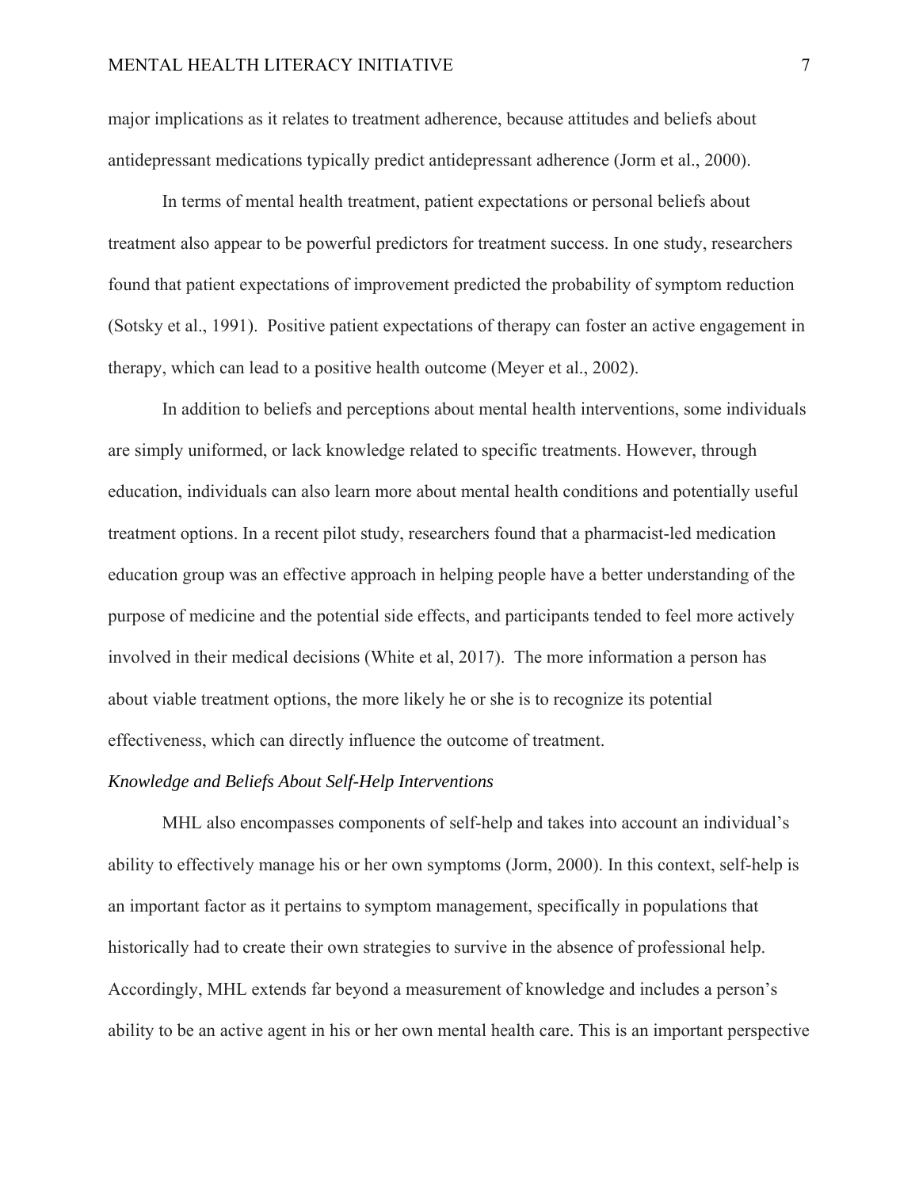major implications as it relates to treatment adherence, because attitudes and beliefs about antidepressant medications typically predict antidepressant adherence (Jorm et al., 2000).

In terms of mental health treatment, patient expectations or personal beliefs about treatment also appear to be powerful predictors for treatment success. In one study, researchers found that patient expectations of improvement predicted the probability of symptom reduction (Sotsky et al., 1991). Positive patient expectations of therapy can foster an active engagement in therapy, which can lead to a positive health outcome (Meyer et al., 2002).

In addition to beliefs and perceptions about mental health interventions, some individuals are simply uniformed, or lack knowledge related to specific treatments. However, through education, individuals can also learn more about mental health conditions and potentially useful treatment options. In a recent pilot study, researchers found that a pharmacist-led medication education group was an effective approach in helping people have a better understanding of the purpose of medicine and the potential side effects, and participants tended to feel more actively involved in their medical decisions (White et al, 2017). The more information a person has about viable treatment options, the more likely he or she is to recognize its potential effectiveness, which can directly influence the outcome of treatment.

*Knowledge and Beliefs About Self-Help Interventions*

MHL also encompasses components of self-help and takes into account an individual's ability to effectively manage his or her own symptoms (Jorm, 2000). In this context, self-help is an important factor as it pertains to symptom management, specifically in populations that historically had to create their own strategies to survive in the absence of professional help. Accordingly, MHL extends far beyond a measurement of knowledge and includes a person's ability to be an active agent in his or her own mental health care. This is an important perspective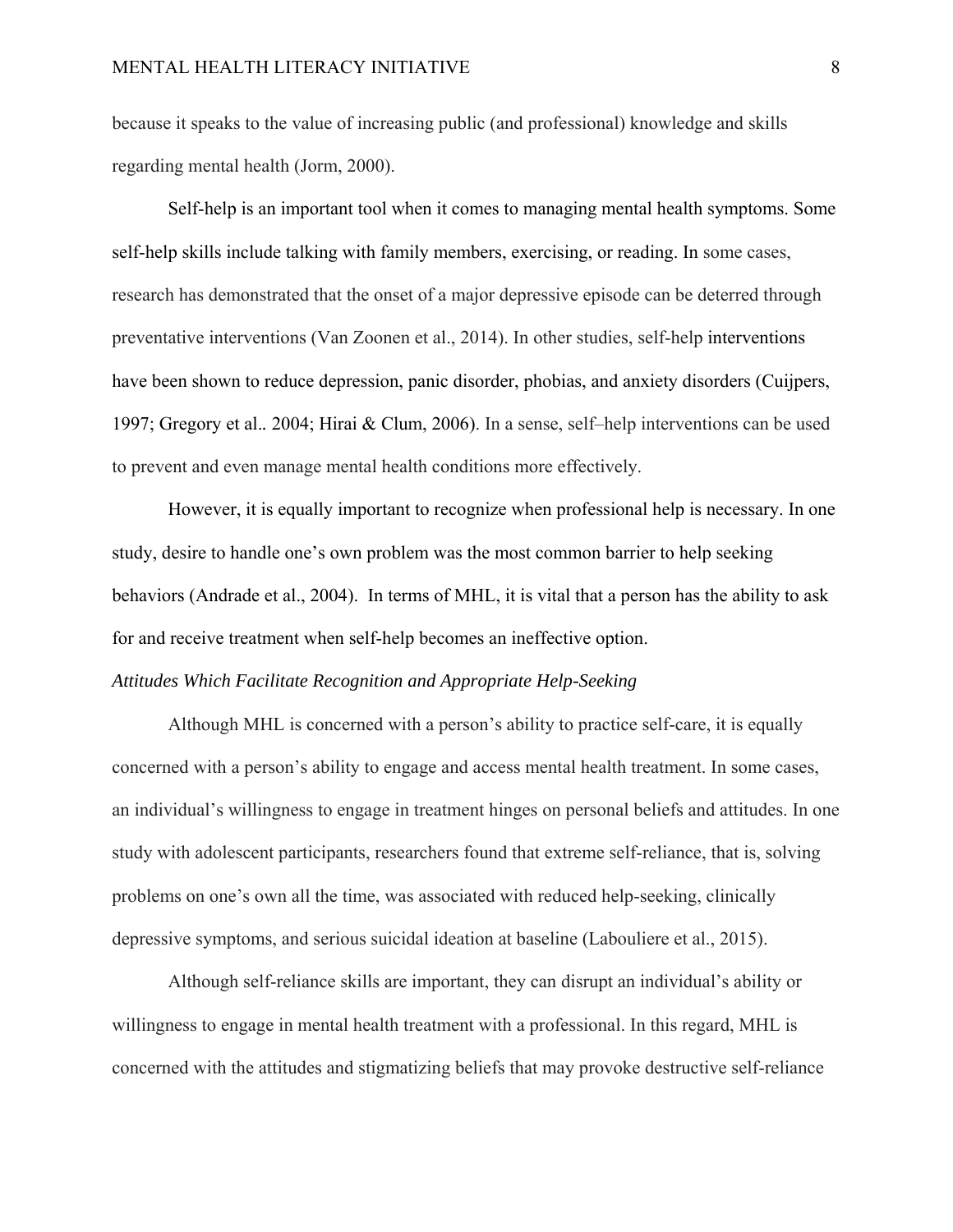because it speaks to the value of increasing public (and professional) knowledge and skills regarding mental health (Jorm, 2000).

Self-help is an important tool when it comes to managing mental health symptoms. Some self-help skills include talking with family members, exercising, or reading. In some cases, research has demonstrated that the onset of a major depressive episode can be deterred through preventative interventions (Van Zoonen et al., 2014). In other studies, self-help interventions have been shown to reduce depression, panic disorder, phobias, and anxiety disorders (Cuijpers, 1997; Gregory et al.. 2004; Hirai & Clum, 2006). In a sense, self–help interventions can be used to prevent and even manage mental health conditions more effectively.

However, it is equally important to recognize when professional help is necessary. In one study, desire to handle one's own problem was the most common barrier to help seeking behaviors (Andrade et al., 2004). In terms of MHL, it is vital that a person has the ability to ask for and receive treatment when self-help becomes an ineffective option.

### *Attitudes Which Facilitate Recognition and Appropriate Help-Seeking*

Although MHL is concerned with a person's ability to practice self-care, it is equally concerned with a person's ability to engage and access mental health treatment. In some cases, an individual's willingness to engage in treatment hinges on personal beliefs and attitudes. In one study with adolescent participants, researchers found that extreme self-reliance, that is, solving problems on one's own all the time, was associated with reduced help-seeking, clinically depressive symptoms, and serious suicidal ideation at baseline (Labouliere et al., 2015).

Although self-reliance skills are important, they can disrupt an individual's ability or willingness to engage in mental health treatment with a professional. In this regard, MHL is concerned with the attitudes and stigmatizing beliefs that may provoke destructive self-reliance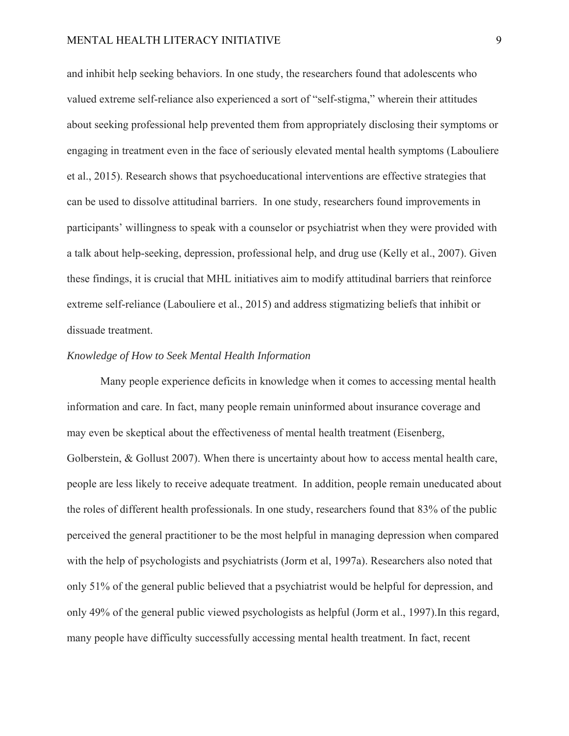and inhibit help seeking behaviors. In one study, the researchers found that adolescents who valued extreme self-reliance also experienced a sort of "self-stigma," wherein their attitudes about seeking professional help prevented them from appropriately disclosing their symptoms or engaging in treatment even in the face of seriously elevated mental health symptoms (Labouliere et al., 2015). Research shows that psychoeducational interventions are effective strategies that can be used to dissolve attitudinal barriers. In one study, researchers found improvements in participants' willingness to speak with a counselor or psychiatrist when they were provided with a talk about help-seeking, depression, professional help, and drug use (Kelly et al., 2007). Given these findings, it is crucial that MHL initiatives aim to modify attitudinal barriers that reinforce extreme self-reliance (Labouliere et al., 2015) and address stigmatizing beliefs that inhibit or dissuade treatment.

*Knowledge of How to Seek Mental Health Information*

Many people experience deficits in knowledge when it comes to accessing mental health information and care. In fact, many people remain uninformed about insurance coverage and may even be skeptical about the effectiveness of mental health treatment (Eisenberg, Golberstein, & Gollust 2007). When there is uncertainty about how to access mental health care, people are less likely to receive adequate treatment. In addition, people remain uneducated about the roles of different health professionals. In one study, researchers found that 83% of the public perceived the general practitioner to be the most helpful in managing depression when compared with the help of psychologists and psychiatrists (Jorm et al, 1997a). Researchers also noted that only 51% of the general public believed that a psychiatrist would be helpful for depression, and only 49% of the general public viewed psychologists as helpful (Jorm et al., 1997).In this regard, many people have difficulty successfully accessing mental health treatment. In fact, recent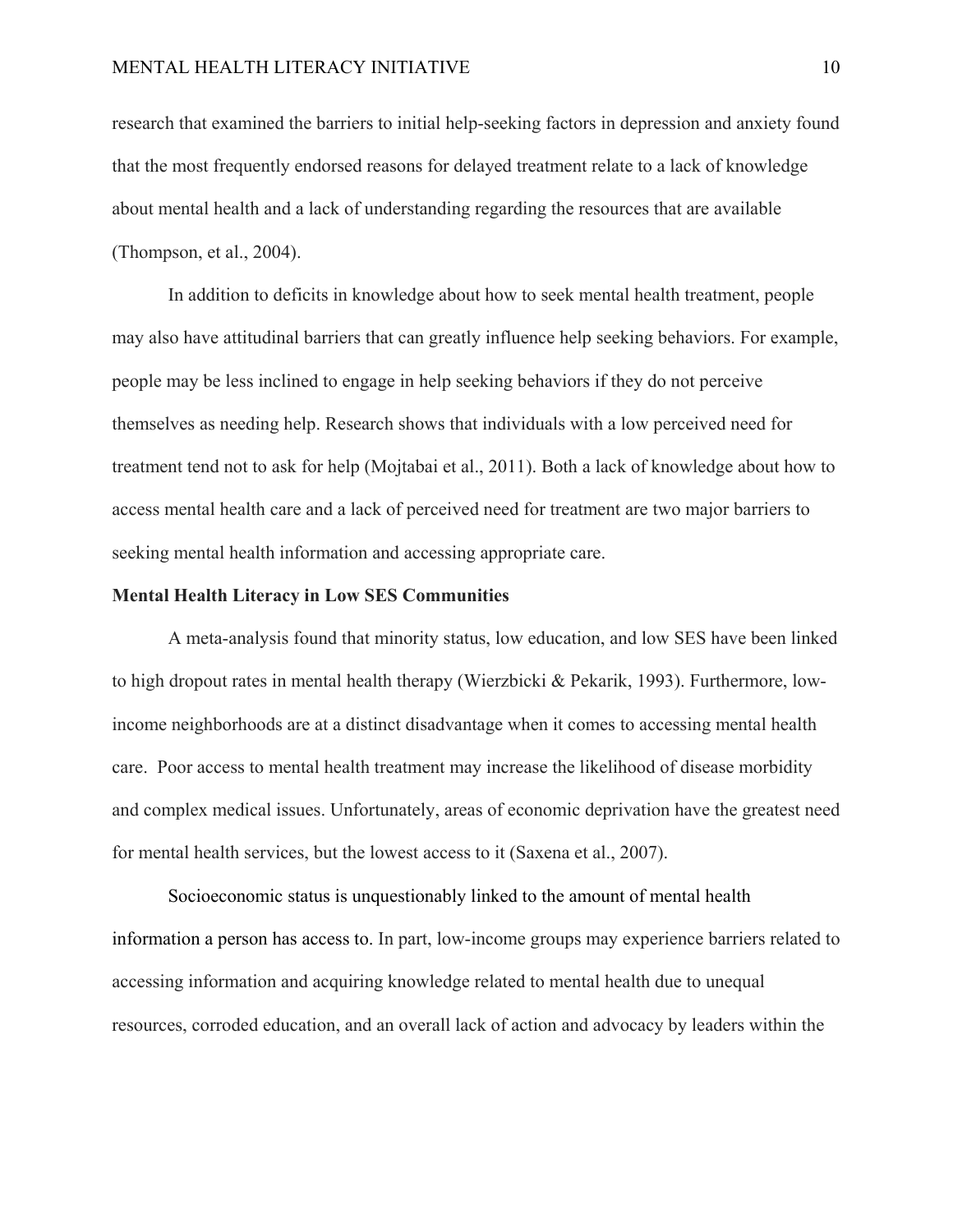research that examined the barriers to initial help-seeking factors in depression and anxiety found that the most frequently endorsed reasons for delayed treatment relate to a lack of knowledge about mental health and a lack of understanding regarding the resources that are available (Thompson, et al., 2004).

In addition to deficits in knowledge about how to seek mental health treatment, people may also have attitudinal barriers that can greatly influence help seeking behaviors. For example, people may be less inclined to engage in help seeking behaviors if they do not perceive themselves as needing help. Research shows that individuals with a low perceived need for treatment tend not to ask for help (Mojtabai et al., 2011). Both a lack of knowledge about how to access mental health care and a lack of perceived need for treatment are two major barriers to seeking mental health information and accessing appropriate care.

**Mental Health Literacy in Low SES Communities**

A meta-analysis found that minority status, low education, and low SES have been linked to high dropout rates in mental health therapy (Wierzbicki & Pekarik, 1993). Furthermore, low-income neighborhoods are at a distinct disadvantage when it comes to accessing mental health care. Poor access to mental health treatment may increase the likelihood of disease morbidity and complex medical issues. Unfortunately, areas of economic deprivation have the greatest need for mental health services, but the lowest access to it (Saxena et al., 2007).

Socioeconomic status is unquestionably linked to the amount of mental health information a person has access to. In part, low-income groups may experience barriers related to accessing information and acquiring knowledge related to mental health due to unequal resources, corroded education, and an overall lack of action and advocacy by leaders within the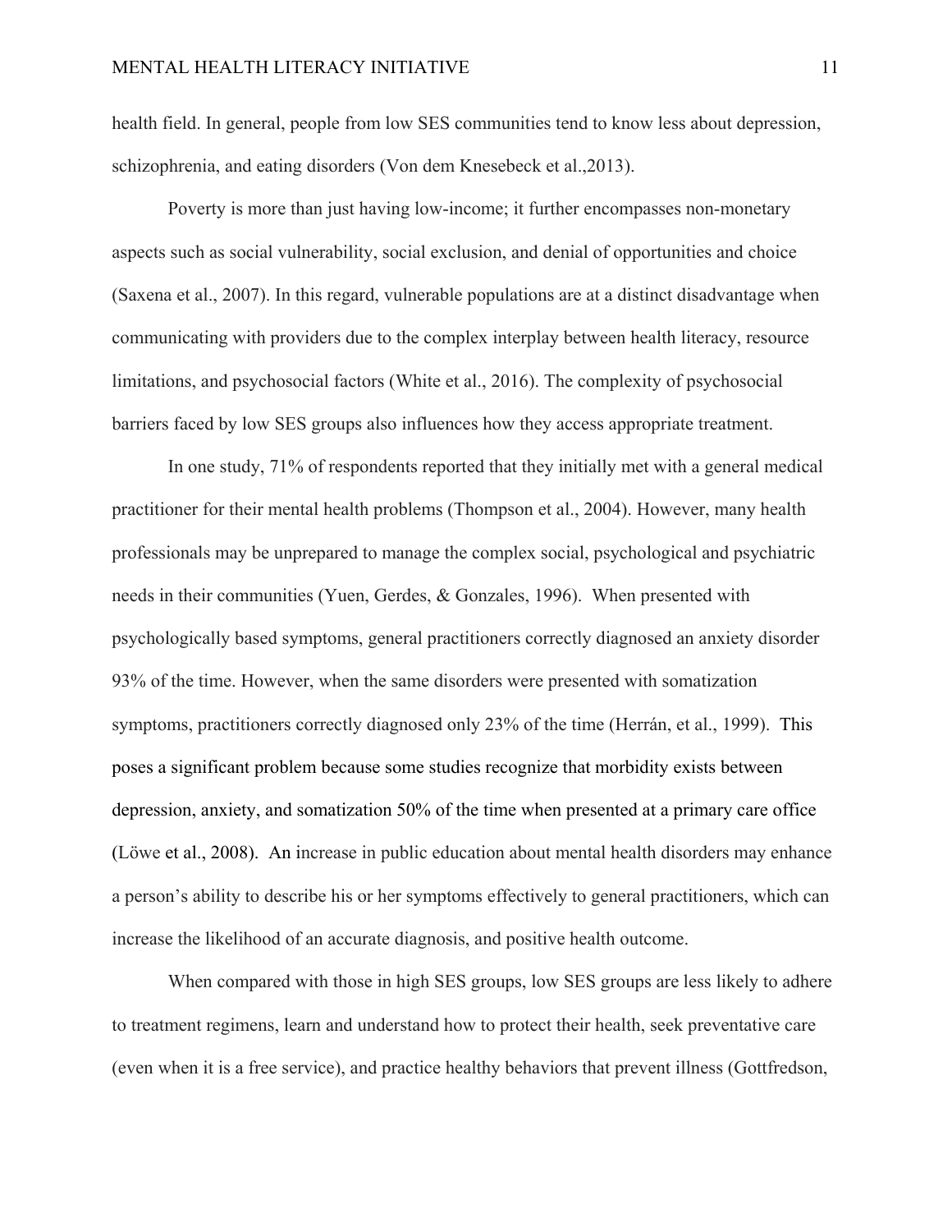health field. In general, people from low SES communities tend to know less about depression, schizophrenia, and eating disorders (Von dem Knesebeck et al.,2013).

Poverty is more than just having low-income; it further encompasses non-monetary aspects such as social vulnerability, social exclusion, and denial of opportunities and choice (Saxena et al., 2007). In this regard, vulnerable populations are at a distinct disadvantage when communicating with providers due to the complex interplay between health literacy, resource limitations, and psychosocial factors (White et al., 2016). The complexity of psychosocial barriers faced by low SES groups also influences how they access appropriate treatment.

In one study, 71% of respondents reported that they initially met with a general medical practitioner for their mental health problems (Thompson et al., 2004). However, many health professionals may be unprepared to manage the complex social, psychological and psychiatric needs in their communities (Yuen, Gerdes, & Gonzales, 1996). When presented with psychologically based symptoms, general practitioners correctly diagnosed an anxiety disorder 93% of the time. However, when the same disorders were presented with somatization symptoms, practitioners correctly diagnosed only 23% of the time (Herrán, et al., 1999). This poses a significant problem because some studies recognize that morbidity exists between depression, anxiety, and somatization 50% of the time when presented at a primary care office (Löwe et al., 2008). An increase in public education about mental health disorders may enhance a person's ability to describe his or her symptoms effectively to general practitioners, which can increase the likelihood of an accurate diagnosis, and positive health outcome.

When compared with those in high SES groups, low SES groups are less likely to adhere to treatment regimens, learn and understand how to protect their health, seek preventative care (even when it is a free service), and practice healthy behaviors that prevent illness (Gottfredson,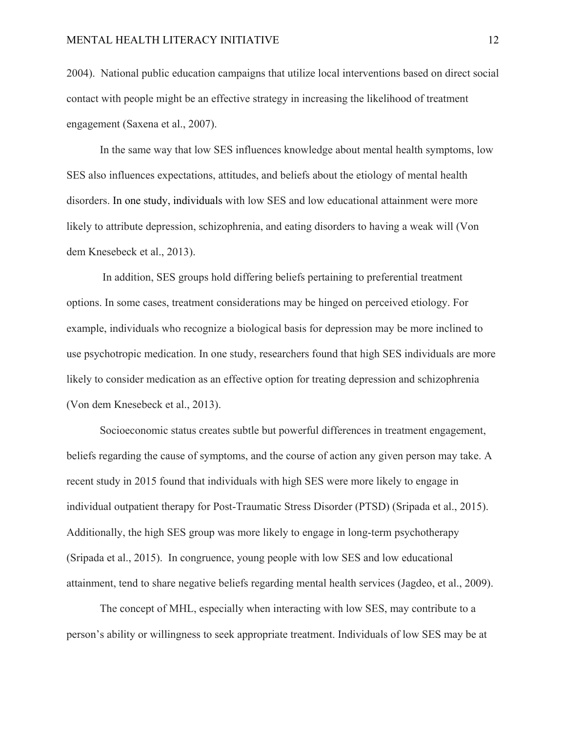2004). National public education campaigns that utilize local interventions based on direct social contact with people might be an effective strategy in increasing the likelihood of treatment engagement (Saxena et al., 2007).

In the same way that low SES influences knowledge about mental health symptoms, low SES also influences expectations, attitudes, and beliefs about the etiology of mental health disorders. In one study, individuals with low SES and low educational attainment were more likely to attribute depression, schizophrenia, and eating disorders to having a weak will (Von dem Knesebeck et al., 2013).

In addition, SES groups hold differing beliefs pertaining to preferential treatment options. In some cases, treatment considerations may be hinged on perceived etiology. For example, individuals who recognize a biological basis for depression may be more inclined to use psychotropic medication. In one study, researchers found that high SES individuals are more likely to consider medication as an effective option for treating depression and schizophrenia (Von dem Knesebeck et al., 2013).

Socioeconomic status creates subtle but powerful differences in treatment engagement, beliefs regarding the cause of symptoms, and the course of action any given person may take. A recent study in 2015 found that individuals with high SES were more likely to engage in individual outpatient therapy for Post-Traumatic Stress Disorder (PTSD) (Sripada et al., 2015). Additionally, the high SES group was more likely to engage in long-term psychotherapy (Sripada et al., 2015). In congruence, young people with low SES and low educational attainment, tend to share negative beliefs regarding mental health services (Jagdeo, et al., 2009).

The concept of MHL, especially when interacting with low SES, may contribute to a person's ability or willingness to seek appropriate treatment. Individuals of low SES may be at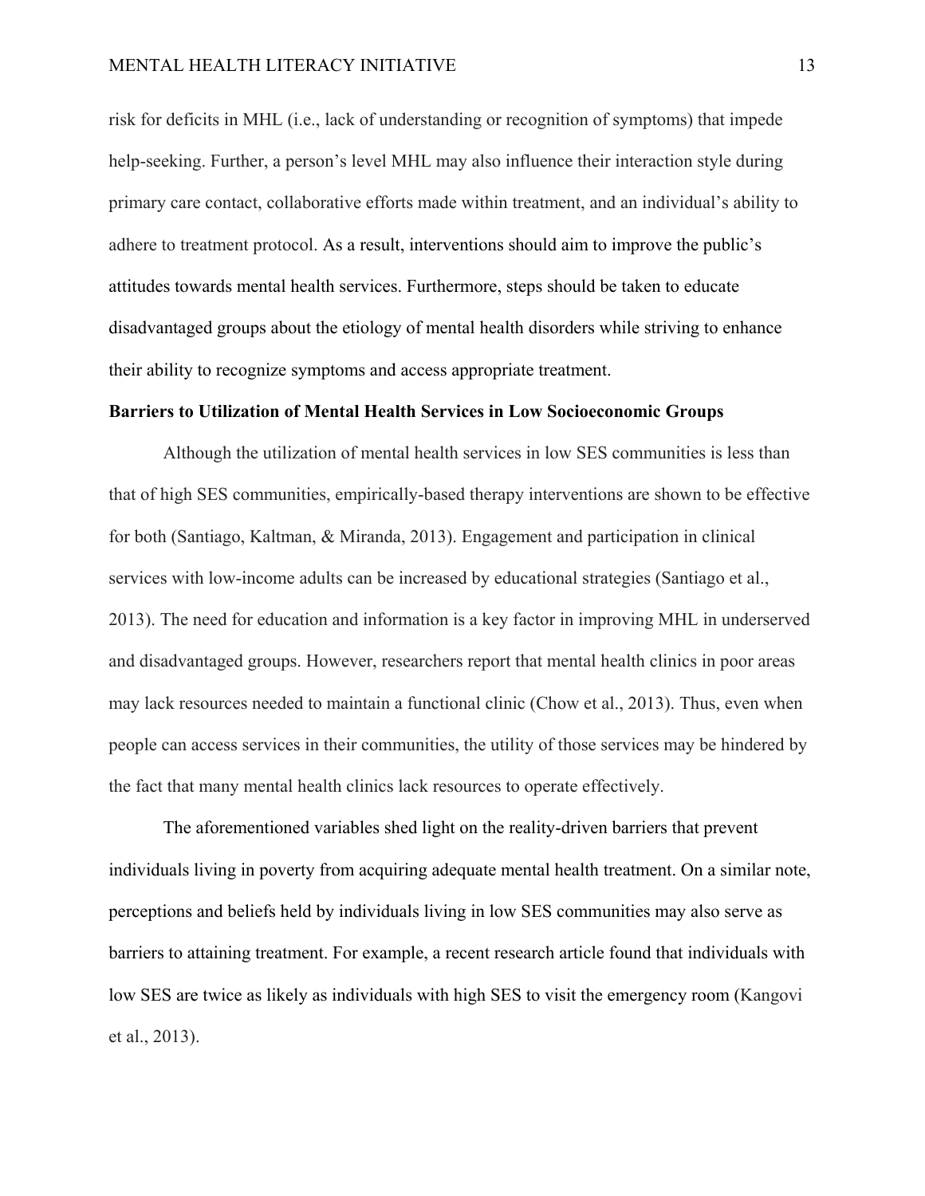risk for deficits in MHL (i.e., lack of understanding or recognition of symptoms) that impede help-seeking. Further, a person's level MHL may also influence their interaction style during primary care contact, collaborative efforts made within treatment, and an individual's ability to adhere to treatment protocol. As a result, interventions should aim to improve the public's attitudes towards mental health services. Furthermore, steps should be taken to educate disadvantaged groups about the etiology of mental health disorders while striving to enhance their ability to recognize symptoms and access appropriate treatment.

**Barriers to Utilization of Mental Health Services in Low Socioeconomic Groups**

Although the utilization of mental health services in low SES communities is less than that of high SES communities, empirically-based therapy interventions are shown to be effective for both (Santiago, Kaltman, & Miranda, 2013). Engagement and participation in clinical services with low-income adults can be increased by educational strategies (Santiago et al., 2013). The need for education and information is a key factor in improving MHL in underserved and disadvantaged groups. However, researchers report that mental health clinics in poor areas may lack resources needed to maintain a functional clinic (Chow et al., 2013). Thus, even when people can access services in their communities, the utility of those services may be hindered by the fact that many mental health clinics lack resources to operate effectively.

The aforementioned variables shed light on the reality-driven barriers that prevent individuals living in poverty from acquiring adequate mental health treatment. On a similar note, perceptions and beliefs held by individuals living in low SES communities may also serve as barriers to attaining treatment. For example, a recent research article found that individuals with low SES are twice as likely as individuals with high SES to visit the emergency room (Kangovi et al., 2013).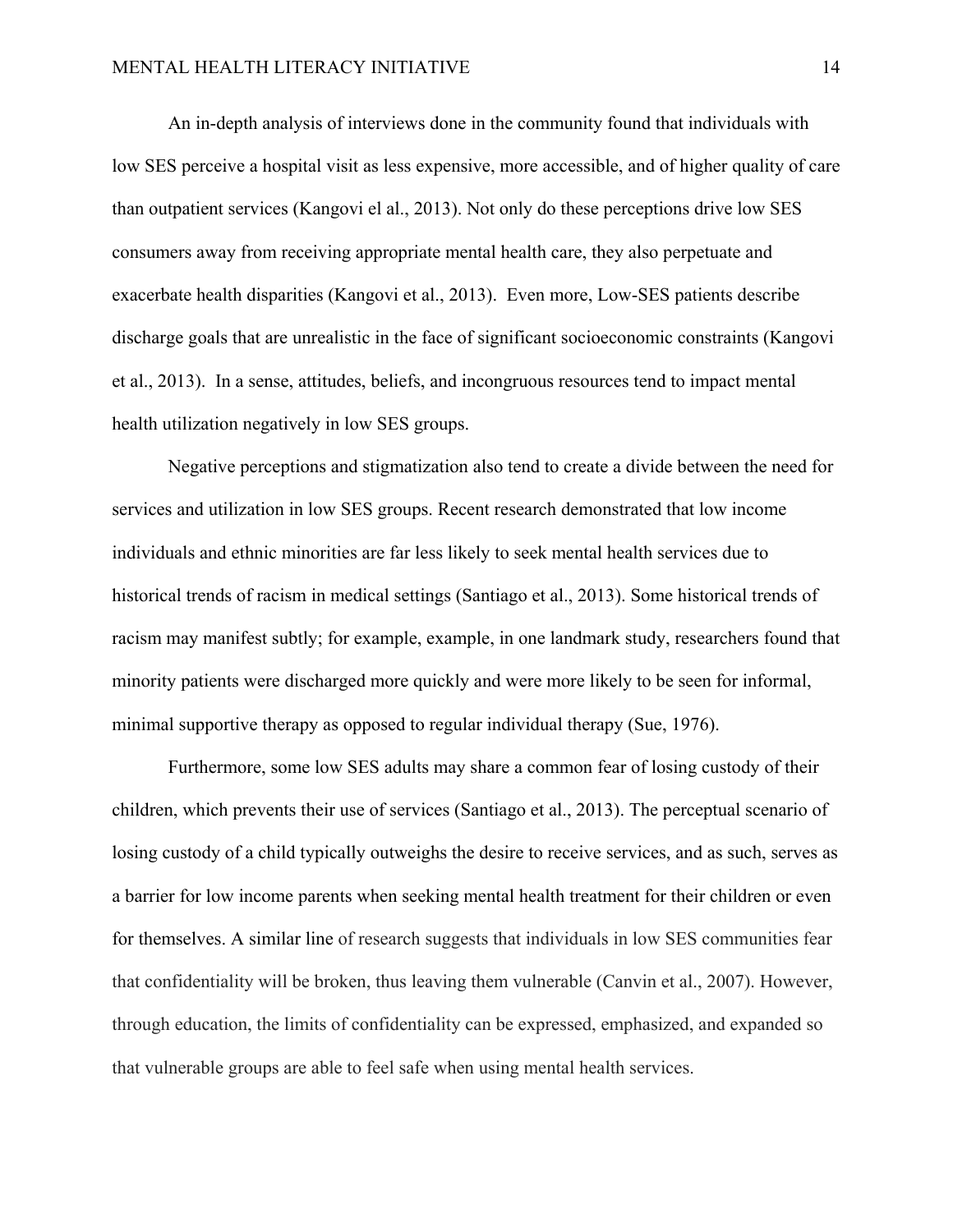An in-depth analysis of interviews done in the community found that individuals with low SES perceive a hospital visit as less expensive, more accessible, and of higher quality of care than outpatient services (Kangovi el al., 2013). Not only do these perceptions drive low SES consumers away from receiving appropriate mental health care, they also perpetuate and exacerbate health disparities (Kangovi et al., 2013). Even more, Low-SES patients describe discharge goals that are unrealistic in the face of significant socioeconomic constraints (Kangovi et al., 2013). In a sense, attitudes, beliefs, and incongruous resources tend to impact mental health utilization negatively in low SES groups.

Negative perceptions and stigmatization also tend to create a divide between the need for services and utilization in low SES groups. Recent research demonstrated that low income individuals and ethnic minorities are far less likely to seek mental health services due to historical trends of racism in medical settings (Santiago et al., 2013). Some historical trends of racism may manifest subtly; for example, example, in one landmark study, researchers found that minority patients were discharged more quickly and were more likely to be seen for informal, minimal supportive therapy as opposed to regular individual therapy (Sue, 1976).

Furthermore, some low SES adults may share a common fear of losing custody of their children, which prevents their use of services (Santiago et al., 2013). The perceptual scenario of losing custody of a child typically outweighs the desire to receive services, and as such, serves as a barrier for low income parents when seeking mental health treatment for their children or even for themselves. A similar line of research suggests that individuals in low SES communities fear that confidentiality will be broken, thus leaving them vulnerable (Canvin et al., 2007). However, through education, the limits of confidentiality can be expressed, emphasized, and expanded so that vulnerable groups are able to feel safe when using mental health services.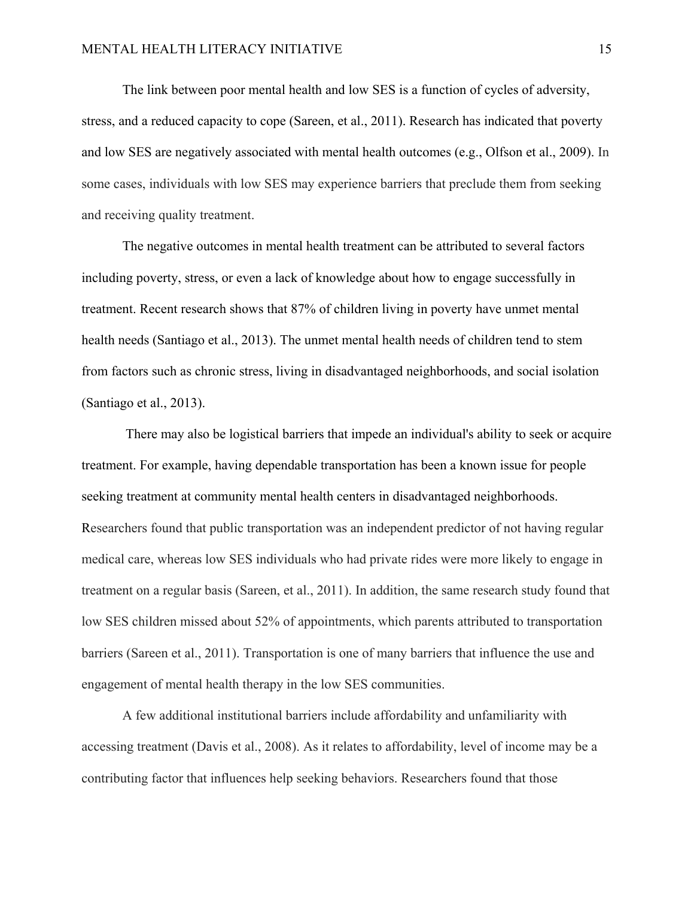The link between poor mental health and low SES is a function of cycles of adversity, stress, and a reduced capacity to cope (Sareen, et al., 2011). Research has indicated that poverty and low SES are negatively associated with mental health outcomes (e.g., Olfson et al., 2009). In some cases, individuals with low SES may experience barriers that preclude them from seeking and receiving quality treatment.

The negative outcomes in mental health treatment can be attributed to several factors including poverty, stress, or even a lack of knowledge about how to engage successfully in treatment. Recent research shows that 87% of children living in poverty have unmet mental health needs (Santiago et al., 2013). The unmet mental health needs of children tend to stem from factors such as chronic stress, living in disadvantaged neighborhoods, and social isolation (Santiago et al., 2013).

There may also be logistical barriers that impede an individual's ability to seek or acquire treatment. For example, having dependable transportation has been a known issue for people seeking treatment at community mental health centers in disadvantaged neighborhoods. Researchers found that public transportation was an independent predictor of not having regular medical care, whereas low SES individuals who had private rides were more likely to engage in treatment on a regular basis (Sareen, et al., 2011). In addition, the same research study found that low SES children missed about 52% of appointments, which parents attributed to transportation barriers (Sareen et al., 2011). Transportation is one of many barriers that influence the use and engagement of mental health therapy in the low SES communities.

A few additional institutional barriers include affordability and unfamiliarity with accessing treatment (Davis et al., 2008). As it relates to affordability, level of income may be a contributing factor that influences help seeking behaviors. Researchers found that those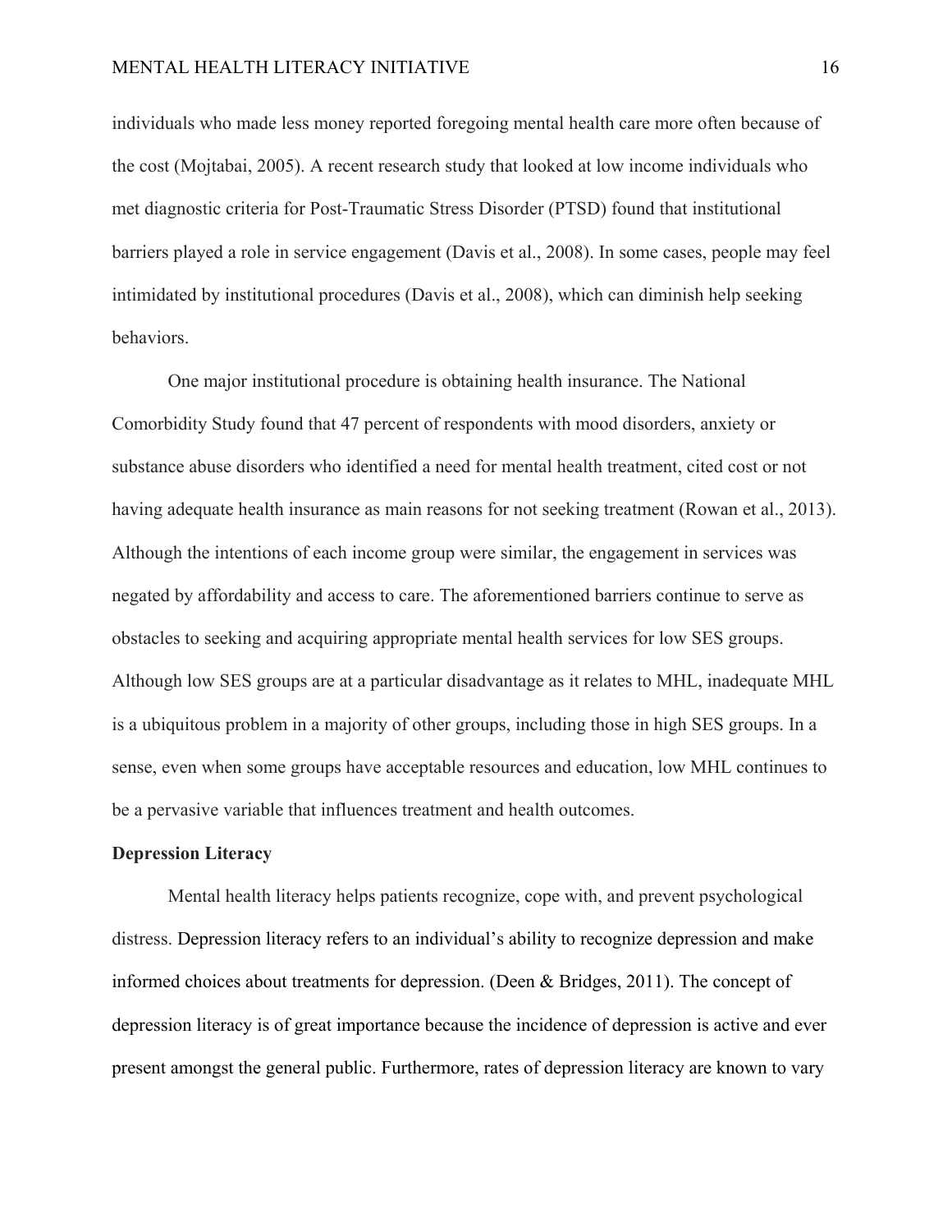individuals who made less money reported foregoing mental health care more often because of the cost (Mojtabai, 2005). A recent research study that looked at low income individuals who met diagnostic criteria for Post-Traumatic Stress Disorder (PTSD) found that institutional barriers played a role in service engagement (Davis et al., 2008). In some cases, people may feel intimidated by institutional procedures (Davis et al., 2008), which can diminish help seeking behaviors.

One major institutional procedure is obtaining health insurance. The National Comorbidity Study found that 47 percent of respondents with mood disorders, anxiety or substance abuse disorders who identified a need for mental health treatment, cited cost or not having adequate health insurance as main reasons for not seeking treatment (Rowan et al., 2013). Although the intentions of each income group were similar, the engagement in services was negated by affordability and access to care. The aforementioned barriers continue to serve as obstacles to seeking and acquiring appropriate mental health services for low SES groups. Although low SES groups are at a particular disadvantage as it relates to MHL, inadequate MHL is a ubiquitous problem in a majority of other groups, including those in high SES groups. In a sense, even when some groups have acceptable resources and education, low MHL continues to be a pervasive variable that influences treatment and health outcomes.

**Depression Literacy**

Mental health literacy helps patients recognize, cope with, and prevent psychological distress. Depression literacy refers to an individual's ability to recognize depression and make informed choices about treatments for depression. (Deen & Bridges, 2011). The concept of depression literacy is of great importance because the incidence of depression is active and ever present amongst the general public. Furthermore, rates of depression literacy are known to vary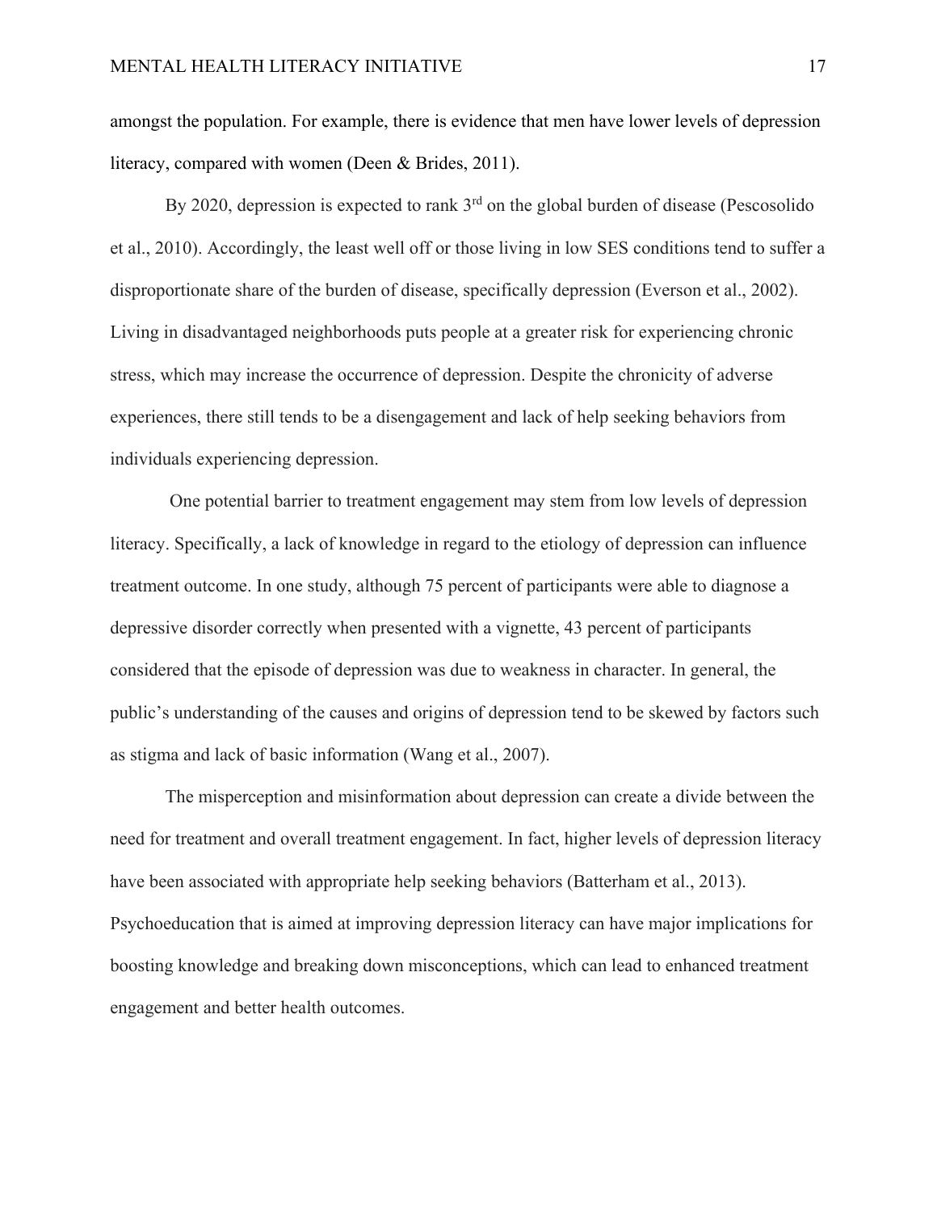amongst the population. For example, there is evidence that men have lower levels of depression literacy, compared with women (Deen & Brides, 2011).

By 2020, depression is expected to rank 3rd on the global burden of disease (Pescosolido et al., 2010). Accordingly, the least well off or those living in low SES conditions tend to suffer a disproportionate share of the burden of disease, specifically depression (Everson et al., 2002). Living in disadvantaged neighborhoods puts people at a greater risk for experiencing chronic stress, which may increase the occurrence of depression. Despite the chronicity of adverse experiences, there still tends to be a disengagement and lack of help seeking behaviors from individuals experiencing depression.

One potential barrier to treatment engagement may stem from low levels of depression literacy. Specifically, a lack of knowledge in regard to the etiology of depression can influence treatment outcome. In one study, although 75 percent of participants were able to diagnose a depressive disorder correctly when presented with a vignette, 43 percent of participants considered that the episode of depression was due to weakness in character. In general, the public's understanding of the causes and origins of depression tend to be skewed by factors such as stigma and lack of basic information (Wang et al., 2007).

The misperception and misinformation about depression can create a divide between the need for treatment and overall treatment engagement. In fact, higher levels of depression literacy have been associated with appropriate help seeking behaviors (Batterham et al., 2013). Psychoeducation that is aimed at improving depression literacy can have major implications for boosting knowledge and breaking down misconceptions, which can lead to enhanced treatment engagement and better health outcomes.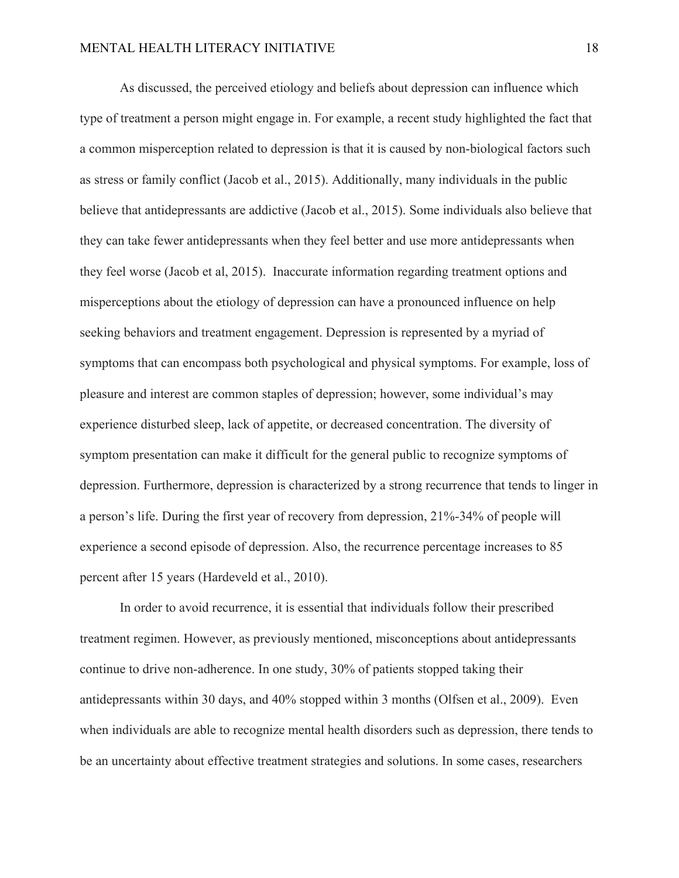As discussed, the perceived etiology and beliefs about depression can influence which type of treatment a person might engage in. For example, a recent study highlighted the fact that a common misperception related to depression is that it is caused by non-biological factors such as stress or family conflict (Jacob et al., 2015). Additionally, many individuals in the public believe that antidepressants are addictive (Jacob et al., 2015). Some individuals also believe that they can take fewer antidepressants when they feel better and use more antidepressants when they feel worse (Jacob et al, 2015). Inaccurate information regarding treatment options and misperceptions about the etiology of depression can have a pronounced influence on help seeking behaviors and treatment engagement. Depression is represented by a myriad of symptoms that can encompass both psychological and physical symptoms. For example, loss of pleasure and interest are common staples of depression; however, some individual's may experience disturbed sleep, lack of appetite, or decreased concentration. The diversity of symptom presentation can make it difficult for the general public to recognize symptoms of depression. Furthermore, depression is characterized by a strong recurrence that tends to linger in a person's life. During the first year of recovery from depression, 21%-34% of people will experience a second episode of depression. Also, the recurrence percentage increases to 85 percent after 15 years (Hardeveld et al., 2010).

In order to avoid recurrence, it is essential that individuals follow their prescribed treatment regimen. However, as previously mentioned, misconceptions about antidepressants continue to drive non-adherence. In one study, 30% of patients stopped taking their antidepressants within 30 days, and 40% stopped within 3 months (Olfsen et al., 2009). Even when individuals are able to recognize mental health disorders such as depression, there tends to be an uncertainty about effective treatment strategies and solutions. In some cases, researchers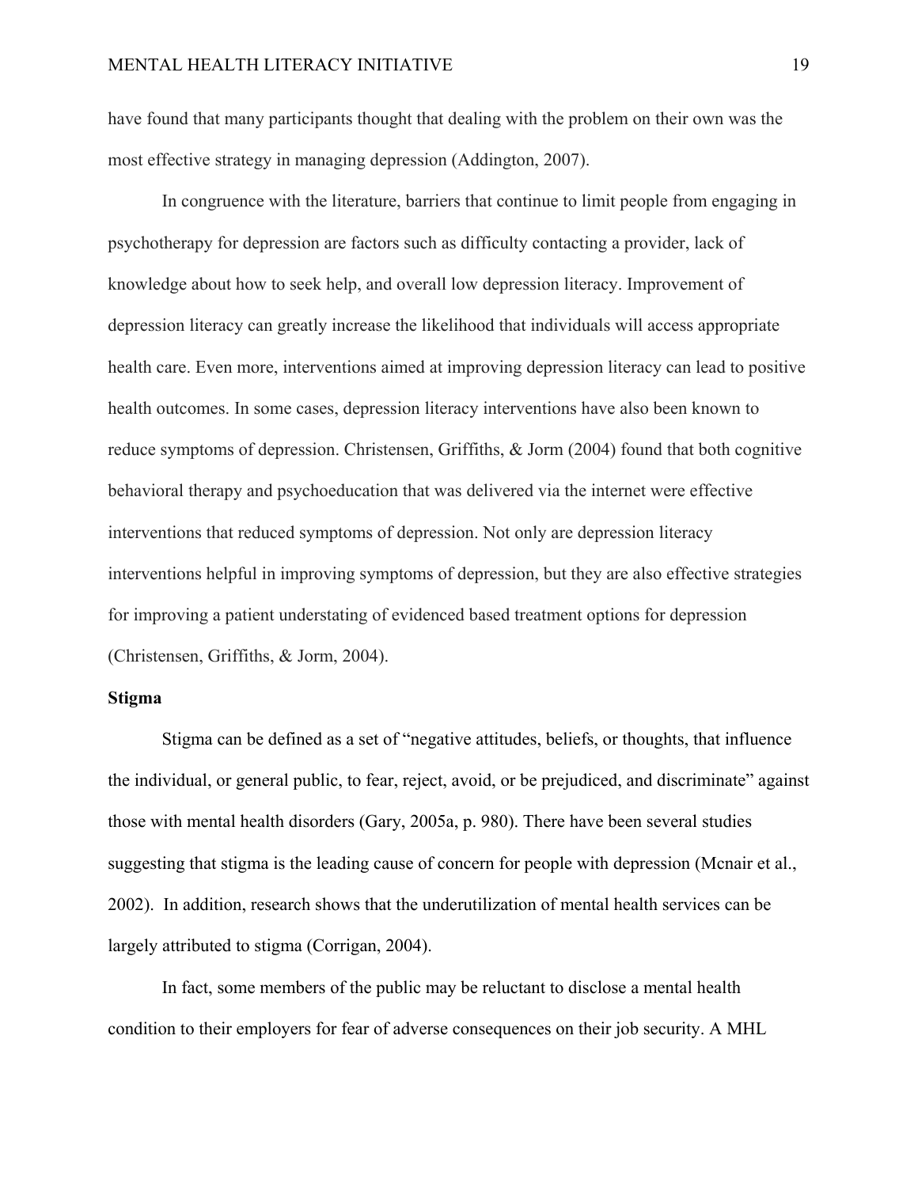have found that many participants thought that dealing with the problem on their own was the most effective strategy in managing depression (Addington, 2007).

In congruence with the literature, barriers that continue to limit people from engaging in psychotherapy for depression are factors such as difficulty contacting a provider, lack of knowledge about how to seek help, and overall low depression literacy. Improvement of depression literacy can greatly increase the likelihood that individuals will access appropriate health care. Even more, interventions aimed at improving depression literacy can lead to positive health outcomes. In some cases, depression literacy interventions have also been known to reduce symptoms of depression. Christensen, Griffiths, & Jorm (2004) found that both cognitive behavioral therapy and psychoeducation that was delivered via the internet were effective interventions that reduced symptoms of depression. Not only are depression literacy interventions helpful in improving symptoms of depression, but they are also effective strategies for improving a patient understating of evidenced based treatment options for depression (Christensen, Griffiths, & Jorm, 2004).

**Stigma**

Stigma can be defined as a set of "negative attitudes, beliefs, or thoughts, that influence the individual, or general public, to fear, reject, avoid, or be prejudiced, and discriminate" against those with mental health disorders (Gary, 2005a, p. 980). There have been several studies suggesting that stigma is the leading cause of concern for people with depression (Mcnair et al., 2002). In addition, research shows that the underutilization of mental health services can be largely attributed to stigma (Corrigan, 2004).

In fact, some members of the public may be reluctant to disclose a mental health condition to their employers for fear of adverse consequences on their job security. A MHL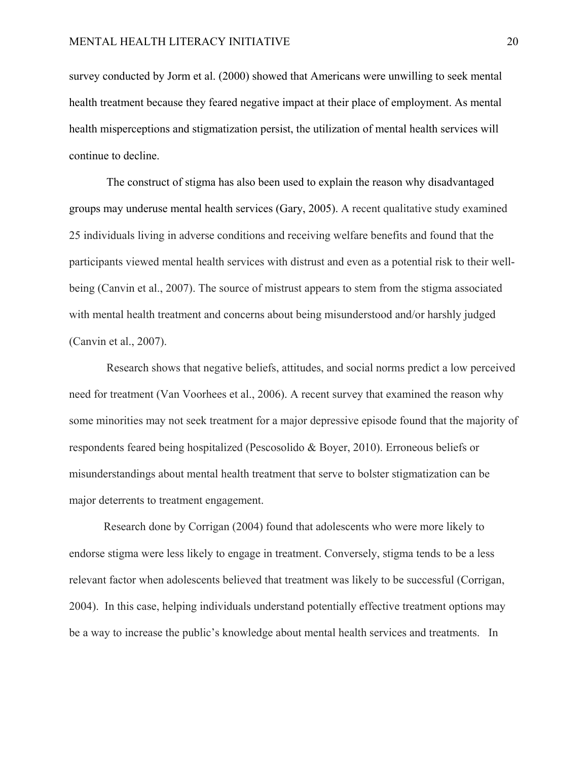survey conducted by Jorm et al. (2000) showed that Americans were unwilling to seek mental health treatment because they feared negative impact at their place of employment. As mental health misperceptions and stigmatization persist, the utilization of mental health services will continue to decline.

The construct of stigma has also been used to explain the reason why disadvantaged groups may underuse mental health services (Gary, 2005). A recent qualitative study examined 25 individuals living in adverse conditions and receiving welfare benefits and found that the participants viewed mental health services with distrust and even as a potential risk to their well-being (Canvin et al., 2007). The source of mistrust appears to stem from the stigma associated with mental health treatment and concerns about being misunderstood and/or harshly judged (Canvin et al., 2007).

Research shows that negative beliefs, attitudes, and social norms predict a low perceived need for treatment (Van Voorhees et al., 2006). A recent survey that examined the reason why some minorities may not seek treatment for a major depressive episode found that the majority of respondents feared being hospitalized (Pescosolido & Boyer, 2010). Erroneous beliefs or misunderstandings about mental health treatment that serve to bolster stigmatization can be major deterrents to treatment engagement.

Research done by Corrigan (2004) found that adolescents who were more likely to endorse stigma were less likely to engage in treatment. Conversely, stigma tends to be a less relevant factor when adolescents believed that treatment was likely to be successful (Corrigan, 2004). In this case, helping individuals understand potentially effective treatment options may be a way to increase the public's knowledge about mental health services and treatments. In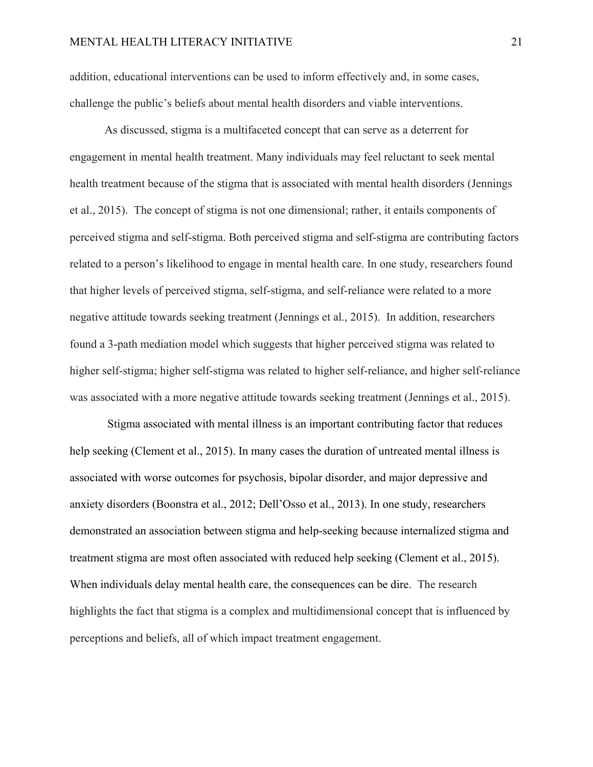addition, educational interventions can be used to inform effectively and, in some cases, challenge the public's beliefs about mental health disorders and viable interventions.

As discussed, stigma is a multifaceted concept that can serve as a deterrent for engagement in mental health treatment. Many individuals may feel reluctant to seek mental health treatment because of the stigma that is associated with mental health disorders (Jennings et al., 2015). The concept of stigma is not one dimensional; rather, it entails components of perceived stigma and self-stigma. Both perceived stigma and self-stigma are contributing factors related to a person's likelihood to engage in mental health care. In one study, researchers found that higher levels of perceived stigma, self-stigma, and self-reliance were related to a more negative attitude towards seeking treatment (Jennings et al., 2015). In addition, researchers found a 3-path mediation model which suggests that higher perceived stigma was related to higher self-stigma; higher self-stigma was related to higher self-reliance, and higher self-reliance was associated with a more negative attitude towards seeking treatment (Jennings et al., 2015).

Stigma associated with mental illness is an important contributing factor that reduces help seeking (Clement et al., 2015). In many cases the duration of untreated mental illness is associated with worse outcomes for psychosis, bipolar disorder, and major depressive and anxiety disorders (Boonstra et al., 2012; Dell'Osso et al., 2013). In one study, researchers demonstrated an association between stigma and help-seeking because internalized stigma and treatment stigma are most often associated with reduced help seeking (Clement et al., 2015). When individuals delay mental health care, the consequences can be dire. The research highlights the fact that stigma is a complex and multidimensional concept that is influenced by perceptions and beliefs, all of which impact treatment engagement.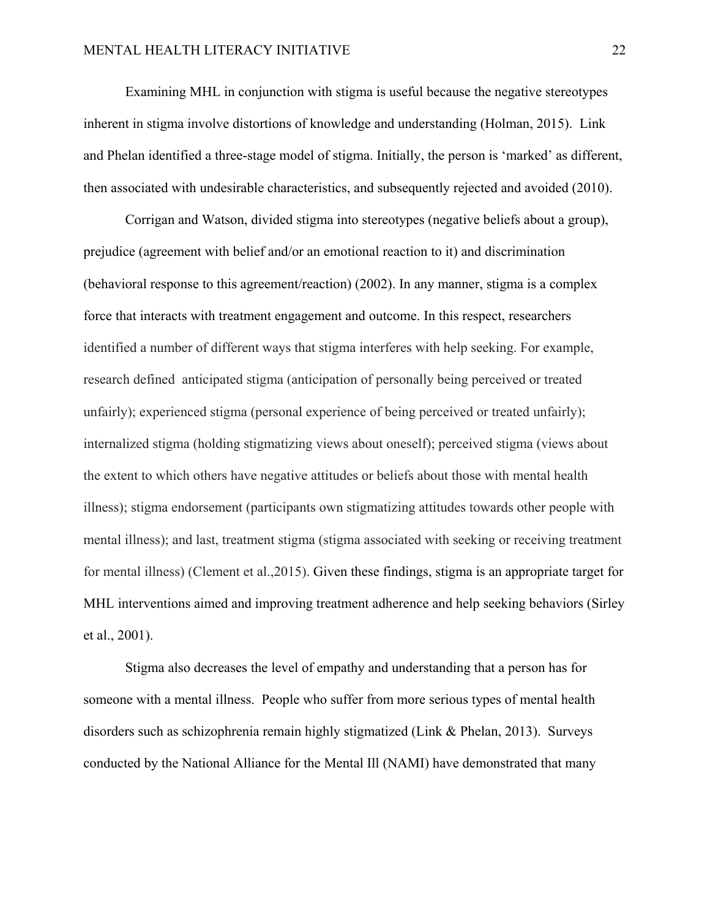Examining MHL in conjunction with stigma is useful because the negative stereotypes inherent in stigma involve distortions of knowledge and understanding (Holman, 2015). Link and Phelan identified a three-stage model of stigma. Initially, the person is 'marked' as different, then associated with undesirable characteristics, and subsequently rejected and avoided (2010).

Corrigan and Watson, divided stigma into stereotypes (negative beliefs about a group), prejudice (agreement with belief and/or an emotional reaction to it) and discrimination (behavioral response to this agreement/reaction) (2002). In any manner, stigma is a complex force that interacts with treatment engagement and outcome. In this respect, researchers identified a number of different ways that stigma interferes with help seeking. For example, research defined anticipated stigma (anticipation of personally being perceived or treated unfairly); experienced stigma (personal experience of being perceived or treated unfairly); internalized stigma (holding stigmatizing views about oneself); perceived stigma (views about the extent to which others have negative attitudes or beliefs about those with mental health illness); stigma endorsement (participants own stigmatizing attitudes towards other people with mental illness); and last, treatment stigma (stigma associated with seeking or receiving treatment for mental illness) (Clement et al.,2015). Given these findings, stigma is an appropriate target for MHL interventions aimed and improving treatment adherence and help seeking behaviors (Sirley et al., 2001).

Stigma also decreases the level of empathy and understanding that a person has for someone with a mental illness. People who suffer from more serious types of mental health disorders such as schizophrenia remain highly stigmatized (Link & Phelan, 2013). Surveys conducted by the National Alliance for the Mental Ill (NAMI) have demonstrated that many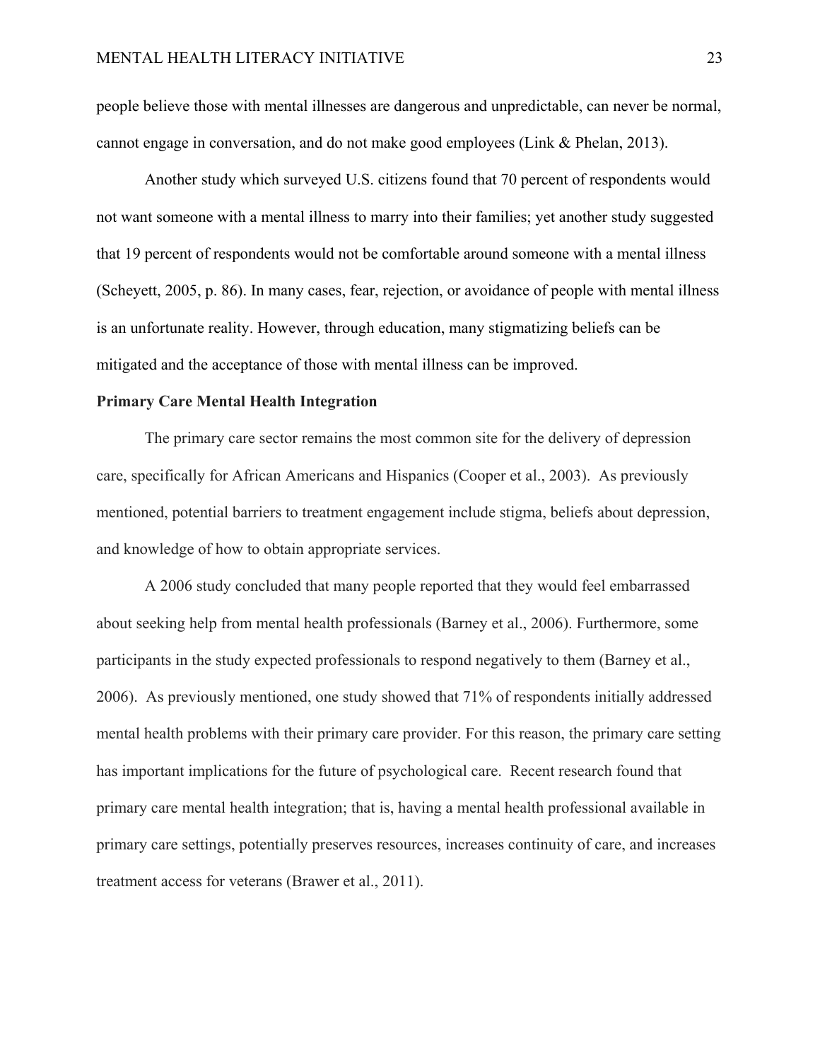people believe those with mental illnesses are dangerous and unpredictable, can never be normal, cannot engage in conversation, and do not make good employees (Link & Phelan, 2013).

Another study which surveyed U.S. citizens found that 70 percent of respondents would not want someone with a mental illness to marry into their families; yet another study suggested that 19 percent of respondents would not be comfortable around someone with a mental illness (Scheyett, 2005, p. 86). In many cases, fear, rejection, or avoidance of people with mental illness is an unfortunate reality. However, through education, many stigmatizing beliefs can be mitigated and the acceptance of those with mental illness can be improved.

**Primary Care Mental Health Integration**

The primary care sector remains the most common site for the delivery of depression care, specifically for African Americans and Hispanics (Cooper et al., 2003). As previously mentioned, potential barriers to treatment engagement include stigma, beliefs about depression, and knowledge of how to obtain appropriate services.

A 2006 study concluded that many people reported that they would feel embarrassed about seeking help from mental health professionals (Barney et al., 2006). Furthermore, some participants in the study expected professionals to respond negatively to them (Barney et al., 2006). As previously mentioned, one study showed that 71% of respondents initially addressed mental health problems with their primary care provider. For this reason, the primary care setting has important implications for the future of psychological care. Recent research found that primary care mental health integration; that is, having a mental health professional available in primary care settings, potentially preserves resources, increases continuity of care, and increases treatment access for veterans (Brawer et al., 2011).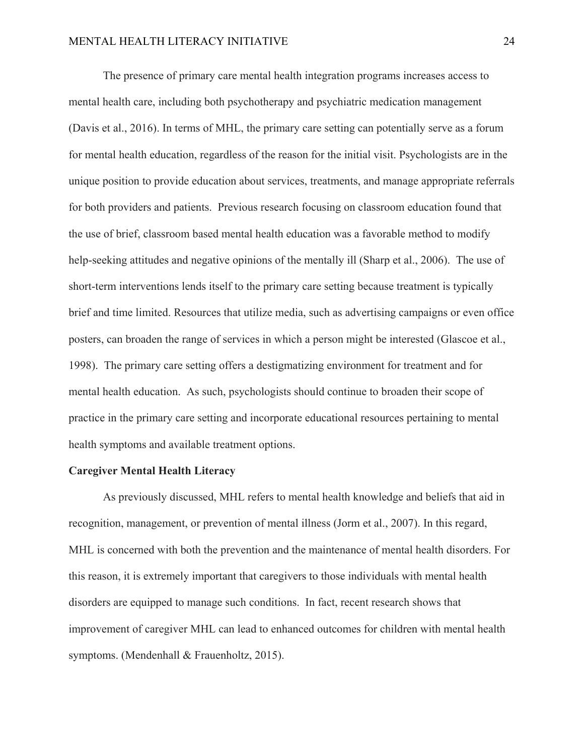The presence of primary care mental health integration programs increases access to mental health care, including both psychotherapy and psychiatric medication management (Davis et al., 2016). In terms of MHL, the primary care setting can potentially serve as a forum for mental health education, regardless of the reason for the initial visit. Psychologists are in the unique position to provide education about services, treatments, and manage appropriate referrals for both providers and patients. Previous research focusing on classroom education found that the use of brief, classroom based mental health education was a favorable method to modify help-seeking attitudes and negative opinions of the mentally ill (Sharp et al., 2006). The use of short-term interventions lends itself to the primary care setting because treatment is typically brief and time limited. Resources that utilize media, such as advertising campaigns or even office posters, can broaden the range of services in which a person might be interested (Glascoe et al., 1998). The primary care setting offers a destigmatizing environment for treatment and for mental health education. As such, psychologists should continue to broaden their scope of practice in the primary care setting and incorporate educational resources pertaining to mental health symptoms and available treatment options.

**Caregiver Mental Health Literacy**

As previously discussed, MHL refers to mental health knowledge and beliefs that aid in recognition, management, or prevention of mental illness (Jorm et al., 2007). In this regard, MHL is concerned with both the prevention and the maintenance of mental health disorders. For this reason, it is extremely important that caregivers to those individuals with mental health disorders are equipped to manage such conditions. In fact, recent research shows that improvement of caregiver MHL can lead to enhanced outcomes for children with mental health symptoms. (Mendenhall & Frauenholtz, 2015).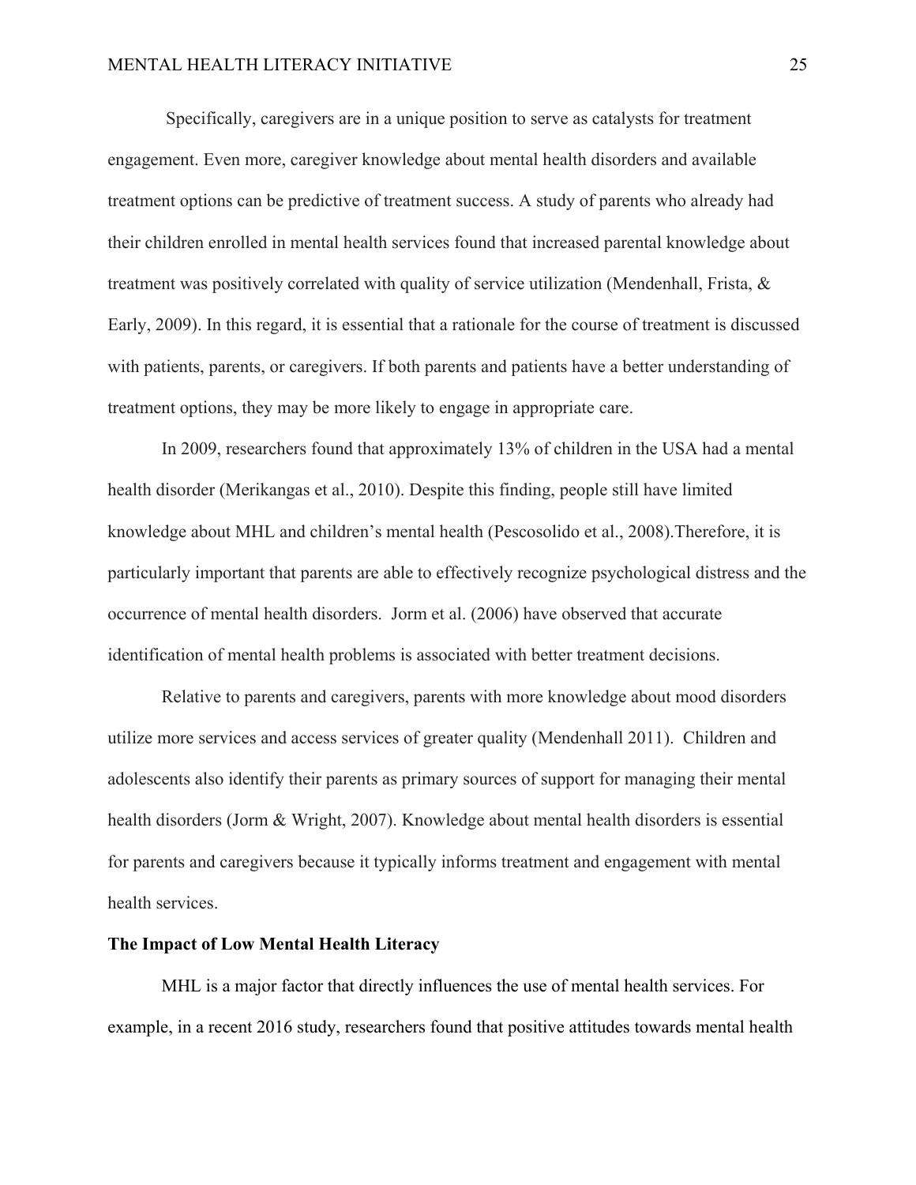Specifically, caregivers are in a unique position to serve as catalysts for treatment engagement. Even more, caregiver knowledge about mental health disorders and available treatment options can be predictive of treatment success. A study of parents who already had their children enrolled in mental health services found that increased parental knowledge about treatment was positively correlated with quality of service utilization (Mendenhall, Frista, & Early, 2009). In this regard, it is essential that a rationale for the course of treatment is discussed with patients, parents, or caregivers. If both parents and patients have a better understanding of treatment options, they may be more likely to engage in appropriate care.

In 2009, researchers found that approximately 13% of children in the USA had a mental health disorder (Merikangas et al., 2010). Despite this finding, people still have limited knowledge about MHL and children's mental health (Pescosolido et al., 2008).Therefore, it is particularly important that parents are able to effectively recognize psychological distress and the occurrence of mental health disorders. Jorm et al. (2006) have observed that accurate identification of mental health problems is associated with better treatment decisions.

Relative to parents and caregivers, parents with more knowledge about mood disorders utilize more services and access services of greater quality (Mendenhall 2011). Children and adolescents also identify their parents as primary sources of support for managing their mental health disorders (Jorm & Wright, 2007). Knowledge about mental health disorders is essential for parents and caregivers because it typically informs treatment and engagement with mental health services.

**The Impact of Low Mental Health Literacy**

MHL is a major factor that directly influences the use of mental health services. For example, in a recent 2016 study, researchers found that positive attitudes towards mental health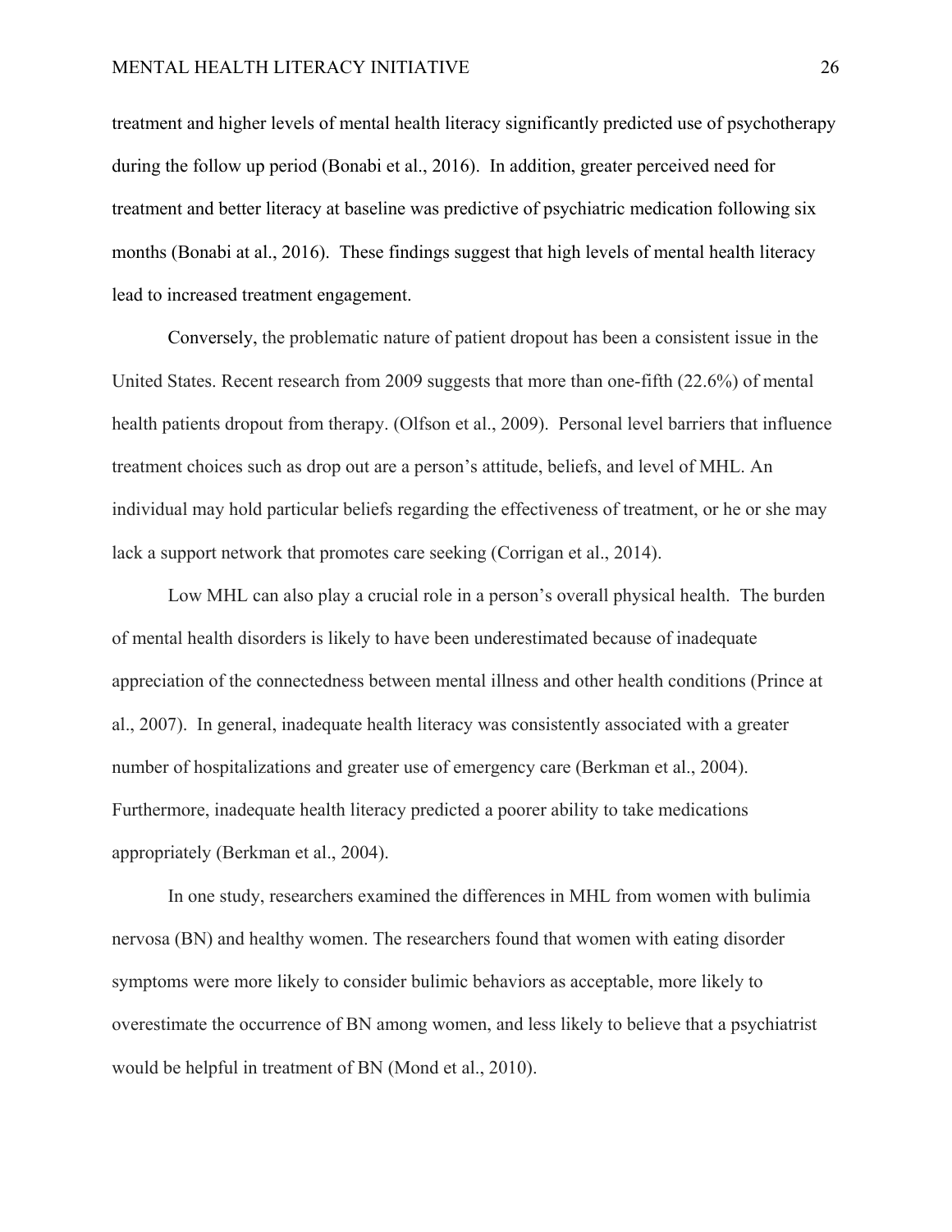treatment and higher levels of mental health literacy significantly predicted use of psychotherapy during the follow up period (Bonabi et al., 2016). In addition, greater perceived need for treatment and better literacy at baseline was predictive of psychiatric medication following six months (Bonabi at al., 2016). These findings suggest that high levels of mental health literacy lead to increased treatment engagement.

Conversely, the problematic nature of patient dropout has been a consistent issue in the United States. Recent research from 2009 suggests that more than one-fifth (22.6%) of mental health patients dropout from therapy. (Olfson et al., 2009). Personal level barriers that influence treatment choices such as drop out are a person's attitude, beliefs, and level of MHL. An individual may hold particular beliefs regarding the effectiveness of treatment, or he or she may lack a support network that promotes care seeking (Corrigan et al., 2014).

Low MHL can also play a crucial role in a person's overall physical health. The burden of mental health disorders is likely to have been underestimated because of inadequate appreciation of the connectedness between mental illness and other health conditions (Prince at al., 2007). In general, inadequate health literacy was consistently associated with a greater number of hospitalizations and greater use of emergency care (Berkman et al., 2004). Furthermore, inadequate health literacy predicted a poorer ability to take medications appropriately (Berkman et al., 2004).

In one study, researchers examined the differences in MHL from women with bulimia nervosa (BN) and healthy women. The researchers found that women with eating disorder symptoms were more likely to consider bulimic behaviors as acceptable, more likely to overestimate the occurrence of BN among women, and less likely to believe that a psychiatrist would be helpful in treatment of BN (Mond et al., 2010).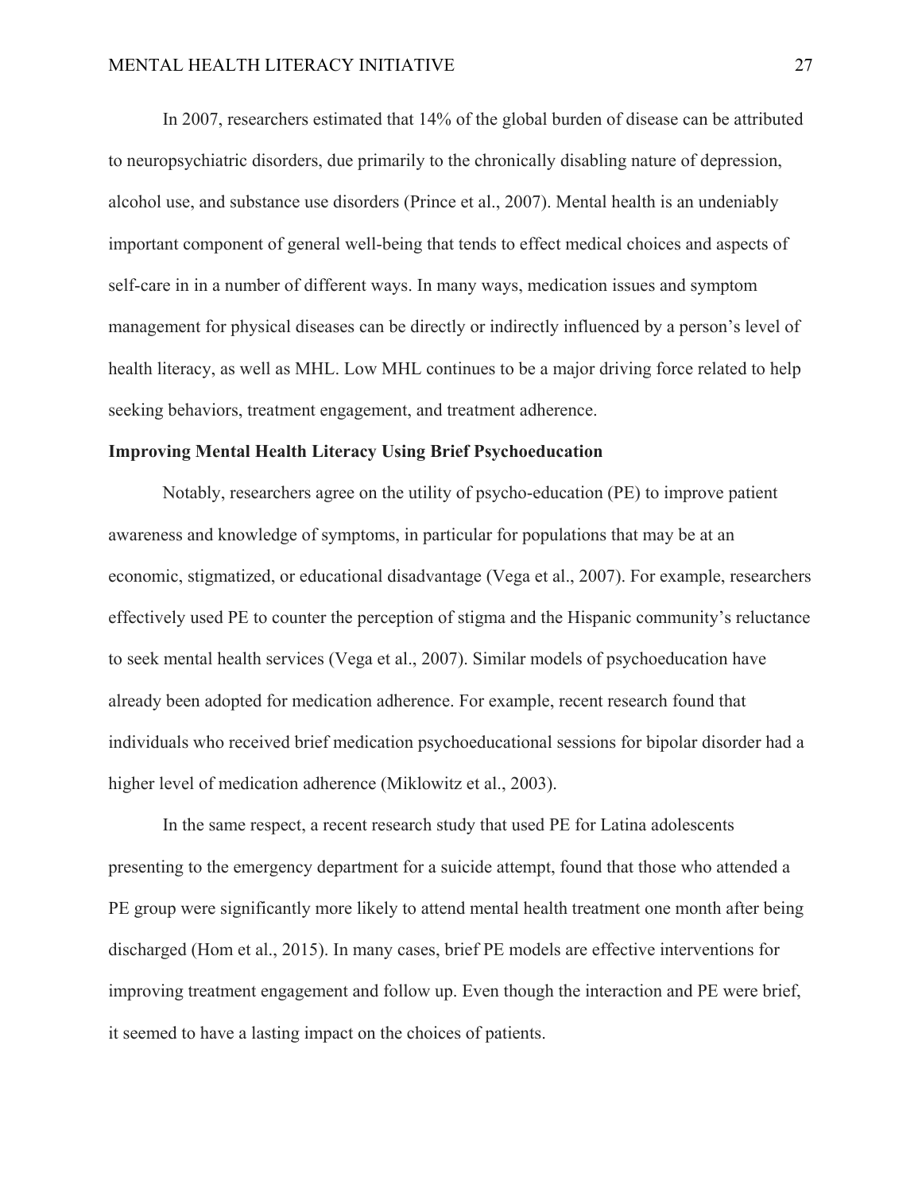In 2007, researchers estimated that 14% of the global burden of disease can be attributed to neuropsychiatric disorders, due primarily to the chronically disabling nature of depression, alcohol use, and substance use disorders (Prince et al., 2007). Mental health is an undeniably important component of general well-being that tends to effect medical choices and aspects of self-care in in a number of different ways. In many ways, medication issues and symptom management for physical diseases can be directly or indirectly influenced by a person's level of health literacy, as well as MHL. Low MHL continues to be a major driving force related to help seeking behaviors, treatment engagement, and treatment adherence.

**Improving Mental Health Literacy Using Brief Psychoeducation**

Notably, researchers agree on the utility of psycho-education (PE) to improve patient awareness and knowledge of symptoms, in particular for populations that may be at an economic, stigmatized, or educational disadvantage (Vega et al., 2007). For example, researchers effectively used PE to counter the perception of stigma and the Hispanic community's reluctance to seek mental health services (Vega et al., 2007). Similar models of psychoeducation have already been adopted for medication adherence. For example, recent research found that individuals who received brief medication psychoeducational sessions for bipolar disorder had a higher level of medication adherence (Miklowitz et al., 2003).

In the same respect, a recent research study that used PE for Latina adolescents presenting to the emergency department for a suicide attempt, found that those who attended a PE group were significantly more likely to attend mental health treatment one month after being discharged (Hom et al., 2015). In many cases, brief PE models are effective interventions for improving treatment engagement and follow up. Even though the interaction and PE were brief, it seemed to have a lasting impact on the choices of patients.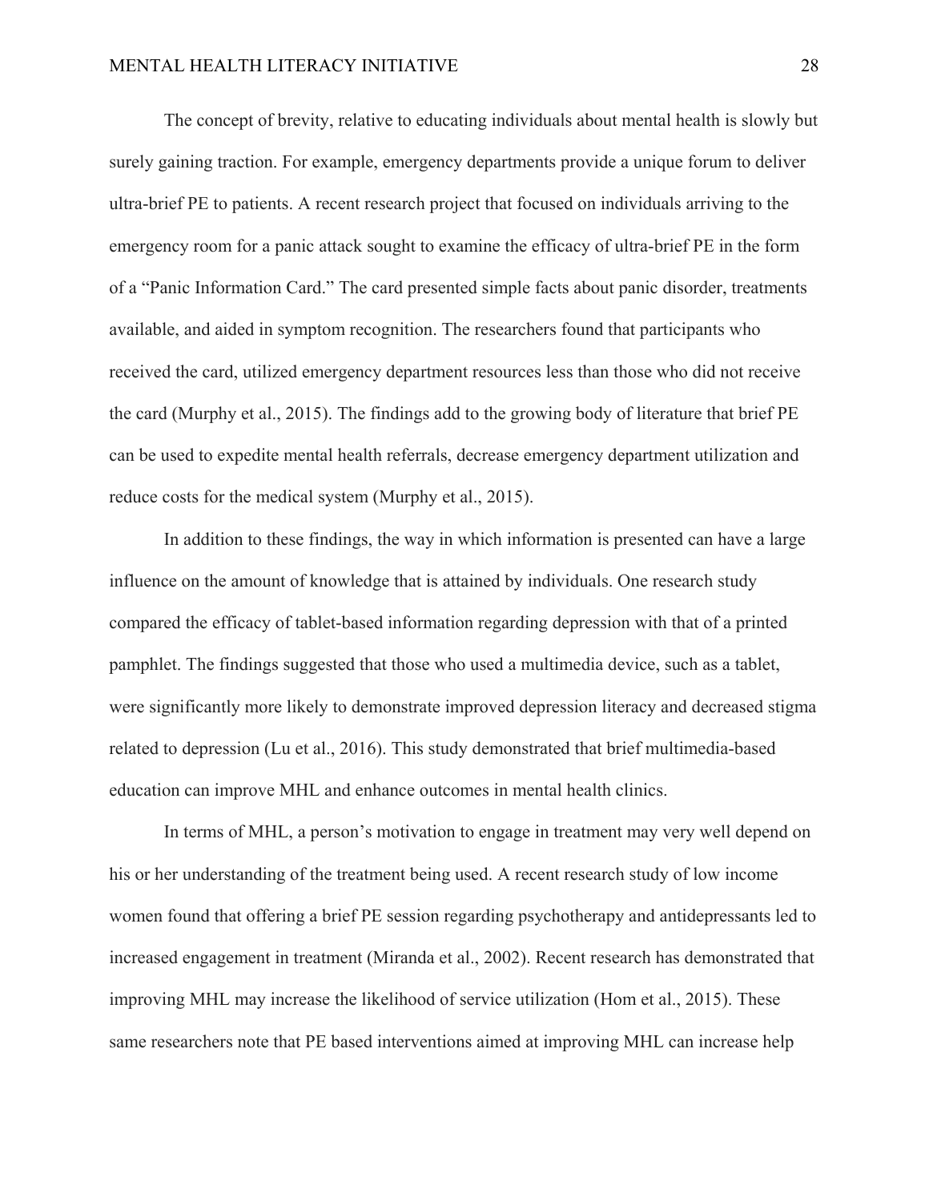The concept of brevity, relative to educating individuals about mental health is slowly but surely gaining traction. For example, emergency departments provide a unique forum to deliver ultra-brief PE to patients. A recent research project that focused on individuals arriving to the emergency room for a panic attack sought to examine the efficacy of ultra-brief PE in the form of a "Panic Information Card." The card presented simple facts about panic disorder, treatments available, and aided in symptom recognition. The researchers found that participants who received the card, utilized emergency department resources less than those who did not receive the card (Murphy et al., 2015). The findings add to the growing body of literature that brief PE can be used to expedite mental health referrals, decrease emergency department utilization and reduce costs for the medical system (Murphy et al., 2015).

In addition to these findings, the way in which information is presented can have a large influence on the amount of knowledge that is attained by individuals. One research study compared the efficacy of tablet-based information regarding depression with that of a printed pamphlet. The findings suggested that those who used a multimedia device, such as a tablet, were significantly more likely to demonstrate improved depression literacy and decreased stigma related to depression (Lu et al., 2016). This study demonstrated that brief multimedia-based education can improve MHL and enhance outcomes in mental health clinics.

In terms of MHL, a person's motivation to engage in treatment may very well depend on his or her understanding of the treatment being used. A recent research study of low income women found that offering a brief PE session regarding psychotherapy and antidepressants led to increased engagement in treatment (Miranda et al., 2002). Recent research has demonstrated that improving MHL may increase the likelihood of service utilization (Hom et al., 2015). These same researchers note that PE based interventions aimed at improving MHL can increase help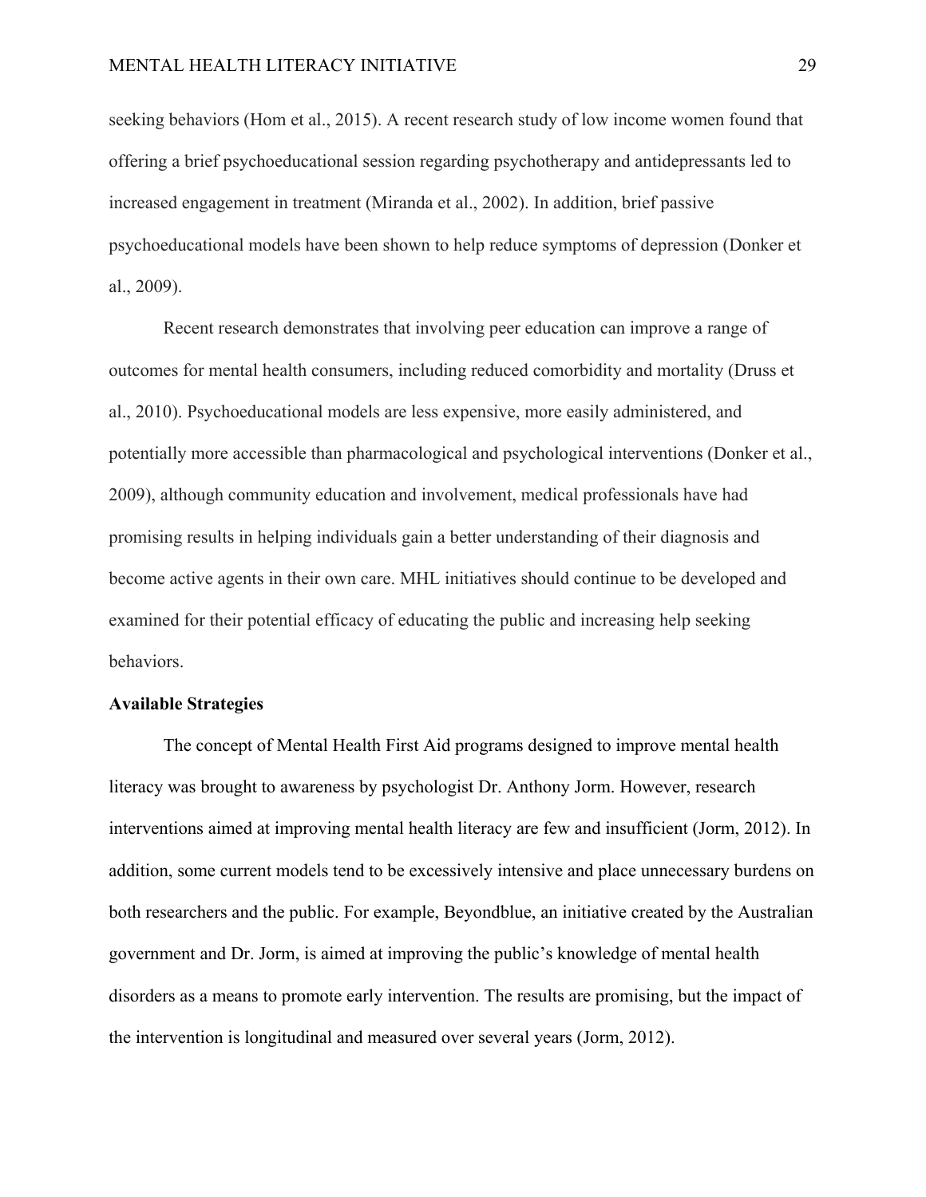seeking behaviors (Hom et al., 2015). A recent research study of low income women found that offering a brief psychoeducational session regarding psychotherapy and antidepressants led to increased engagement in treatment (Miranda et al., 2002). In addition, brief passive psychoeducational models have been shown to help reduce symptoms of depression (Donker et al., 2009).

Recent research demonstrates that involving peer education can improve a range of outcomes for mental health consumers, including reduced comorbidity and mortality (Druss et al., 2010). Psychoeducational models are less expensive, more easily administered, and potentially more accessible than pharmacological and psychological interventions (Donker et al., 2009), although community education and involvement, medical professionals have had promising results in helping individuals gain a better understanding of their diagnosis and become active agents in their own care. MHL initiatives should continue to be developed and examined for their potential efficacy of educating the public and increasing help seeking behaviors.

**Available Strategies**

The concept of Mental Health First Aid programs designed to improve mental health literacy was brought to awareness by psychologist Dr. Anthony Jorm. However, research interventions aimed at improving mental health literacy are few and insufficient (Jorm, 2012). In addition, some current models tend to be excessively intensive and place unnecessary burdens on both researchers and the public. For example, Beyondblue, an initiative created by the Australian government and Dr. Jorm, is aimed at improving the public's knowledge of mental health disorders as a means to promote early intervention. The results are promising, but the impact of the intervention is longitudinal and measured over several years (Jorm, 2012).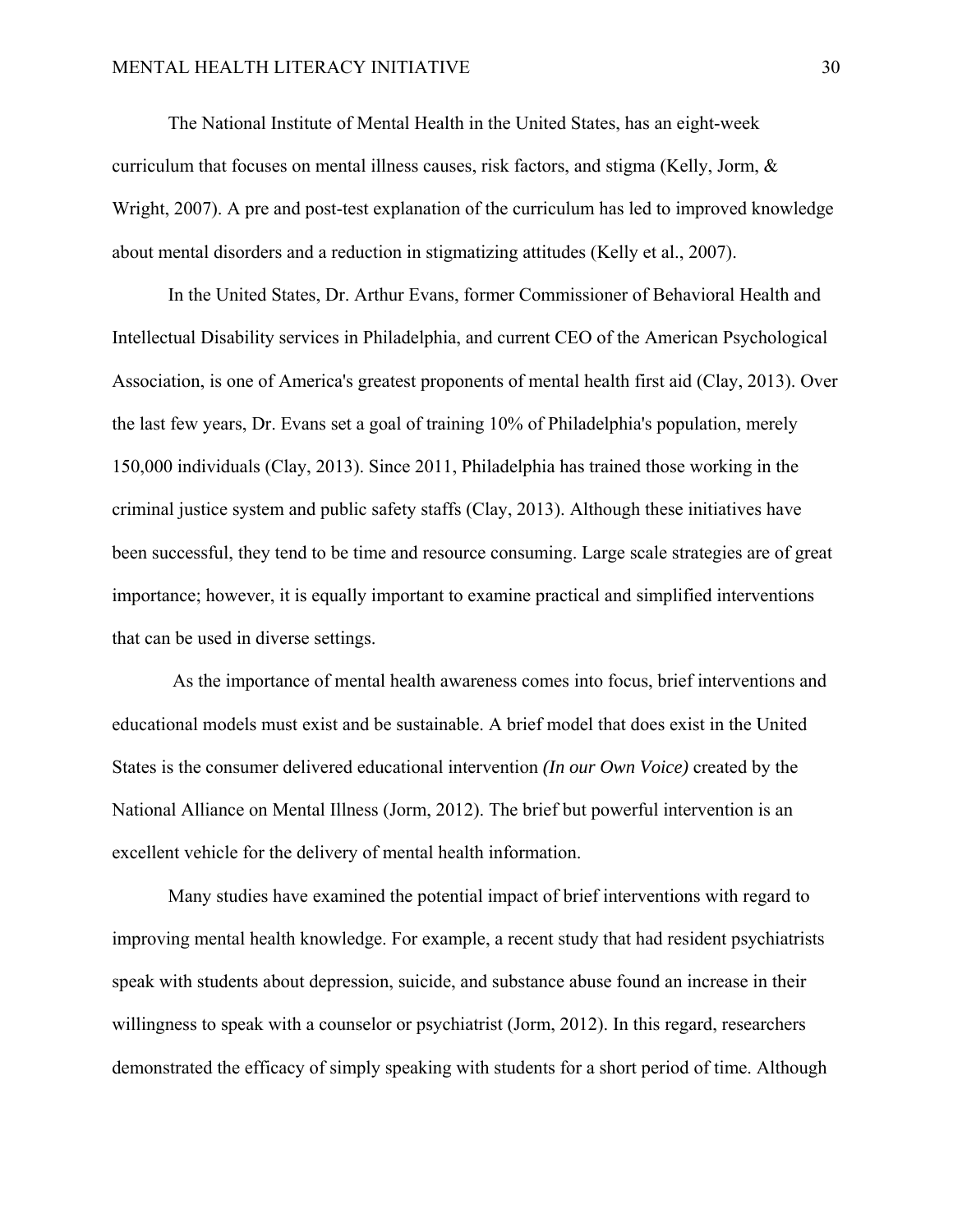The National Institute of Mental Health in the United States, has an eight-week curriculum that focuses on mental illness causes, risk factors, and stigma (Kelly, Jorm, & Wright, 2007). A pre and post-test explanation of the curriculum has led to improved knowledge about mental disorders and a reduction in stigmatizing attitudes (Kelly et al., 2007).

In the United States, Dr. Arthur Evans, former Commissioner of Behavioral Health and Intellectual Disability services in Philadelphia, and current CEO of the American Psychological Association, is one of America's greatest proponents of mental health first aid (Clay, 2013). Over the last few years, Dr. Evans set a goal of training 10% of Philadelphia's population, merely 150,000 individuals (Clay, 2013). Since 2011, Philadelphia has trained those working in the criminal justice system and public safety staffs (Clay, 2013). Although these initiatives have been successful, they tend to be time and resource consuming. Large scale strategies are of great importance; however, it is equally important to examine practical and simplified interventions that can be used in diverse settings.

As the importance of mental health awareness comes into focus, brief interventions and educational models must exist and be sustainable. A brief model that does exist in the United States is the consumer delivered educational intervention *(In our Own Voice)* created by the National Alliance on Mental Illness (Jorm, 2012). The brief but powerful intervention is an excellent vehicle for the delivery of mental health information.

Many studies have examined the potential impact of brief interventions with regard to improving mental health knowledge. For example, a recent study that had resident psychiatrists speak with students about depression, suicide, and substance abuse found an increase in their willingness to speak with a counselor or psychiatrist (Jorm, 2012). In this regard, researchers demonstrated the efficacy of simply speaking with students for a short period of time. Although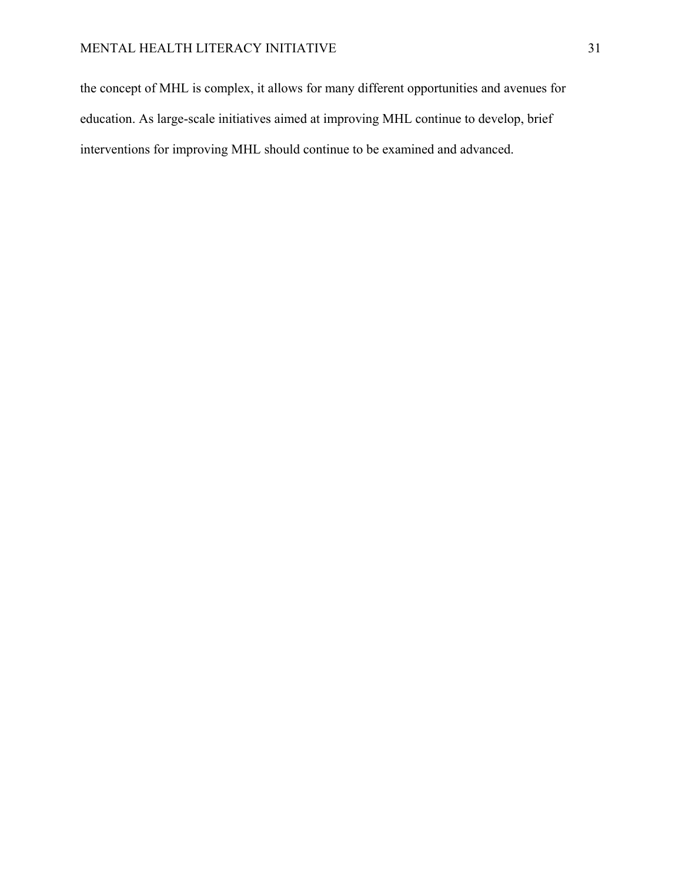the concept of MHL is complex, it allows for many different opportunities and avenues for education. As large-scale initiatives aimed at improving MHL continue to develop, brief interventions for improving MHL should continue to be examined and advanced.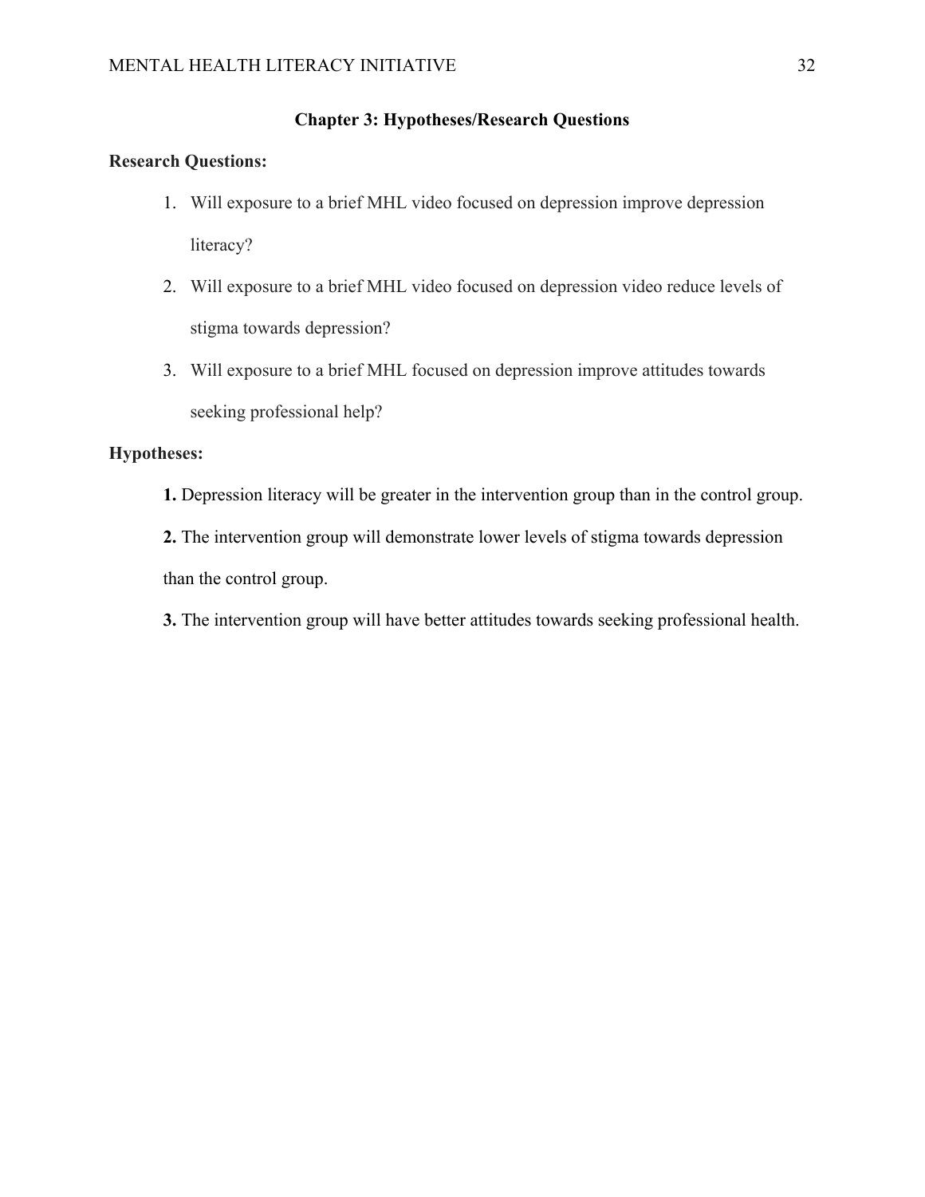## Chapter 3: Hypotheses/Research Questions

**Research Questions:**

1. Will exposure to a brief MHL video focused on depression improve depression literacy?
2. Will exposure to a brief MHL video focused on depression video reduce levels of stigma towards depression?
3. Will exposure to a brief MHL focused on depression improve attitudes towards seeking professional help?

**Hypotheses:**

**1.** Depression literacy will be greater in the intervention group than in the control group.

**2.** The intervention group will demonstrate lower levels of stigma towards depression than the control group.

**3.** The intervention group will have better attitudes towards seeking professional health.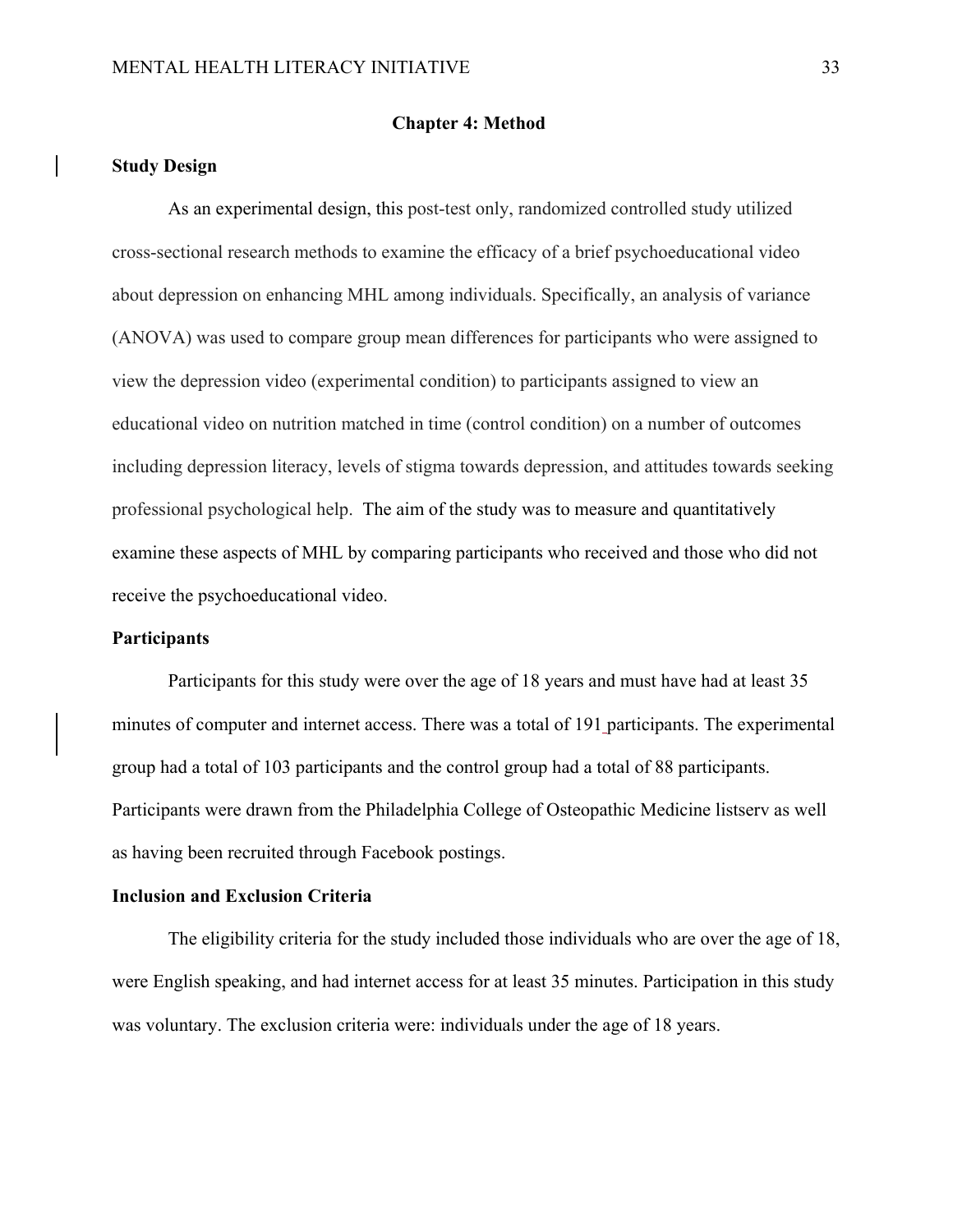# Chapter 4: Method

## Study Design

As an experimental design, this post-test only, randomized controlled study utilized cross-sectional research methods to examine the efficacy of a brief psychoeducational video about depression on enhancing MHL among individuals. Specifically, an analysis of variance (ANOVA) was used to compare group mean differences for participants who were assigned to view the depression video (experimental condition) to participants assigned to view an educational video on nutrition matched in time (control condition) on a number of outcomes including depression literacy, levels of stigma towards depression, and attitudes towards seeking professional psychological help. The aim of the study was to measure and quantitatively examine these aspects of MHL by comparing participants who received and those who did not receive the psychoeducational video.

## Participants

Participants for this study were over the age of 18 years and must have had at least 35 minutes of computer and internet access. There was a total of 191 participants. The experimental group had a total of 103 participants and the control group had a total of 88 participants. Participants were drawn from the Philadelphia College of Osteopathic Medicine listserv as well as having been recruited through Facebook postings.

## Inclusion and Exclusion Criteria

The eligibility criteria for the study included those individuals who are over the age of 18, were English speaking, and had internet access for at least 35 minutes. Participation in this study was voluntary. The exclusion criteria were: individuals under the age of 18 years.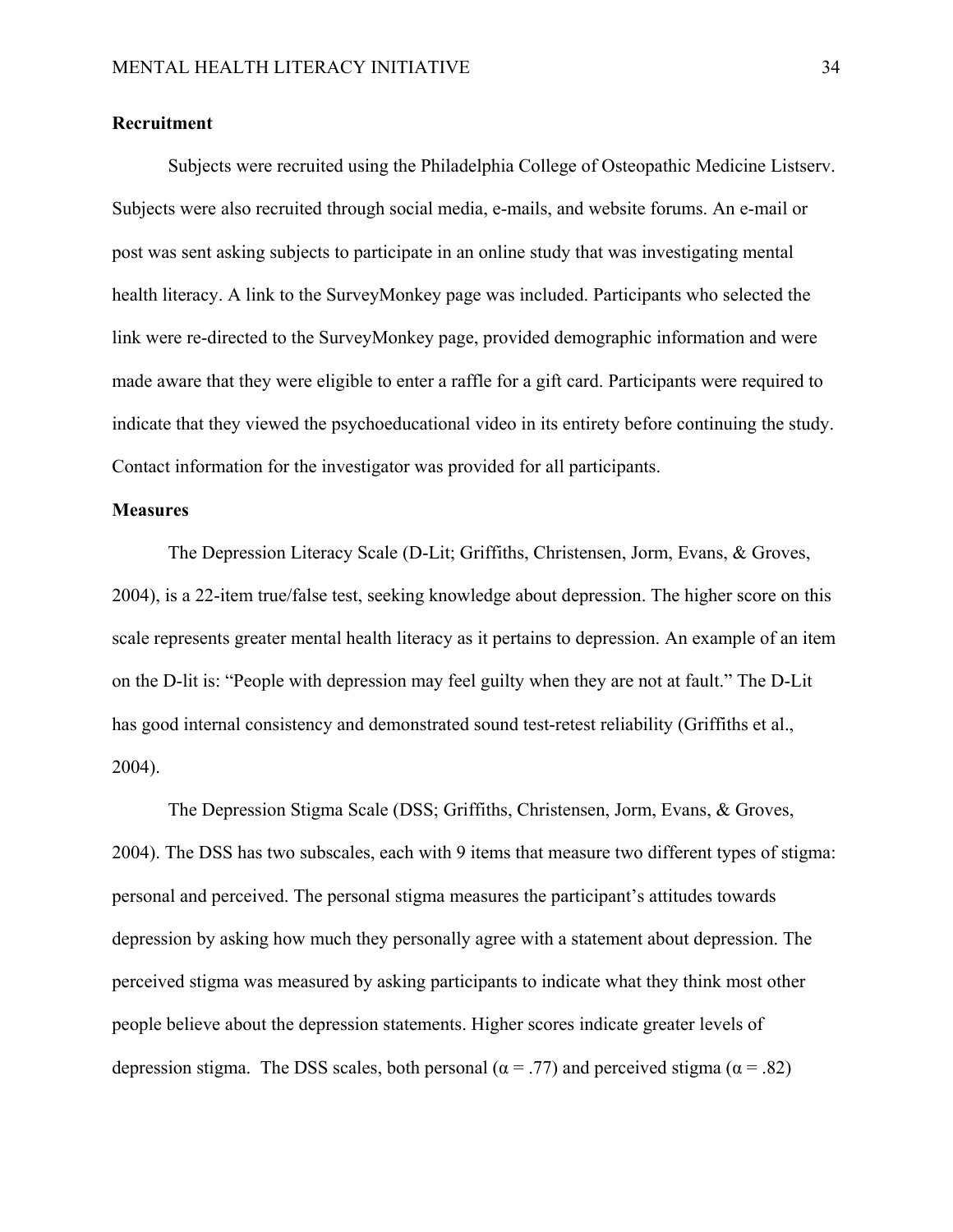## Recruitment

Subjects were recruited using the Philadelphia College of Osteopathic Medicine Listserv. Subjects were also recruited through social media, e-mails, and website forums. An e-mail or post was sent asking subjects to participate in an online study that was investigating mental health literacy. A link to the SurveyMonkey page was included. Participants who selected the link were re-directed to the SurveyMonkey page, provided demographic information and were made aware that they were eligible to enter a raffle for a gift card. Participants were required to indicate that they viewed the psychoeducational video in its entirety before continuing the study. Contact information for the investigator was provided for all participants.

## Measures

The Depression Literacy Scale (D-Lit; Griffiths, Christensen, Jorm, Evans, & Groves, 2004), is a 22-item true/false test, seeking knowledge about depression. The higher score on this scale represents greater mental health literacy as it pertains to depression. An example of an item on the D-lit is: "People with depression may feel guilty when they are not at fault." The D-Lit has good internal consistency and demonstrated sound test-retest reliability (Griffiths et al., 2004).

The Depression Stigma Scale (DSS; Griffiths, Christensen, Jorm, Evans, & Groves, 2004). The DSS has two subscales, each with 9 items that measure two different types of stigma: personal and perceived. The personal stigma measures the participant's attitudes towards depression by asking how much they personally agree with a statement about depression. The perceived stigma was measured by asking participants to indicate what they think most other people believe about the depression statements. Higher scores indicate greater levels of depression stigma. The DSS scales, both personal ($\alpha = .77$) and perceived stigma ($\alpha = .82$)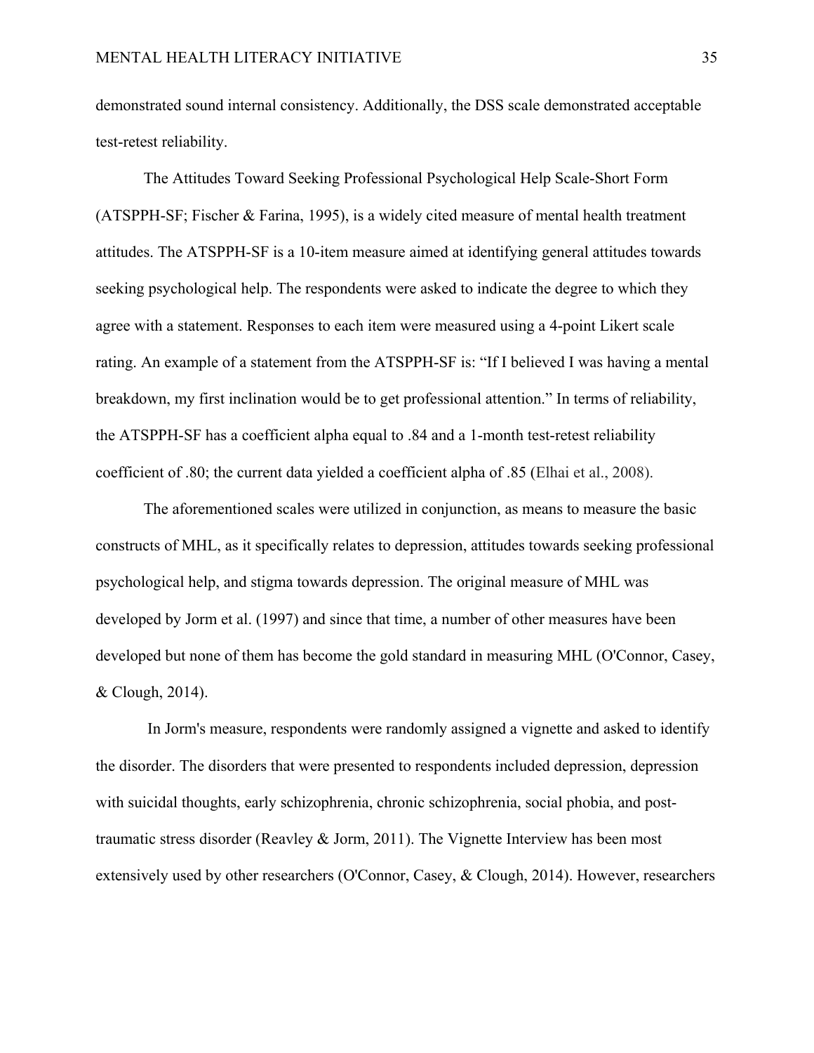demonstrated sound internal consistency. Additionally, the DSS scale demonstrated acceptable test-retest reliability.

The Attitudes Toward Seeking Professional Psychological Help Scale-Short Form (ATSPPH-SF; Fischer & Farina, 1995), is a widely cited measure of mental health treatment attitudes. The ATSPPH-SF is a 10-item measure aimed at identifying general attitudes towards seeking psychological help. The respondents were asked to indicate the degree to which they agree with a statement. Responses to each item were measured using a 4-point Likert scale rating. An example of a statement from the ATSPPH-SF is: "If I believed I was having a mental breakdown, my first inclination would be to get professional attention." In terms of reliability, the ATSPPH-SF has a coefficient alpha equal to .84 and a 1-month test-retest reliability coefficient of .80; the current data yielded a coefficient alpha of .85 (Elhai et al., 2008).

The aforementioned scales were utilized in conjunction, as means to measure the basic constructs of MHL, as it specifically relates to depression, attitudes towards seeking professional psychological help, and stigma towards depression. The original measure of MHL was developed by Jorm et al. (1997) and since that time, a number of other measures have been developed but none of them has become the gold standard in measuring MHL (O'Connor, Casey, & Clough, 2014).

In Jorm's measure, respondents were randomly assigned a vignette and asked to identify the disorder. The disorders that were presented to respondents included depression, depression with suicidal thoughts, early schizophrenia, chronic schizophrenia, social phobia, and post-traumatic stress disorder (Reavley & Jorm, 2011). The Vignette Interview has been most extensively used by other researchers (O'Connor, Casey, & Clough, 2014). However, researchers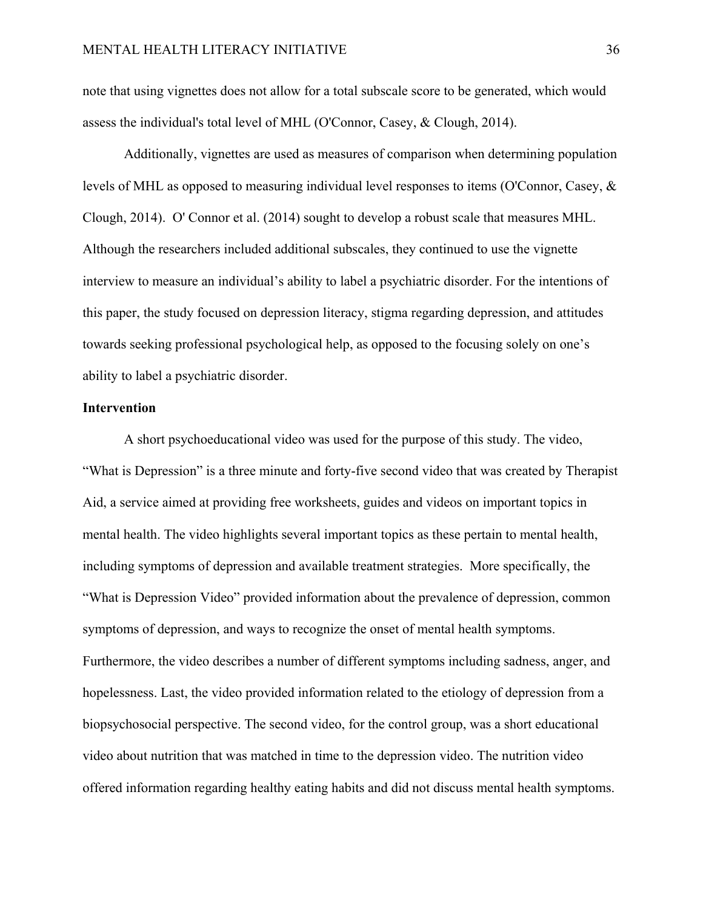note that using vignettes does not allow for a total subscale score to be generated, which would assess the individual's total level of MHL (O'Connor, Casey, & Clough, 2014).

Additionally, vignettes are used as measures of comparison when determining population levels of MHL as opposed to measuring individual level responses to items (O'Connor, Casey, & Clough, 2014). O' Connor et al. (2014) sought to develop a robust scale that measures MHL. Although the researchers included additional subscales, they continued to use the vignette interview to measure an individual's ability to label a psychiatric disorder. For the intentions of this paper, the study focused on depression literacy, stigma regarding depression, and attitudes towards seeking professional psychological help, as opposed to the focusing solely on one's ability to label a psychiatric disorder.

**Intervention**

A short psychoeducational video was used for the purpose of this study. The video, "What is Depression" is a three minute and forty-five second video that was created by Therapist Aid, a service aimed at providing free worksheets, guides and videos on important topics in mental health. The video highlights several important topics as these pertain to mental health, including symptoms of depression and available treatment strategies. More specifically, the "What is Depression Video" provided information about the prevalence of depression, common symptoms of depression, and ways to recognize the onset of mental health symptoms. Furthermore, the video describes a number of different symptoms including sadness, anger, and hopelessness. Last, the video provided information related to the etiology of depression from a biopsychosocial perspective. The second video, for the control group, was a short educational video about nutrition that was matched in time to the depression video. The nutrition video offered information regarding healthy eating habits and did not discuss mental health symptoms.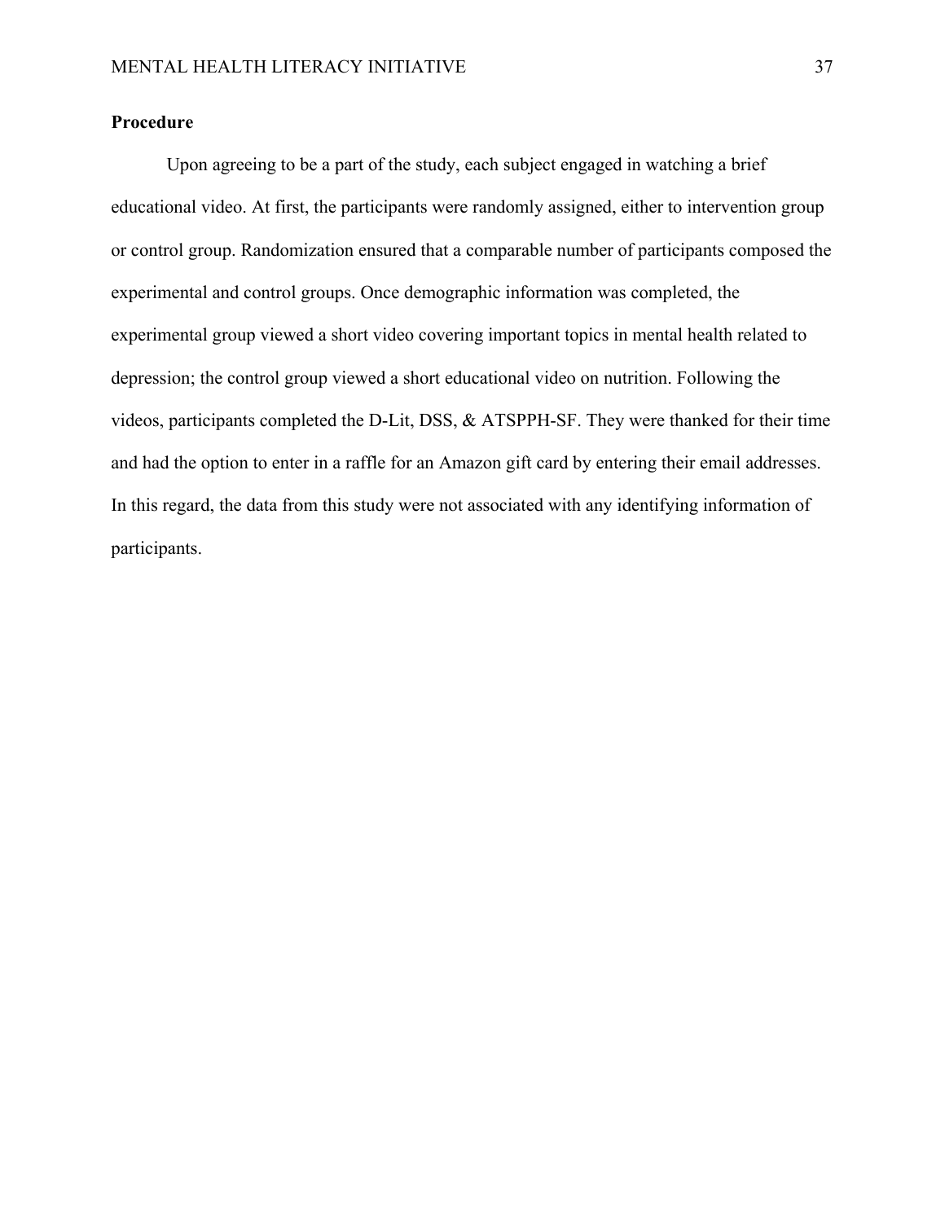**Procedure**

Upon agreeing to be a part of the study, each subject engaged in watching a brief educational video. At first, the participants were randomly assigned, either to intervention group or control group. Randomization ensured that a comparable number of participants composed the experimental and control groups. Once demographic information was completed, the experimental group viewed a short video covering important topics in mental health related to depression; the control group viewed a short educational video on nutrition. Following the videos, participants completed the D-Lit, DSS, & ATSPPH-SF. They were thanked for their time and had the option to enter in a raffle for an Amazon gift card by entering their email addresses. In this regard, the data from this study were not associated with any identifying information of participants.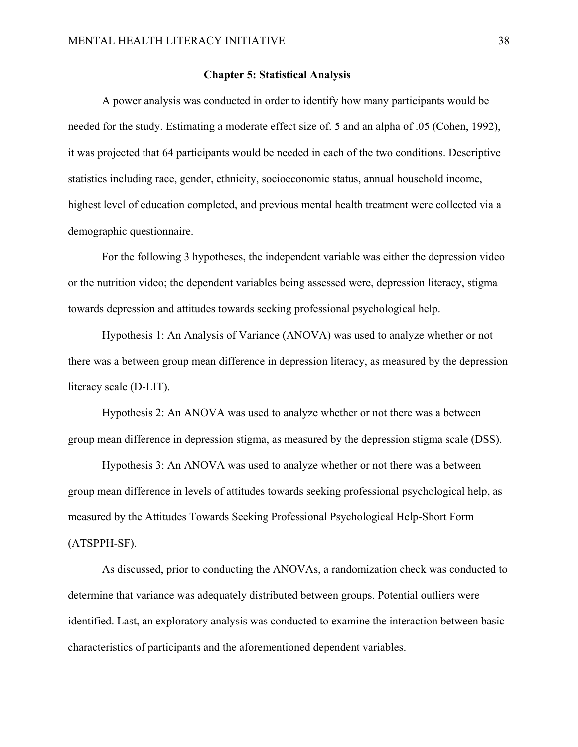## Chapter 5: Statistical Analysis

A power analysis was conducted in order to identify how many participants would be needed for the study. Estimating a moderate effect size of. 5 and an alpha of .05 (Cohen, 1992), it was projected that 64 participants would be needed in each of the two conditions. Descriptive statistics including race, gender, ethnicity, socioeconomic status, annual household income, highest level of education completed, and previous mental health treatment were collected via a demographic questionnaire.

For the following 3 hypotheses, the independent variable was either the depression video or the nutrition video; the dependent variables being assessed were, depression literacy, stigma towards depression and attitudes towards seeking professional psychological help.

Hypothesis 1: An Analysis of Variance (ANOVA) was used to analyze whether or not there was a between group mean difference in depression literacy, as measured by the depression literacy scale (D-LIT).

Hypothesis 2: An ANOVA was used to analyze whether or not there was a between group mean difference in depression stigma, as measured by the depression stigma scale (DSS).

Hypothesis 3: An ANOVA was used to analyze whether or not there was a between group mean difference in levels of attitudes towards seeking professional psychological help, as measured by the Attitudes Towards Seeking Professional Psychological Help-Short Form (ATSPPH-SF).

As discussed, prior to conducting the ANOVAs, a randomization check was conducted to determine that variance was adequately distributed between groups. Potential outliers were identified. Last, an exploratory analysis was conducted to examine the interaction between basic characteristics of participants and the aforementioned dependent variables.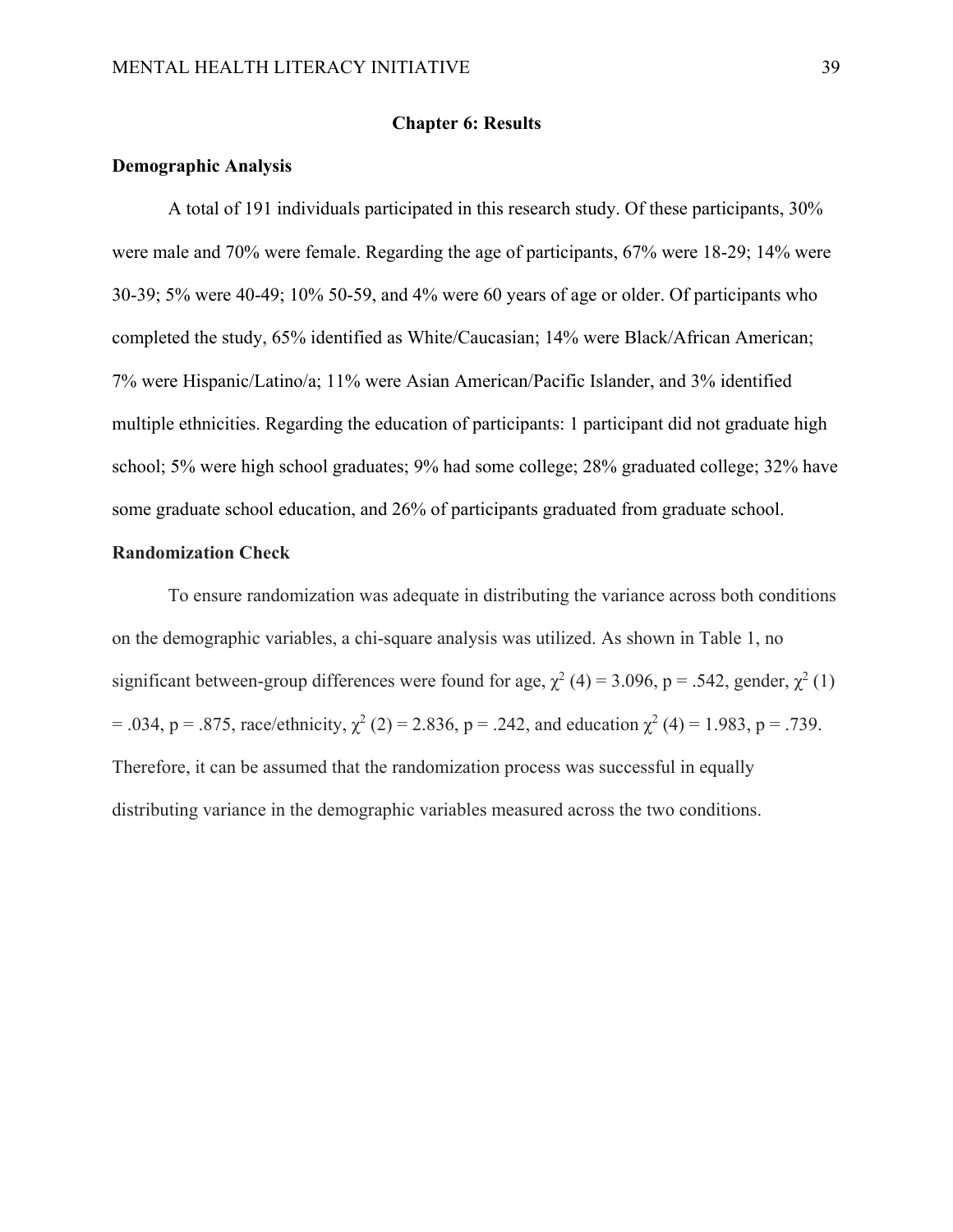# Chapter 6: Results

## Demographic Analysis

A total of 191 individuals participated in this research study. Of these participants, 30% were male and 70% were female. Regarding the age of participants, 67% were 18-29; 14% were 30-39; 5% were 40-49; 10% 50-59, and 4% were 60 years of age or older. Of participants who completed the study, 65% identified as White/Caucasian; 14% were Black/African American; 7% were Hispanic/Latino/a; 11% were Asian American/Pacific Islander, and 3% identified multiple ethnicities. Regarding the education of participants: 1 participant did not graduate high school; 5% were high school graduates; 9% had some college; 28% graduated college; 32% have some graduate school education, and 26% of participants graduated from graduate school.

## Randomization Check

To ensure randomization was adequate in distributing the variance across both conditions on the demographic variables, a chi-square analysis was utilized. As shown in Table 1, no significant between-group differences were found for age, $\chi^2$ (4) = 3.096, p = .542, gender, $\chi^2$ (1) = .034, p = .875, race/ethnicity, $\chi^2$ (2) = 2.836, p = .242, and education $\chi^2$ (4) = 1.983, p = .739. Therefore, it can be assumed that the randomization process was successful in equally distributing variance in the demographic variables measured across the two conditions.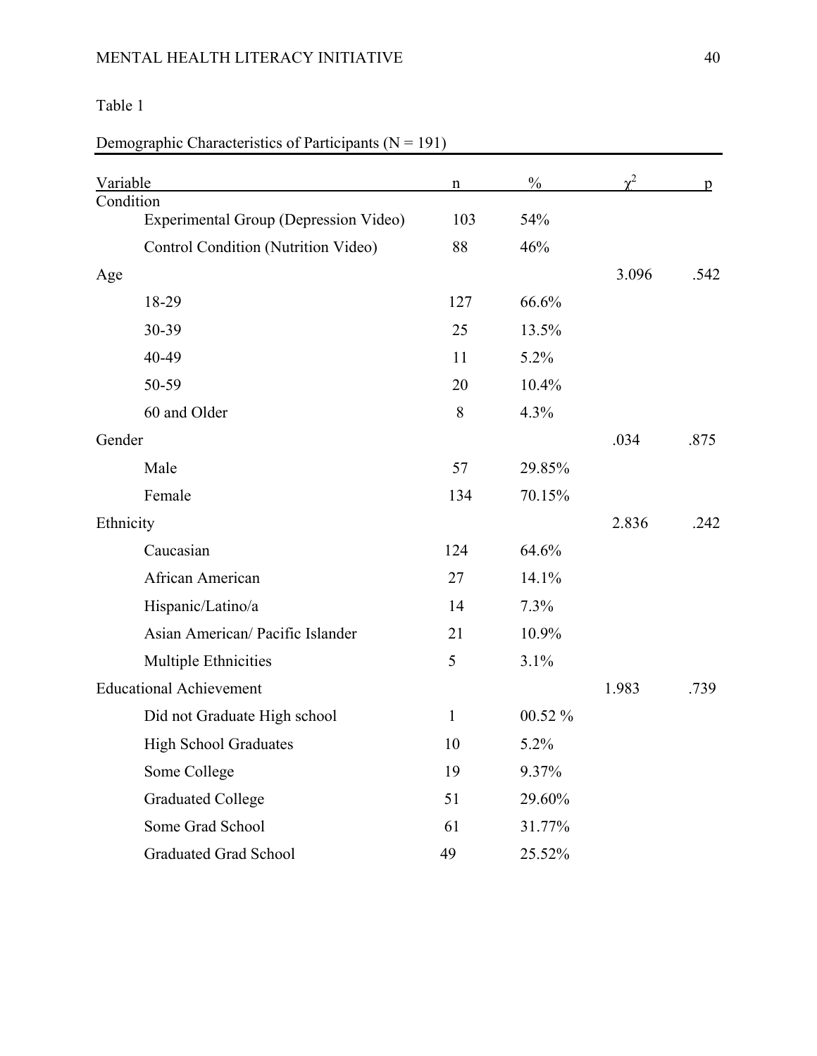Table 1

Demographic Characteristics of Participants (N = 191)

| Variable | n | % | $\chi^2$ | p |
|---|---|---|---|---|
| Condition | | | | |
| Experimental Group (Depression Video) | 103 | 54% | | |
| Control Condition (Nutrition Video) | 88 | 46% | | |
| Age | | | 3.096 | .542 |
| 18-29 | 127 | 66.6% | | |
| 30-39 | 25 | 13.5% | | |
| 40-49 | 11 | 5.2% | | |
| 50-59 | 20 | 10.4% | | |
| 60 and Older | 8 | 4.3% | | |
| Gender | | | .034 | .875 |
| Male | 57 | 29.85% | | |
| Female | 134 | 70.15% | | |
| Ethnicity | | | 2.836 | .242 |
| Caucasian | 124 | 64.6% | | |
| African American | 27 | 14.1% | | |
| Hispanic/Latino/a | 14 | 7.3% | | |
| Asian American/ Pacific Islander | 21 | 10.9% | | |
| Multiple Ethnicities | 5 | 3.1% | | |
| Educational Achievement | | | 1.983 | .739 |
| Did not Graduate High school | 1 | 00.52 % | | |
| High School Graduates | 10 | 5.2% | | |
| Some College | 19 | 9.37% | | |
| Graduated College | 51 | 29.60% | | |
| Some Grad School | 61 | 31.77% | | |
| Graduated Grad School | 49 | 25.52% | | |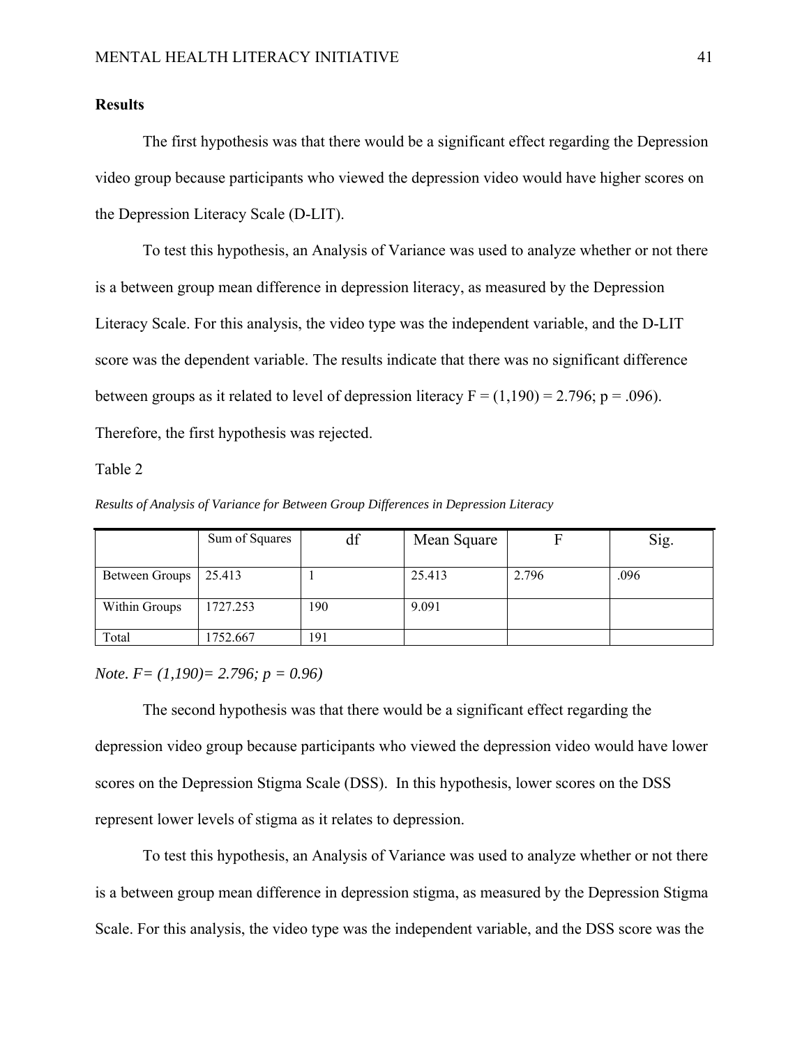## Results

The first hypothesis was that there would be a significant effect regarding the Depression video group because participants who viewed the depression video would have higher scores on the Depression Literacy Scale (D-LIT).

To test this hypothesis, an Analysis of Variance was used to analyze whether or not there is a between group mean difference in depression literacy, as measured by the Depression Literacy Scale. For this analysis, the video type was the independent variable, and the D-LIT score was the dependent variable. The results indicate that there was no significant difference between groups as it related to level of depression literacy $F = (1,190) = 2.796$; $p = .096$). Therefore, the first hypothesis was rejected.

Table 2

*Results of Analysis of Variance for Between Group Differences in Depression Literacy*

| | Sum of Squares | df | Mean Square | F | Sig. |
|---|---|---|---|---|---|
| Between Groups | 25.413 | 1 | 25.413 | 2.796 | .096 |
| Within Groups | 1727.253 | 190 | 9.091 | | |
| Total | 1752.667 | 191 | | | |

*Note. F= (1,190)= 2.796; p = 0.96)*

The second hypothesis was that there would be a significant effect regarding the depression video group because participants who viewed the depression video would have lower scores on the Depression Stigma Scale (DSS). In this hypothesis, lower scores on the DSS represent lower levels of stigma as it relates to depression.

To test this hypothesis, an Analysis of Variance was used to analyze whether or not there is a between group mean difference in depression stigma, as measured by the Depression Stigma Scale. For this analysis, the video type was the independent variable, and the DSS score was the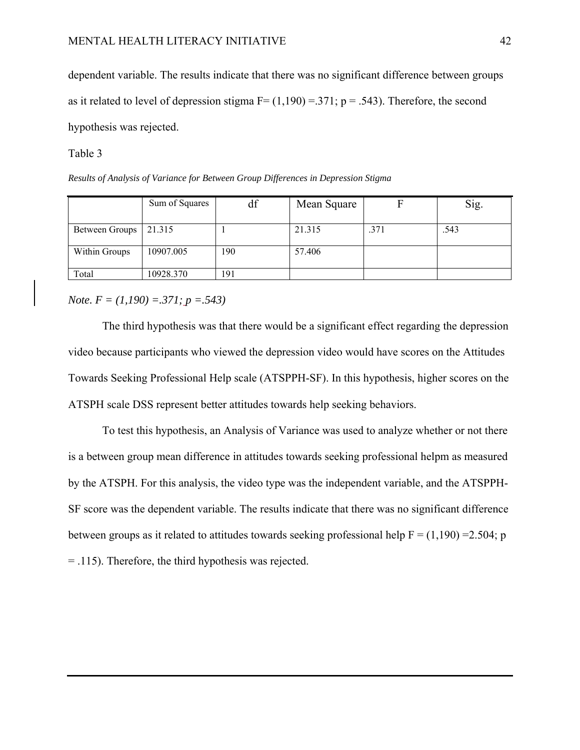dependent variable. The results indicate that there was no significant difference between groups as it related to level of depression stigma F= (1,190) =.371; p = .543). Therefore, the second hypothesis was rejected.

Table 3

*Results of Analysis of Variance for Between Group Differences in Depression Stigma*

| | Sum of Squares | df | Mean Square | F | Sig. |
|---|---|---|---|---|---|
| Between Groups | 21.315 | 1 | 21.315 | .371 | .543 |
| Within Groups | 10907.005 | 190 | 57.406 | | |
| Total | 10928.370 | 191 | | | |

*Note. F = (1,190) =.371; p =.543)*

The third hypothesis was that there would be a significant effect regarding the depression video because participants who viewed the depression video would have scores on the Attitudes Towards Seeking Professional Help scale (ATSPPH-SF). In this hypothesis, higher scores on the ATSPH scale DSS represent better attitudes towards help seeking behaviors.

To test this hypothesis, an Analysis of Variance was used to analyze whether or not there is a between group mean difference in attitudes towards seeking professional helpm as measured by the ATSPH. For this analysis, the video type was the independent variable, and the ATSPPH-SF score was the dependent variable. The results indicate that there was no significant difference between groups as it related to attitudes towards seeking professional help F = (1,190) =2.504; p = .115). Therefore, the third hypothesis was rejected.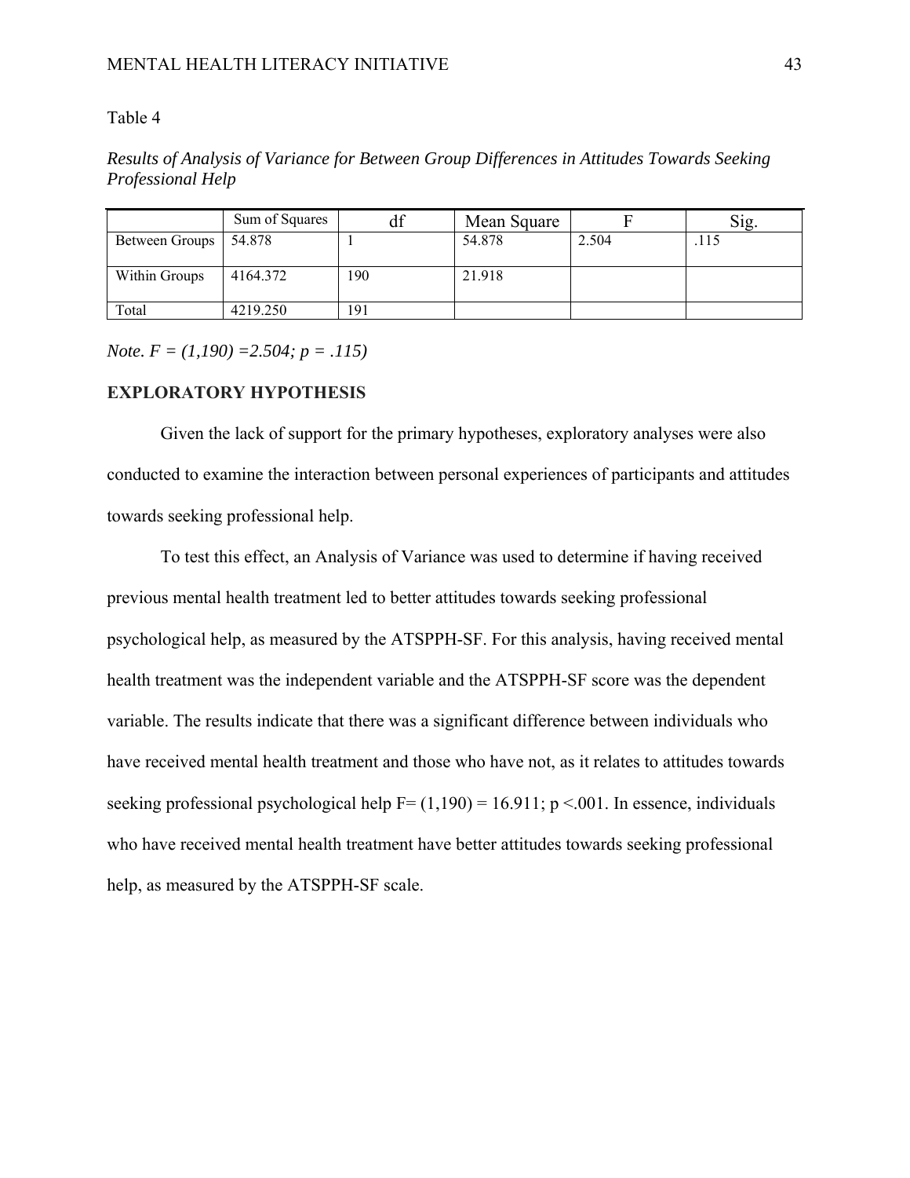Table 4

*Results of Analysis of Variance for Between Group Differences in Attitudes Towards Seeking Professional Help*

| | Sum of Squares | df | Mean Square | F | Sig. |
|---|---|---|---|---|---|
| Between Groups | 54.878 | 1 | 54.878 | 2.504 | .115 |
| Within Groups | 4164.372 | 190 | 21.918 | | |
| Total | 4219.250 | 191 | | | |

*Note.* $F = (1,190) = 2.504$; $p = .115$)

## EXPLORATORY HYPOTHESIS

Given the lack of support for the primary hypotheses, exploratory analyses were also conducted to examine the interaction between personal experiences of participants and attitudes towards seeking professional help.

To test this effect, an Analysis of Variance was used to determine if having received previous mental health treatment led to better attitudes towards seeking professional psychological help, as measured by the ATSPPH-SF. For this analysis, having received mental health treatment was the independent variable and the ATSPPH-SF score was the dependent variable. The results indicate that there was a significant difference between individuals who have received mental health treatment and those who have not, as it relates to attitudes towards seeking professional psychological help $F= (1,190) = 16.911$; $p <.001$. In essence, individuals who have received mental health treatment have better attitudes towards seeking professional help, as measured by the ATSPPH-SF scale.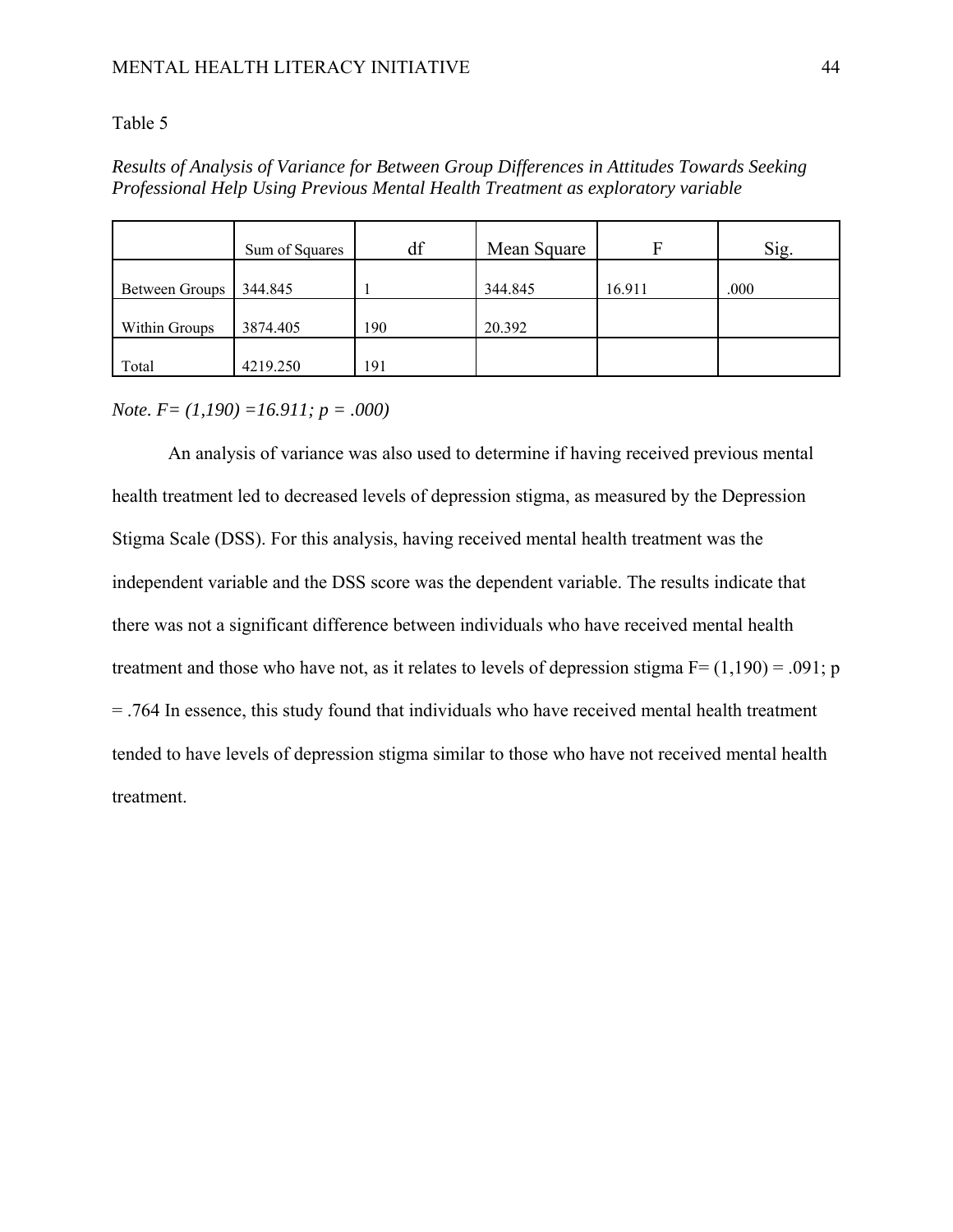Table 5

*Results of Analysis of Variance for Between Group Differences in Attitudes Towards Seeking Professional Help Using Previous Mental Health Treatment as exploratory variable*

| | Sum of Squares | df | Mean Square | F | Sig. |
|---|---|---|---|---|---|
| Between Groups | 344.845 | 1 | 344.845 | 16.911 | .000 |
| Within Groups | 3874.405 | 190 | 20.392 | | |
| Total | 4219.250 | 191 | | | |

*Note.* $F= (1,190) =16.911; p = .000)$

An analysis of variance was also used to determine if having received previous mental health treatment led to decreased levels of depression stigma, as measured by the Depression Stigma Scale (DSS). For this analysis, having received mental health treatment was the independent variable and the DSS score was the dependent variable. The results indicate that there was not a significant difference between individuals who have received mental health treatment and those who have not, as it relates to levels of depression stigma $F= (1,190) = .091; p = .764$ In essence, this study found that individuals who have received mental health treatment tended to have levels of depression stigma similar to those who have not received mental health treatment.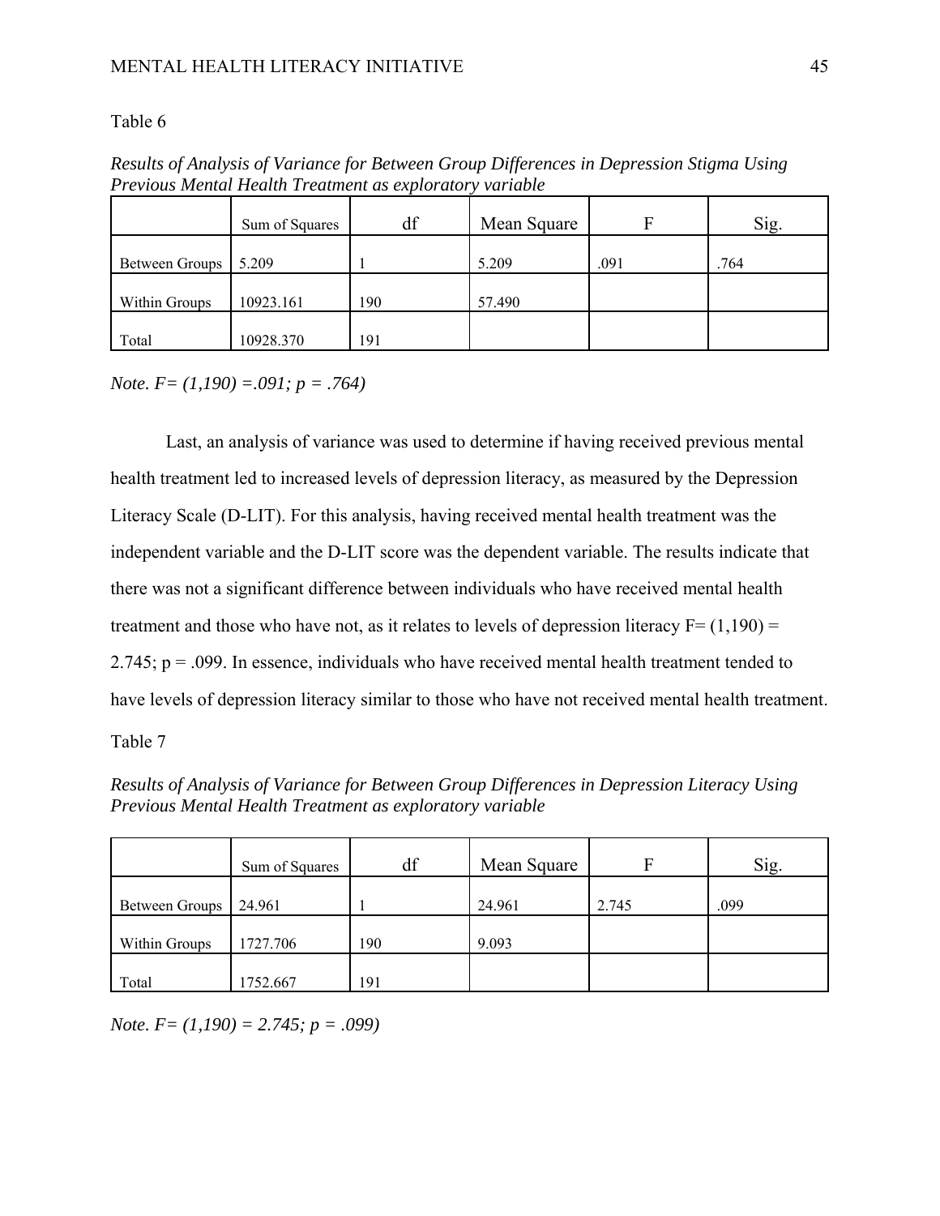Table 6

*Results of Analysis of Variance for Between Group Differences in Depression Stigma Using Previous Mental Health Treatment as exploratory variable*

| | Sum of Squares | df | Mean Square | F | Sig. |
|---|---|---|---|---|---|
| Between Groups | 5.209 | 1 | 5.209 | .091 | .764 |
| Within Groups | 10923.161 | 190 | 57.490 | | |
| Total | 10928.370 | 191 | | | |

*Note. F= (1,190) =.091; p = .764)*

Last, an analysis of variance was used to determine if having received previous mental health treatment led to increased levels of depression literacy, as measured by the Depression Literacy Scale (D-LIT). For this analysis, having received mental health treatment was the independent variable and the D-LIT score was the dependent variable. The results indicate that there was not a significant difference between individuals who have received mental health treatment and those who have not, as it relates to levels of depression literacy F= (1,190) = 2.745; p = .099. In essence, individuals who have received mental health treatment tended to have levels of depression literacy similar to those who have not received mental health treatment.

Table 7

*Results of Analysis of Variance for Between Group Differences in Depression Literacy Using Previous Mental Health Treatment as exploratory variable*

| | Sum of Squares | df | Mean Square | F | Sig. |
|---|---|---|---|---|---|
| Between Groups | 24.961 | 1 | 24.961 | 2.745 | .099 |
| Within Groups | 1727.706 | 190 | 9.093 | | |
| Total | 1752.667 | 191 | | | |

*Note. F= (1,190) = 2.745; p = .099)*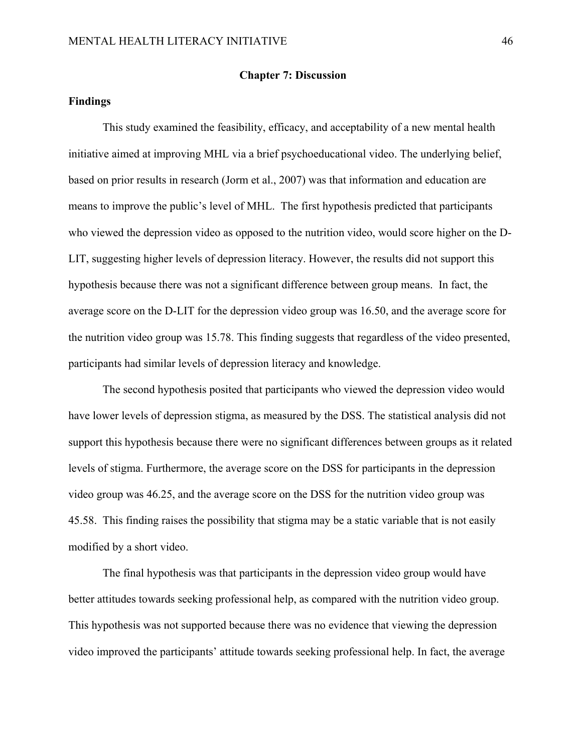## Chapter 7: Discussion

### Findings

This study examined the feasibility, efficacy, and acceptability of a new mental health initiative aimed at improving MHL via a brief psychoeducational video. The underlying belief, based on prior results in research (Jorm et al., 2007) was that information and education are means to improve the public's level of MHL. The first hypothesis predicted that participants who viewed the depression video as opposed to the nutrition video, would score higher on the D-LIT, suggesting higher levels of depression literacy. However, the results did not support this hypothesis because there was not a significant difference between group means. In fact, the average score on the D-LIT for the depression video group was 16.50, and the average score for the nutrition video group was 15.78. This finding suggests that regardless of the video presented, participants had similar levels of depression literacy and knowledge.

The second hypothesis posited that participants who viewed the depression video would have lower levels of depression stigma, as measured by the DSS. The statistical analysis did not support this hypothesis because there were no significant differences between groups as it related levels of stigma. Furthermore, the average score on the DSS for participants in the depression video group was 46.25, and the average score on the DSS for the nutrition video group was 45.58. This finding raises the possibility that stigma may be a static variable that is not easily modified by a short video.

The final hypothesis was that participants in the depression video group would have better attitudes towards seeking professional help, as compared with the nutrition video group. This hypothesis was not supported because there was no evidence that viewing the depression video improved the participants' attitude towards seeking professional help. In fact, the average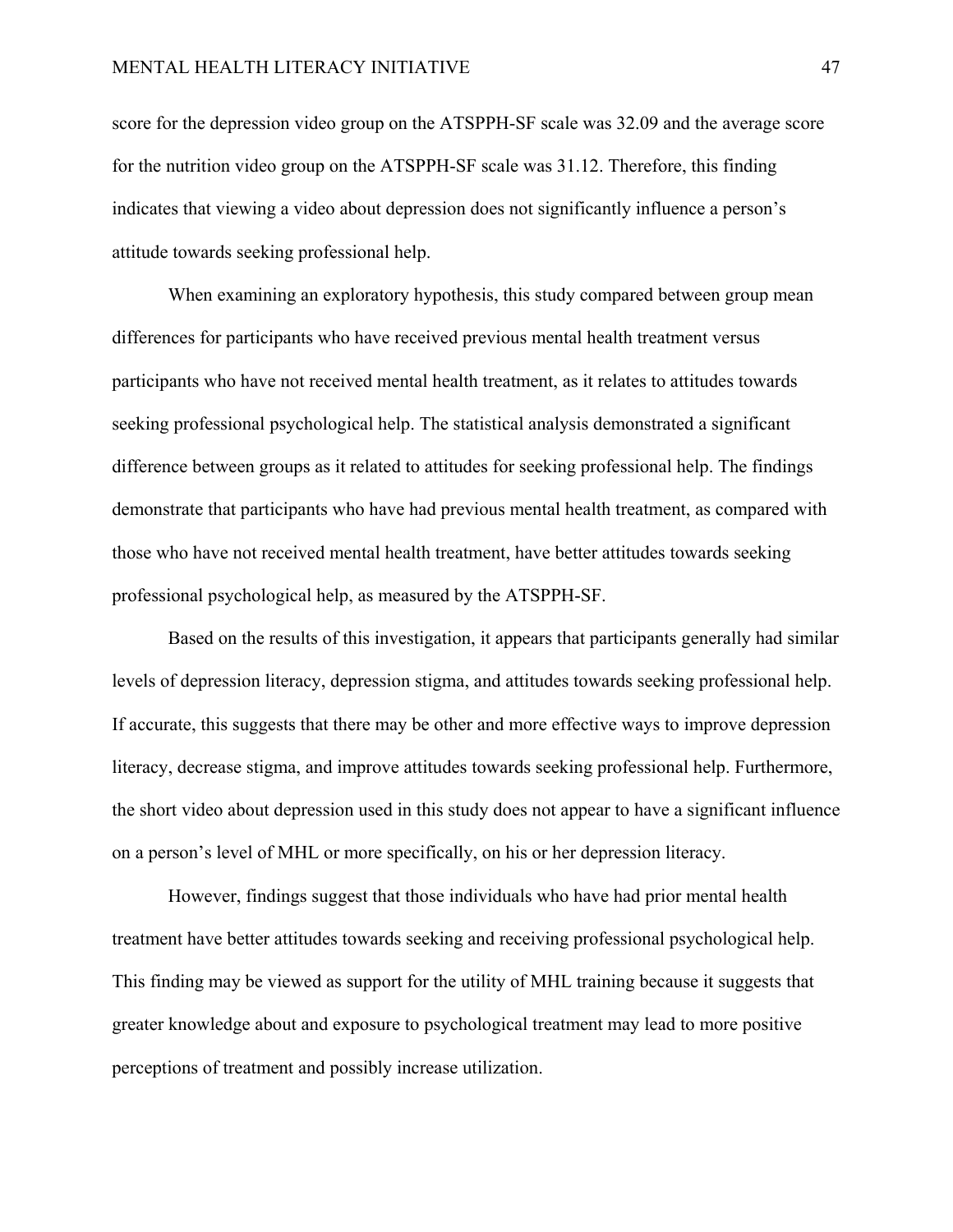score for the depression video group on the ATSPPH-SF scale was 32.09 and the average score for the nutrition video group on the ATSPPH-SF scale was 31.12. Therefore, this finding indicates that viewing a video about depression does not significantly influence a person's attitude towards seeking professional help.

When examining an exploratory hypothesis, this study compared between group mean differences for participants who have received previous mental health treatment versus participants who have not received mental health treatment, as it relates to attitudes towards seeking professional psychological help. The statistical analysis demonstrated a significant difference between groups as it related to attitudes for seeking professional help. The findings demonstrate that participants who have had previous mental health treatment, as compared with those who have not received mental health treatment, have better attitudes towards seeking professional psychological help, as measured by the ATSPPH-SF.

Based on the results of this investigation, it appears that participants generally had similar levels of depression literacy, depression stigma, and attitudes towards seeking professional help. If accurate, this suggests that there may be other and more effective ways to improve depression literacy, decrease stigma, and improve attitudes towards seeking professional help. Furthermore, the short video about depression used in this study does not appear to have a significant influence on a person's level of MHL or more specifically, on his or her depression literacy.

However, findings suggest that those individuals who have had prior mental health treatment have better attitudes towards seeking and receiving professional psychological help. This finding may be viewed as support for the utility of MHL training because it suggests that greater knowledge about and exposure to psychological treatment may lead to more positive perceptions of treatment and possibly increase utilization.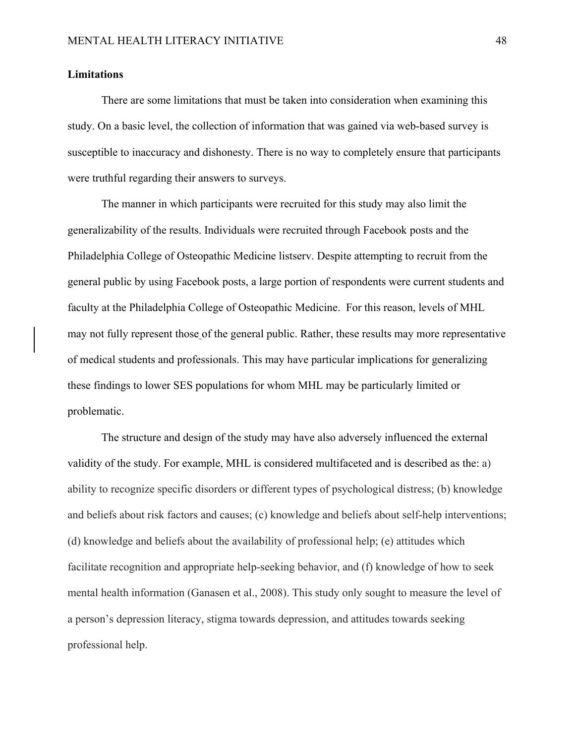## Limitations

There are some limitations that must be taken into consideration when examining this study. On a basic level, the collection of information that was gained via web-based survey is susceptible to inaccuracy and dishonesty. There is no way to completely ensure that participants were truthful regarding their answers to surveys.

The manner in which participants were recruited for this study may also limit the generalizability of the results. Individuals were recruited through Facebook posts and the Philadelphia College of Osteopathic Medicine listserv. Despite attempting to recruit from the general public by using Facebook posts, a large portion of respondents were current students and faculty at the Philadelphia College of Osteopathic Medicine. For this reason, levels of MHL may not fully represent those of the general public. Rather, these results may more representative of medical students and professionals. This may have particular implications for generalizing these findings to lower SES populations for whom MHL may be particularly limited or problematic.

The structure and design of the study may have also adversely influenced the external validity of the study. For example, MHL is considered multifaceted and is described as the: a) ability to recognize specific disorders or different types of psychological distress; (b) knowledge and beliefs about risk factors and causes; (c) knowledge and beliefs about self-help interventions; (d) knowledge and beliefs about the availability of professional help; (e) attitudes which facilitate recognition and appropriate help-seeking behavior, and (f) knowledge of how to seek mental health information (Ganasen et al., 2008). This study only sought to measure the level of a person's depression literacy, stigma towards depression, and attitudes towards seeking professional help.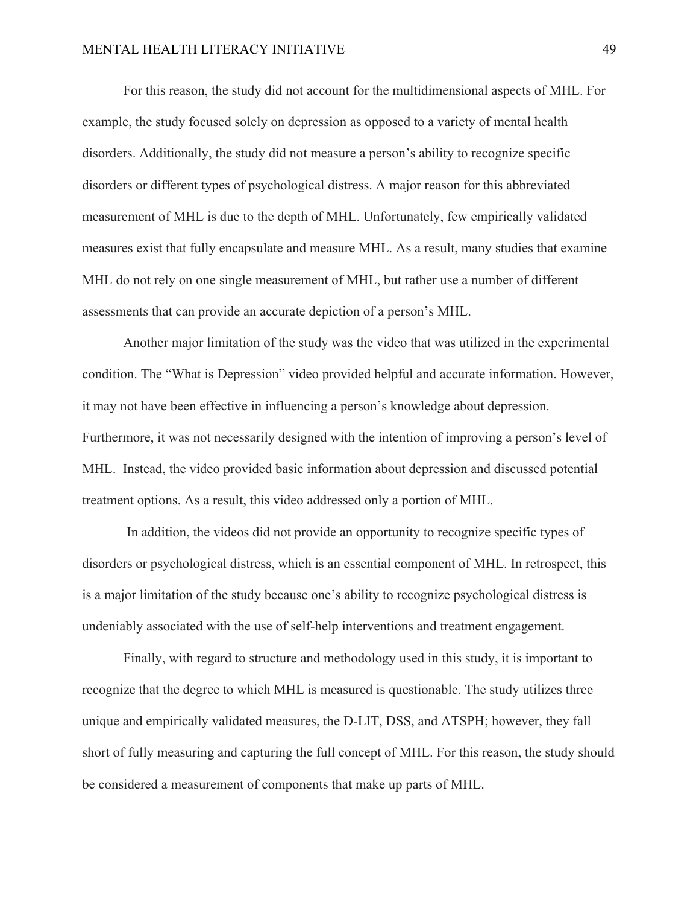For this reason, the study did not account for the multidimensional aspects of MHL. For example, the study focused solely on depression as opposed to a variety of mental health disorders. Additionally, the study did not measure a person's ability to recognize specific disorders or different types of psychological distress. A major reason for this abbreviated measurement of MHL is due to the depth of MHL. Unfortunately, few empirically validated measures exist that fully encapsulate and measure MHL. As a result, many studies that examine MHL do not rely on one single measurement of MHL, but rather use a number of different assessments that can provide an accurate depiction of a person's MHL.

Another major limitation of the study was the video that was utilized in the experimental condition. The "What is Depression" video provided helpful and accurate information. However, it may not have been effective in influencing a person's knowledge about depression. Furthermore, it was not necessarily designed with the intention of improving a person's level of MHL. Instead, the video provided basic information about depression and discussed potential treatment options. As a result, this video addressed only a portion of MHL.

In addition, the videos did not provide an opportunity to recognize specific types of disorders or psychological distress, which is an essential component of MHL. In retrospect, this is a major limitation of the study because one's ability to recognize psychological distress is undeniably associated with the use of self-help interventions and treatment engagement.

Finally, with regard to structure and methodology used in this study, it is important to recognize that the degree to which MHL is measured is questionable. The study utilizes three unique and empirically validated measures, the D-LIT, DSS, and ATSPH; however, they fall short of fully measuring and capturing the full concept of MHL. For this reason, the study should be considered a measurement of components that make up parts of MHL.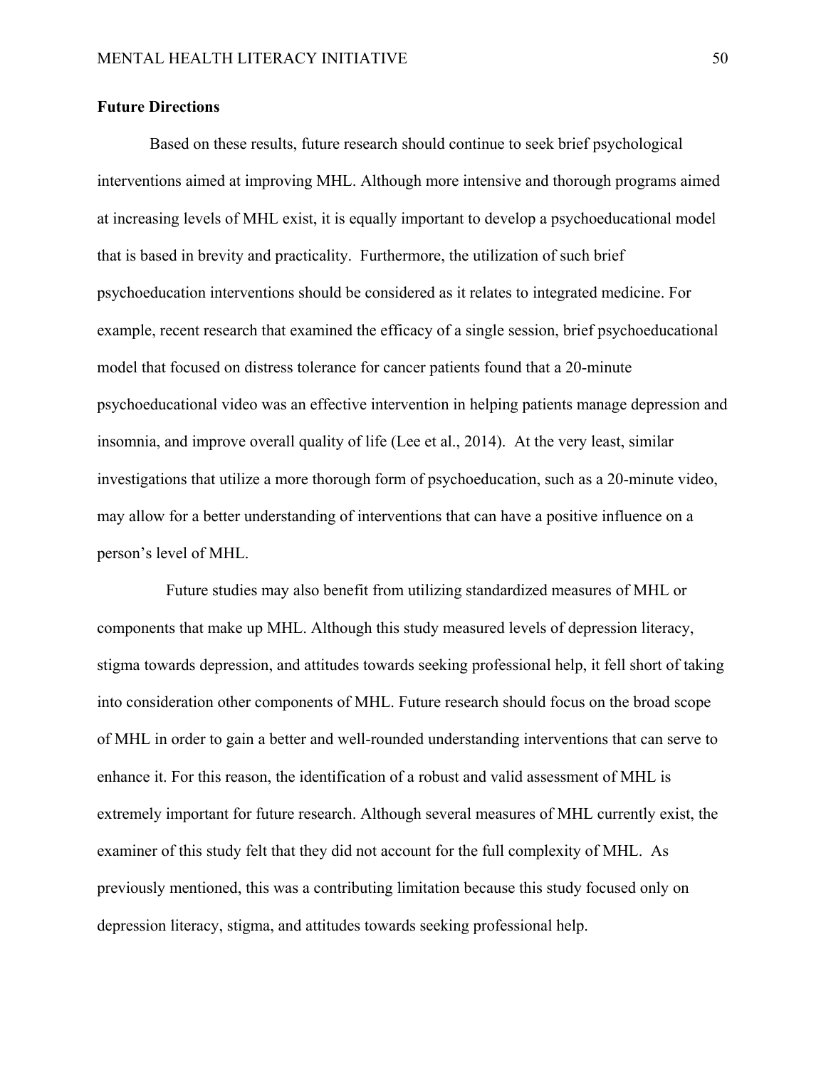**Future Directions**

Based on these results, future research should continue to seek brief psychological interventions aimed at improving MHL. Although more intensive and thorough programs aimed at increasing levels of MHL exist, it is equally important to develop a psychoeducational model that is based in brevity and practicality. Furthermore, the utilization of such brief psychoeducation interventions should be considered as it relates to integrated medicine. For example, recent research that examined the efficacy of a single session, brief psychoeducational model that focused on distress tolerance for cancer patients found that a 20-minute psychoeducational video was an effective intervention in helping patients manage depression and insomnia, and improve overall quality of life (Lee et al., 2014). At the very least, similar investigations that utilize a more thorough form of psychoeducation, such as a 20-minute video, may allow for a better understanding of interventions that can have a positive influence on a person's level of MHL.

Future studies may also benefit from utilizing standardized measures of MHL or components that make up MHL. Although this study measured levels of depression literacy, stigma towards depression, and attitudes towards seeking professional help, it fell short of taking into consideration other components of MHL. Future research should focus on the broad scope of MHL in order to gain a better and well-rounded understanding interventions that can serve to enhance it. For this reason, the identification of a robust and valid assessment of MHL is extremely important for future research. Although several measures of MHL currently exist, the examiner of this study felt that they did not account for the full complexity of MHL. As previously mentioned, this was a contributing limitation because this study focused only on depression literacy, stigma, and attitudes towards seeking professional help.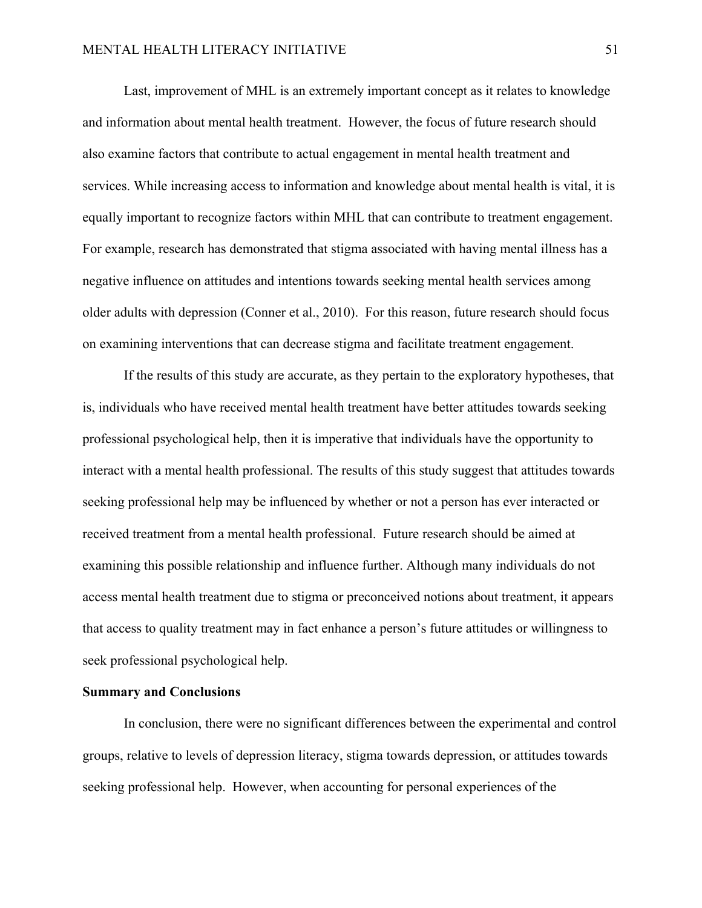Last, improvement of MHL is an extremely important concept as it relates to knowledge and information about mental health treatment. However, the focus of future research should also examine factors that contribute to actual engagement in mental health treatment and services. While increasing access to information and knowledge about mental health is vital, it is equally important to recognize factors within MHL that can contribute to treatment engagement. For example, research has demonstrated that stigma associated with having mental illness has a negative influence on attitudes and intentions towards seeking mental health services among older adults with depression (Conner et al., 2010). For this reason, future research should focus on examining interventions that can decrease stigma and facilitate treatment engagement.

If the results of this study are accurate, as they pertain to the exploratory hypotheses, that is, individuals who have received mental health treatment have better attitudes towards seeking professional psychological help, then it is imperative that individuals have the opportunity to interact with a mental health professional. The results of this study suggest that attitudes towards seeking professional help may be influenced by whether or not a person has ever interacted or received treatment from a mental health professional. Future research should be aimed at examining this possible relationship and influence further. Although many individuals do not access mental health treatment due to stigma or preconceived notions about treatment, it appears that access to quality treatment may in fact enhance a person's future attitudes or willingness to seek professional psychological help.

## Summary and Conclusions

In conclusion, there were no significant differences between the experimental and control groups, relative to levels of depression literacy, stigma towards depression, or attitudes towards seeking professional help. However, when accounting for personal experiences of the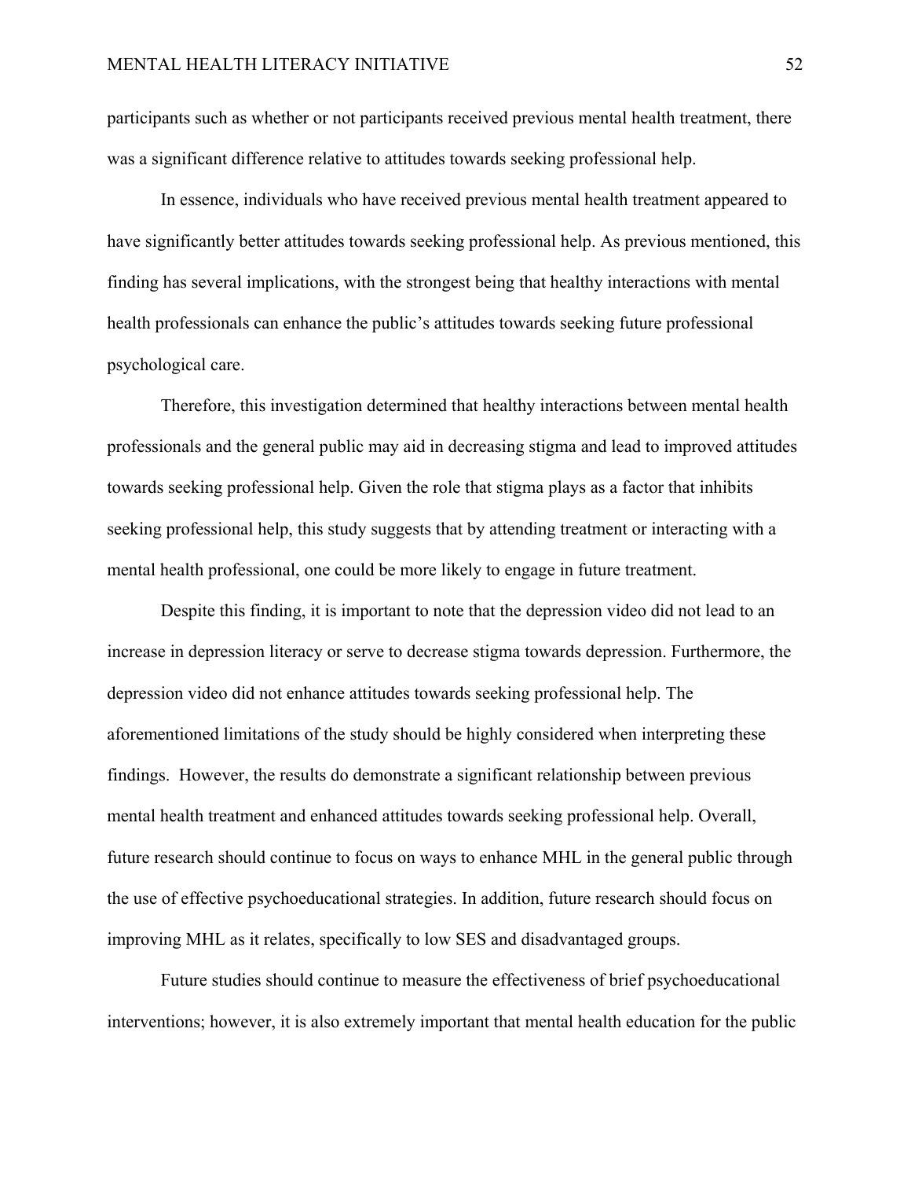participants such as whether or not participants received previous mental health treatment, there was a significant difference relative to attitudes towards seeking professional help.

In essence, individuals who have received previous mental health treatment appeared to have significantly better attitudes towards seeking professional help. As previous mentioned, this finding has several implications, with the strongest being that healthy interactions with mental health professionals can enhance the public's attitudes towards seeking future professional psychological care.

Therefore, this investigation determined that healthy interactions between mental health professionals and the general public may aid in decreasing stigma and lead to improved attitudes towards seeking professional help. Given the role that stigma plays as a factor that inhibits seeking professional help, this study suggests that by attending treatment or interacting with a mental health professional, one could be more likely to engage in future treatment.

Despite this finding, it is important to note that the depression video did not lead to an increase in depression literacy or serve to decrease stigma towards depression. Furthermore, the depression video did not enhance attitudes towards seeking professional help. The aforementioned limitations of the study should be highly considered when interpreting these findings. However, the results do demonstrate a significant relationship between previous mental health treatment and enhanced attitudes towards seeking professional help. Overall, future research should continue to focus on ways to enhance MHL in the general public through the use of effective psychoeducational strategies. In addition, future research should focus on improving MHL as it relates, specifically to low SES and disadvantaged groups.

Future studies should continue to measure the effectiveness of brief psychoeducational interventions; however, it is also extremely important that mental health education for the public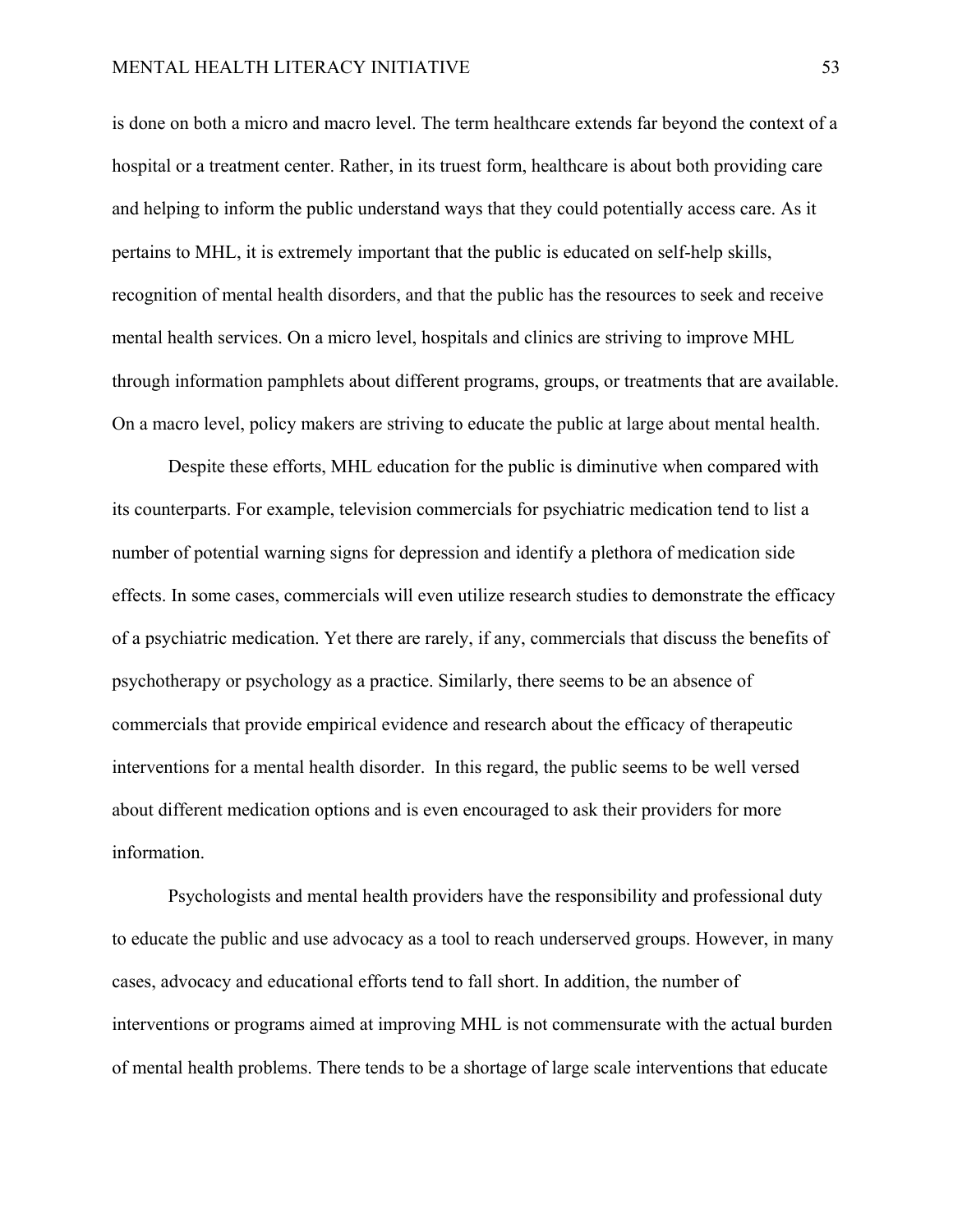is done on both a micro and macro level. The term healthcare extends far beyond the context of a hospital or a treatment center. Rather, in its truest form, healthcare is about both providing care and helping to inform the public understand ways that they could potentially access care. As it pertains to MHL, it is extremely important that the public is educated on self-help skills, recognition of mental health disorders, and that the public has the resources to seek and receive mental health services. On a micro level, hospitals and clinics are striving to improve MHL through information pamphlets about different programs, groups, or treatments that are available. On a macro level, policy makers are striving to educate the public at large about mental health.

Despite these efforts, MHL education for the public is diminutive when compared with its counterparts. For example, television commercials for psychiatric medication tend to list a number of potential warning signs for depression and identify a plethora of medication side effects. In some cases, commercials will even utilize research studies to demonstrate the efficacy of a psychiatric medication. Yet there are rarely, if any, commercials that discuss the benefits of psychotherapy or psychology as a practice. Similarly, there seems to be an absence of commercials that provide empirical evidence and research about the efficacy of therapeutic interventions for a mental health disorder. In this regard, the public seems to be well versed about different medication options and is even encouraged to ask their providers for more information.

Psychologists and mental health providers have the responsibility and professional duty to educate the public and use advocacy as a tool to reach underserved groups. However, in many cases, advocacy and educational efforts tend to fall short. In addition, the number of interventions or programs aimed at improving MHL is not commensurate with the actual burden of mental health problems. There tends to be a shortage of large scale interventions that educate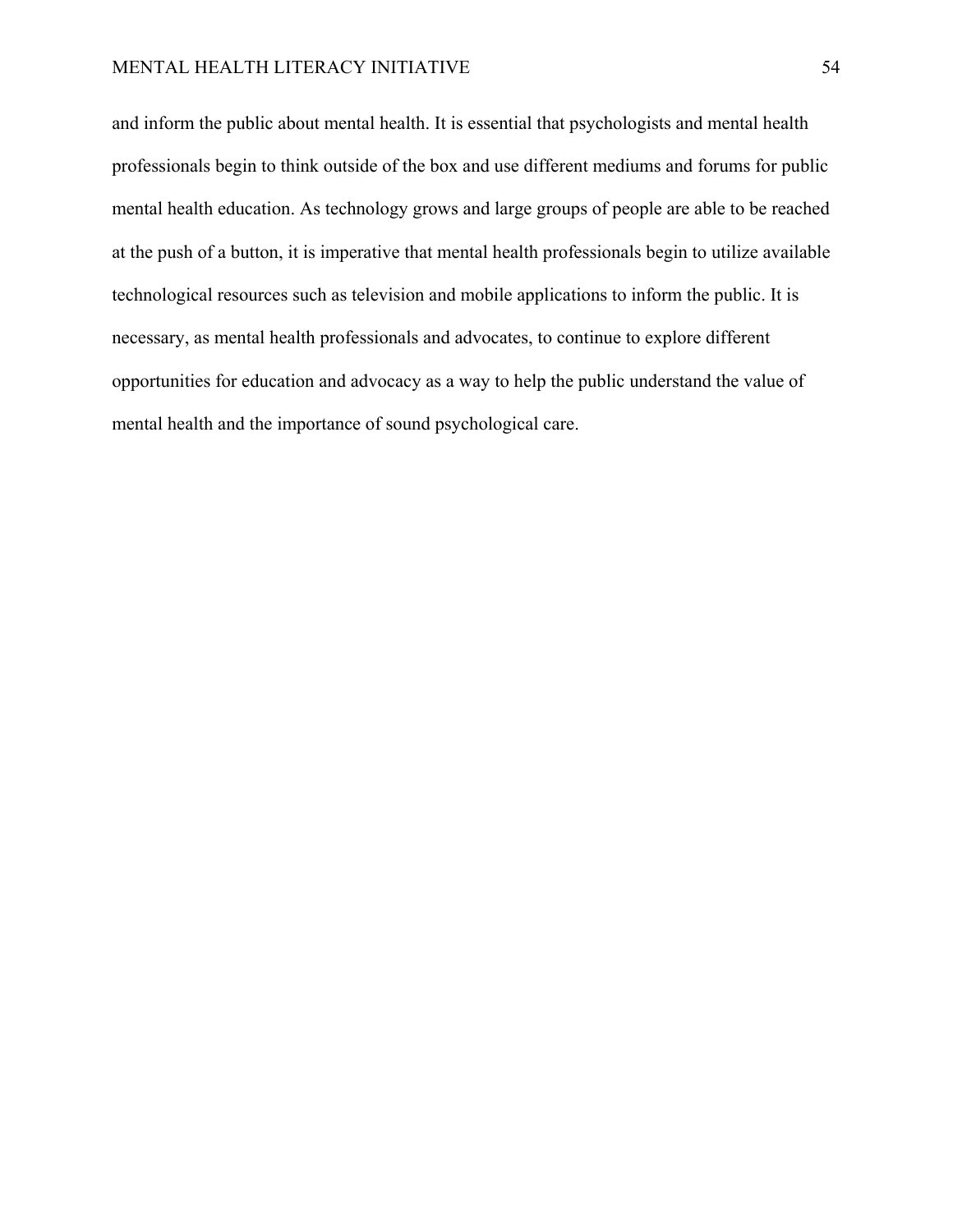and inform the public about mental health. It is essential that psychologists and mental health professionals begin to think outside of the box and use different mediums and forums for public mental health education. As technology grows and large groups of people are able to be reached at the push of a button, it is imperative that mental health professionals begin to utilize available technological resources such as television and mobile applications to inform the public. It is necessary, as mental health professionals and advocates, to continue to explore different opportunities for education and advocacy as a way to help the public understand the value of mental health and the importance of sound psychological care.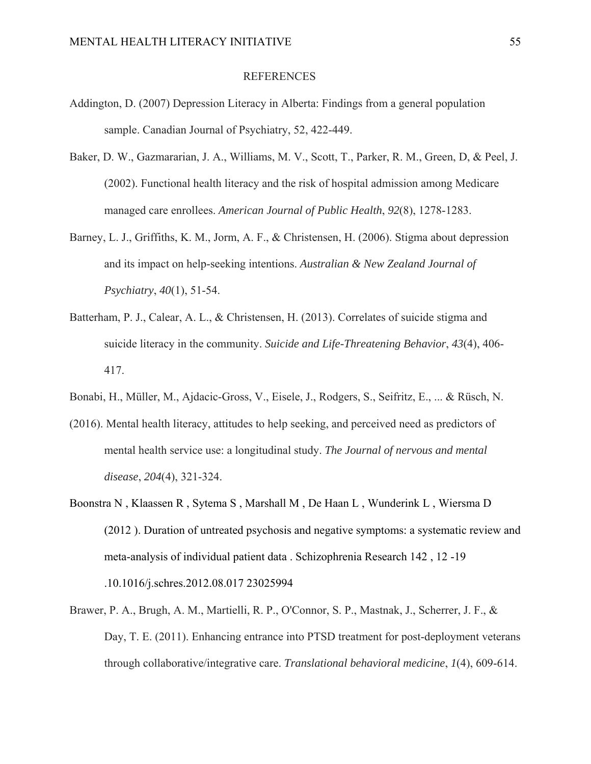REFERENCES

Addington, D. (2007) Depression Literacy in Alberta: Findings from a general population sample. Canadian Journal of Psychiatry, 52, 422-449.

Baker, D. W., Gazmararian, J. A., Williams, M. V., Scott, T., Parker, R. M., Green, D, & Peel, J. (2002). Functional health literacy and the risk of hospital admission among Medicare managed care enrollees. *American Journal of Public Health*, *92*(8), 1278-1283.

Barney, L. J., Griffiths, K. M., Jorm, A. F., & Christensen, H. (2006). Stigma about depression and its impact on help-seeking intentions. *Australian & New Zealand Journal of Psychiatry*, *40*(1), 51-54.

Batterham, P. J., Calear, A. L., & Christensen, H. (2013). Correlates of suicide stigma and suicide literacy in the community. *Suicide and Life-Threatening Behavior*, *43*(4), 406-417.

Bonabi, H., Müller, M., Ajdacic-Gross, V., Eisele, J., Rodgers, S., Seifritz, E., ... & Rüsch, N. (2016). Mental health literacy, attitudes to help seeking, and perceived need as predictors of mental health service use: a longitudinal study. *The Journal of nervous and mental disease*, *204*(4), 321-324.

Boonstra N , Klaassen R , Sytema S , Marshall M , De Haan L , Wunderink L , Wiersma D (2012 ). Duration of untreated psychosis and negative symptoms: a systematic review and meta-analysis of individual patient data . Schizophrenia Research 142 , 12 -19 .10.1016/j.schres.2012.08.017 23025994

Brawer, P. A., Brugh, A. M., Martielli, R. P., O'Connor, S. P., Mastnak, J., Scherrer, J. F., & Day, T. E. (2011). Enhancing entrance into PTSD treatment for post-deployment veterans through collaborative/integrative care. *Translational behavioral medicine*, *1*(4), 609-614.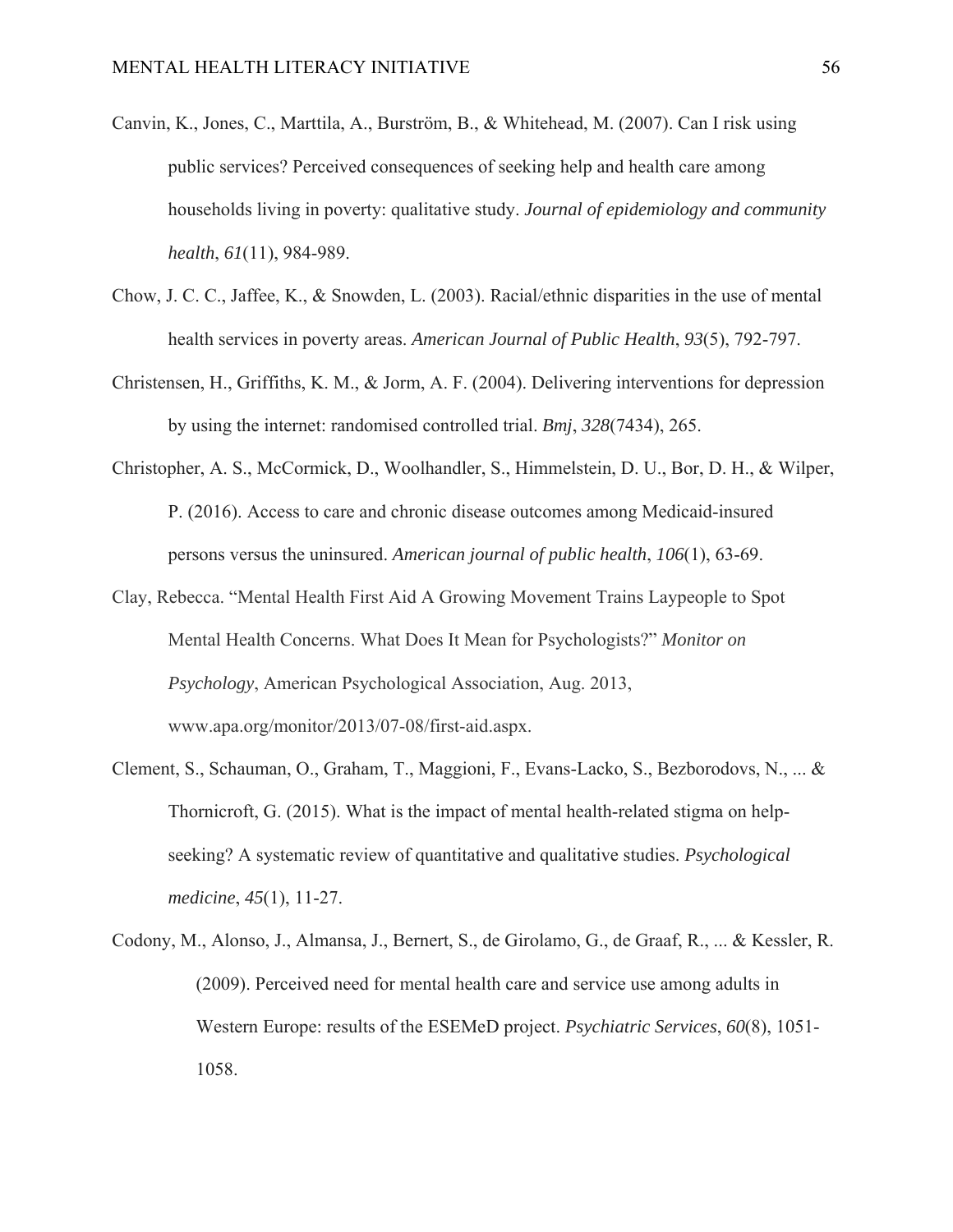Canvin, K., Jones, C., Marttila, A., Burström, B., & Whitehead, M. (2007). Can I risk using public services? Perceived consequences of seeking help and health care among households living in poverty: qualitative study. *Journal of epidemiology and community health*, *61*(11), 984-989.

Chow, J. C. C., Jaffee, K., & Snowden, L. (2003). Racial/ethnic disparities in the use of mental health services in poverty areas. *American Journal of Public Health*, *93*(5), 792-797.

Christensen, H., Griffiths, K. M., & Jorm, A. F. (2004). Delivering interventions for depression by using the internet: randomised controlled trial. *Bmj*, *328*(7434), 265.

Christopher, A. S., McCormick, D., Woolhandler, S., Himmelstein, D. U., Bor, D. H., & Wilper, P. (2016). Access to care and chronic disease outcomes among Medicaid-insured persons versus the uninsured. *American journal of public health*, *106*(1), 63-69.

Clay, Rebecca. "Mental Health First Aid A Growing Movement Trains Laypeople to Spot Mental Health Concerns. What Does It Mean for Psychologists?" *Monitor on Psychology*, American Psychological Association, Aug. 2013, www.apa.org/monitor/2013/07-08/first-aid.aspx.

Clement, S., Schauman, O., Graham, T., Maggioni, F., Evans-Lacko, S., Bezborodovs, N., ... & Thornicroft, G. (2015). What is the impact of mental health-related stigma on help-seeking? A systematic review of quantitative and qualitative studies. *Psychological medicine*, *45*(1), 11-27.

Codony, M., Alonso, J., Almansa, J., Bernert, S., de Girolamo, G., de Graaf, R., ... & Kessler, R. (2009). Perceived need for mental health care and service use among adults in Western Europe: results of the ESEMeD project. *Psychiatric Services*, *60*(8), 1051-1058.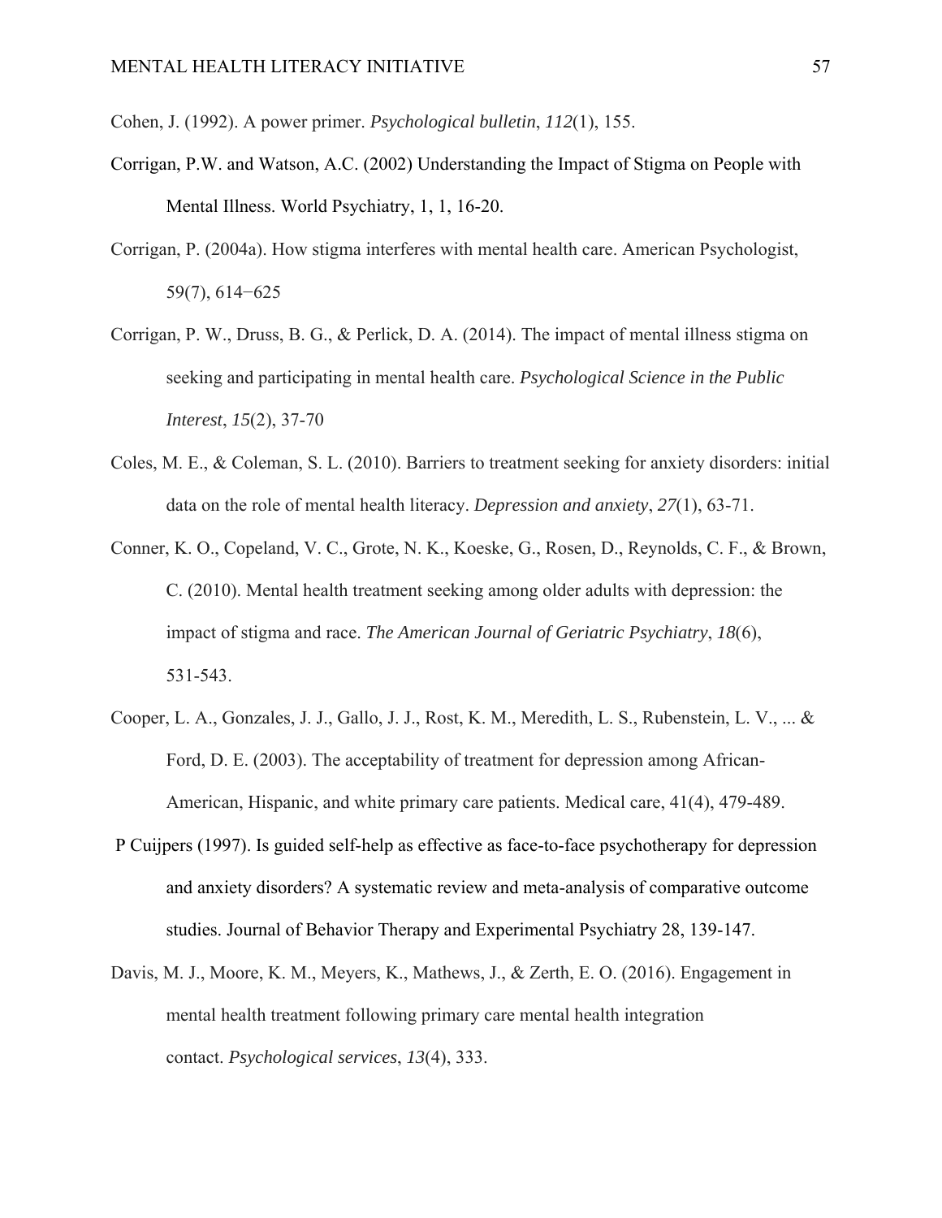Cohen, J. (1992). A power primer. *Psychological bulletin*, *112*(1), 155.

Corrigan, P.W. and Watson, A.C. (2002) Understanding the Impact of Stigma on People with Mental Illness. World Psychiatry, 1, 1, 16-20.

Corrigan, P. (2004a). How stigma interferes with mental health care. American Psychologist, 59(7), 614−625

Corrigan, P. W., Druss, B. G., & Perlick, D. A. (2014). The impact of mental illness stigma on seeking and participating in mental health care. *Psychological Science in the Public Interest*, *15*(2), 37-70

Coles, M. E., & Coleman, S. L. (2010). Barriers to treatment seeking for anxiety disorders: initial data on the role of mental health literacy. *Depression and anxiety*, *27*(1), 63-71.

Conner, K. O., Copeland, V. C., Grote, N. K., Koeske, G., Rosen, D., Reynolds, C. F., & Brown, C. (2010). Mental health treatment seeking among older adults with depression: the impact of stigma and race. *The American Journal of Geriatric Psychiatry*, *18*(6), 531-543.

Cooper, L. A., Gonzales, J. J., Gallo, J. J., Rost, K. M., Meredith, L. S., Rubenstein, L. V., ... & Ford, D. E. (2003). The acceptability of treatment for depression among African-American, Hispanic, and white primary care patients. Medical care, 41(4), 479-489.

P Cuijpers (1997). Is guided self-help as effective as face-to-face psychotherapy for depression and anxiety disorders? A systematic review and meta-analysis of comparative outcome studies. Journal of Behavior Therapy and Experimental Psychiatry 28, 139-147.

Davis, M. J., Moore, K. M., Meyers, K., Mathews, J., & Zerth, E. O. (2016). Engagement in mental health treatment following primary care mental health integration contact. *Psychological services*, *13*(4), 333.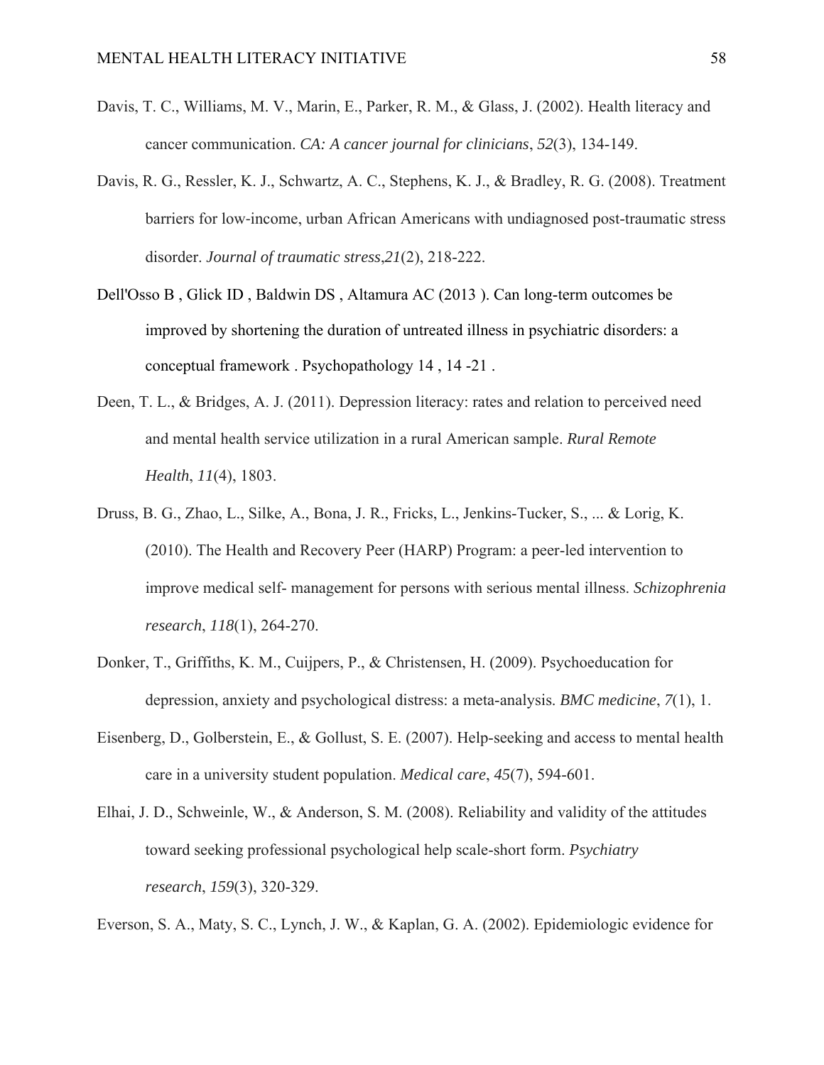Davis, T. C., Williams, M. V., Marin, E., Parker, R. M., & Glass, J. (2002). Health literacy and cancer communication. *CA: A cancer journal for clinicians*, *52*(3), 134-149.

Davis, R. G., Ressler, K. J., Schwartz, A. C., Stephens, K. J., & Bradley, R. G. (2008). Treatment barriers for low-income, urban African Americans with undiagnosed post-traumatic stress disorder. *Journal of traumatic stress*,*21*(2), 218-222.

Dell'Osso B , Glick ID , Baldwin DS , Altamura AC (2013 ). Can long-term outcomes be improved by shortening the duration of untreated illness in psychiatric disorders: a conceptual framework . Psychopathology 14 , 14 -21 .

Deen, T. L., & Bridges, A. J. (2011). Depression literacy: rates and relation to perceived need and mental health service utilization in a rural American sample. *Rural Remote Health*, *11*(4), 1803.

Druss, B. G., Zhao, L., Silke, A., Bona, J. R., Fricks, L., Jenkins-Tucker, S., ... & Lorig, K. (2010). The Health and Recovery Peer (HARP) Program: a peer-led intervention to improve medical self- management for persons with serious mental illness. *Schizophrenia research*, *118*(1), 264-270.

Donker, T., Griffiths, K. M., Cuijpers, P., & Christensen, H. (2009). Psychoeducation for depression, anxiety and psychological distress: a meta-analysis. *BMC medicine*, *7*(1), 1.

Eisenberg, D., Golberstein, E., & Gollust, S. E. (2007). Help-seeking and access to mental health care in a university student population. *Medical care*, *45*(7), 594-601.

Elhai, J. D., Schweinle, W., & Anderson, S. M. (2008). Reliability and validity of the attitudes toward seeking professional psychological help scale-short form. *Psychiatry research*, *159*(3), 320-329.

Everson, S. A., Maty, S. C., Lynch, J. W., & Kaplan, G. A. (2002). Epidemiologic evidence for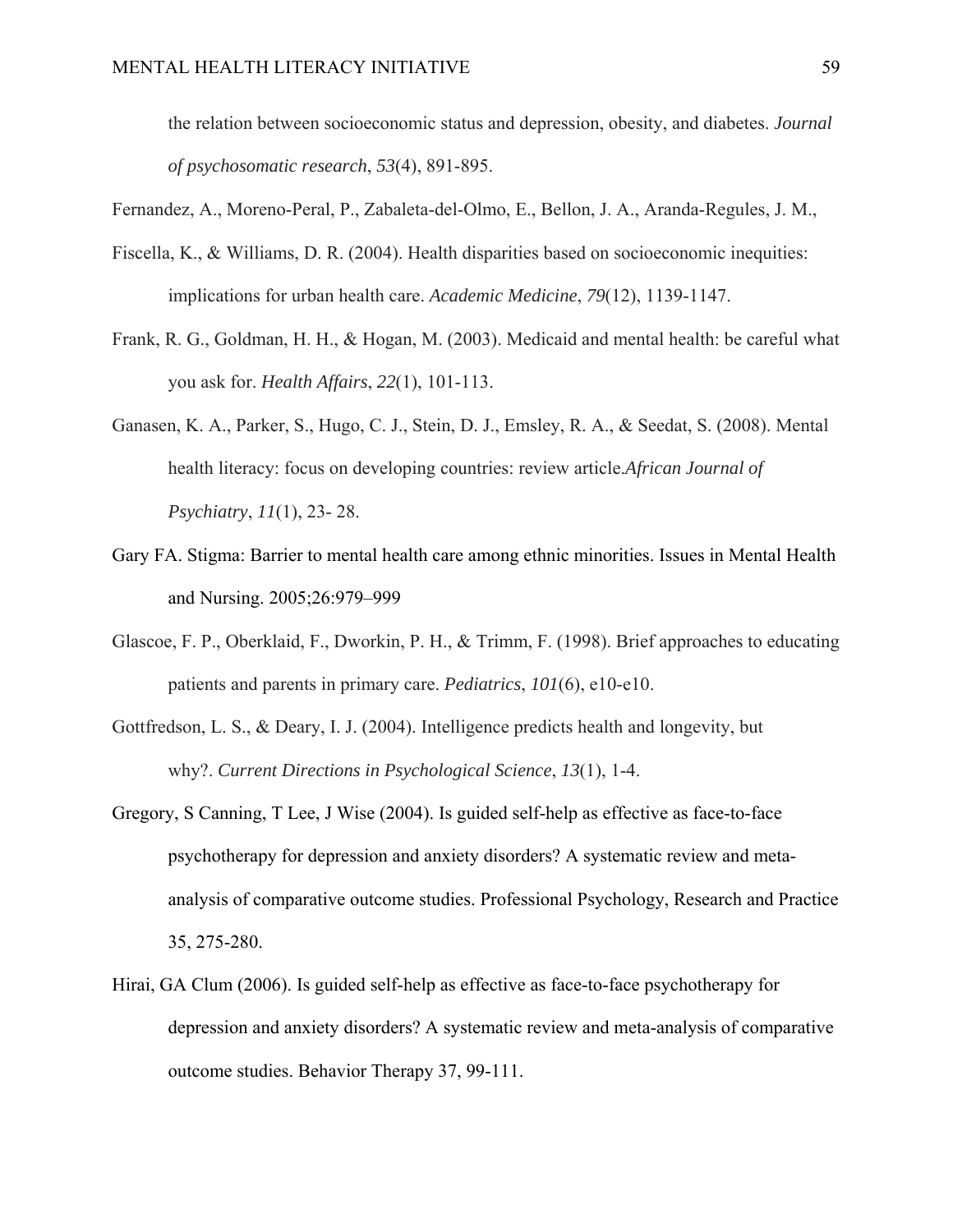the relation between socioeconomic status and depression, obesity, and diabetes. *Journal of psychosomatic research*, *53*(4), 891-895.

Fernandez, A., Moreno-Peral, P., Zabaleta-del-Olmo, E., Bellon, J. A., Aranda-Regules, J. M.,

Fiscella, K., & Williams, D. R. (2004). Health disparities based on socioeconomic inequities: implications for urban health care. *Academic Medicine*, *79*(12), 1139-1147.

Frank, R. G., Goldman, H. H., & Hogan, M. (2003). Medicaid and mental health: be careful what you ask for. *Health Affairs*, *22*(1), 101-113.

Ganasen, K. A., Parker, S., Hugo, C. J., Stein, D. J., Emsley, R. A., & Seedat, S. (2008). Mental health literacy: focus on developing countries: review article.*African Journal of Psychiatry*, *11*(1), 23- 28.

Gary FA. Stigma: Barrier to mental health care among ethnic minorities. Issues in Mental Health and Nursing. 2005;26:979–999

Glascoe, F. P., Oberklaid, F., Dworkin, P. H., & Trimm, F. (1998). Brief approaches to educating patients and parents in primary care. *Pediatrics*, *101*(6), e10-e10.

Gottfredson, L. S., & Deary, I. J. (2004). Intelligence predicts health and longevity, but why?. *Current Directions in Psychological Science*, *13*(1), 1-4.

Gregory, S Canning, T Lee, J Wise (2004). Is guided self-help as effective as face-to-face psychotherapy for depression and anxiety disorders? A systematic review and meta-analysis of comparative outcome studies. Professional Psychology, Research and Practice 35, 275-280.

Hirai, GA Clum (2006). Is guided self-help as effective as face-to-face psychotherapy for depression and anxiety disorders? A systematic review and meta-analysis of comparative outcome studies. Behavior Therapy 37, 99-111.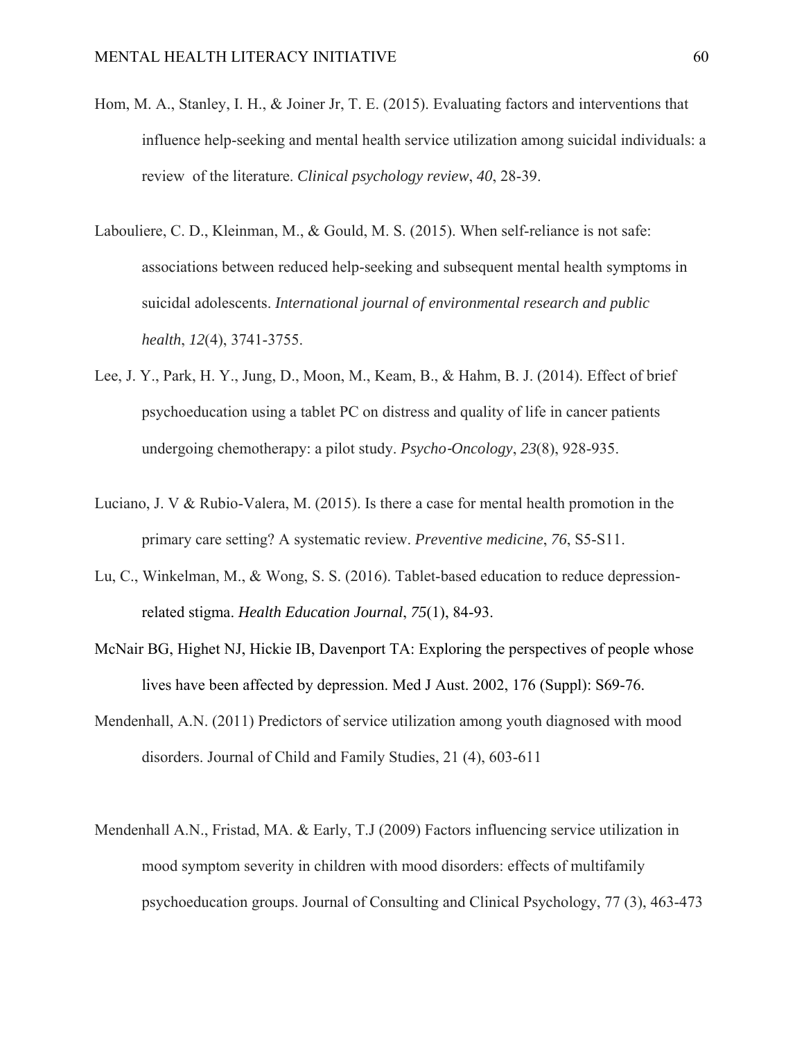Hom, M. A., Stanley, I. H., & Joiner Jr, T. E. (2015). Evaluating factors and interventions that influence help-seeking and mental health service utilization among suicidal individuals: a review  of the literature. *Clinical psychology review*, *40*, 28-39.

Labouliere, C. D., Kleinman, M., & Gould, M. S. (2015). When self-reliance is not safe: associations between reduced help-seeking and subsequent mental health symptoms in suicidal adolescents. *International journal of environmental research and public health*, *12*(4), 3741-3755.

Lee, J. Y., Park, H. Y., Jung, D., Moon, M., Keam, B., & Hahm, B. J. (2014). Effect of brief psychoeducation using a tablet PC on distress and quality of life in cancer patients undergoing chemotherapy: a pilot study. *Psycho-Oncology*, *23*(8), 928-935.

Luciano, J. V & Rubio-Valera, M. (2015). Is there a case for mental health promotion in the primary care setting? A systematic review. *Preventive medicine*, *76*, S5-S11.

Lu, C., Winkelman, M., & Wong, S. S. (2016). Tablet-based education to reduce depression-related stigma. *Health Education Journal*, *75*(1), 84-93.

McNair BG, Highet NJ, Hickie IB, Davenport TA: Exploring the perspectives of people whose lives have been affected by depression. Med J Aust. 2002, 176 (Suppl): S69-76.

Mendenhall, A.N. (2011) Predictors of service utilization among youth diagnosed with mood disorders. Journal of Child and Family Studies, 21 (4), 603-611

Mendenhall A.N., Fristad, MA. & Early, T.J (2009) Factors influencing service utilization in mood symptom severity in children with mood disorders: effects of multifamily psychoeducation groups. Journal of Consulting and Clinical Psychology, 77 (3), 463-473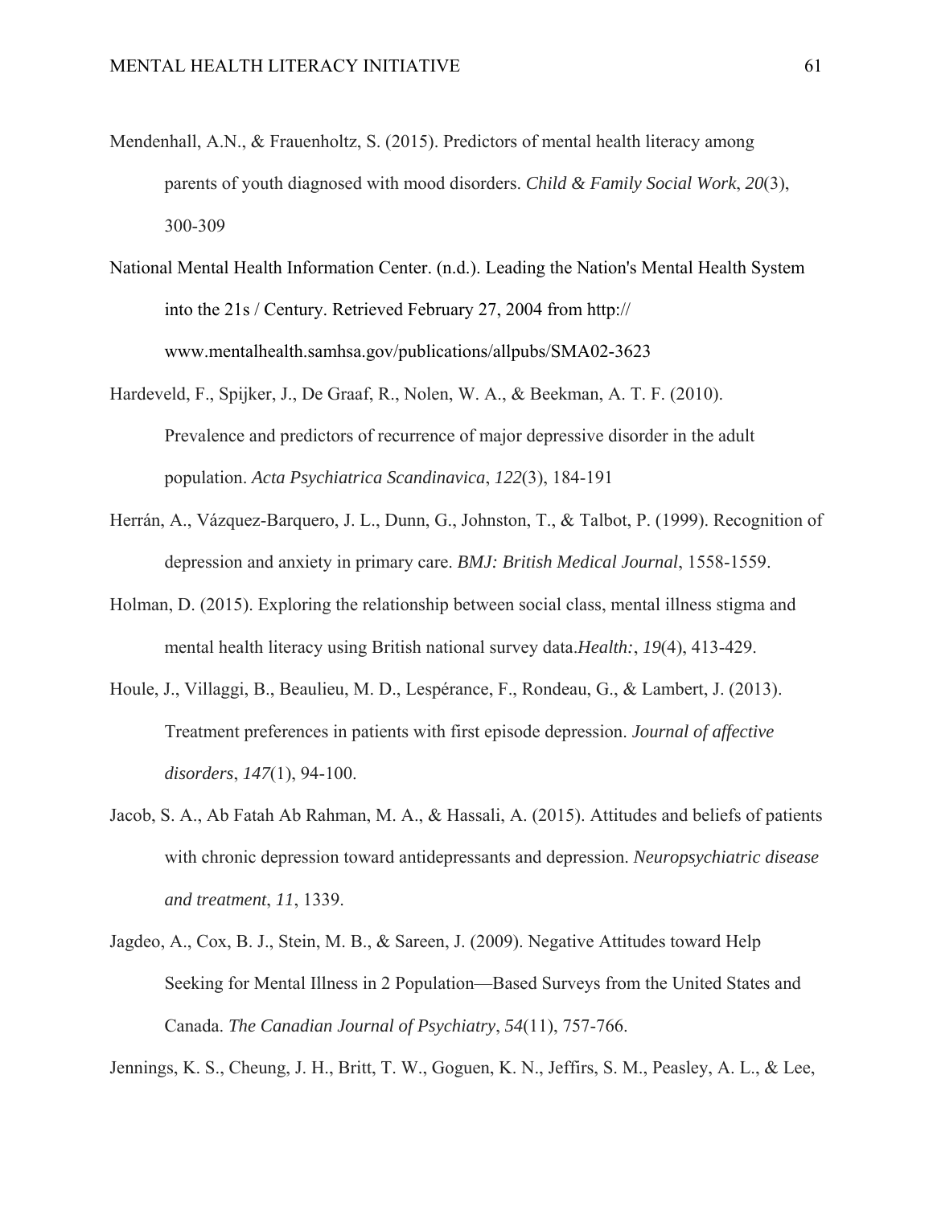Mendenhall, A.N., & Frauenholtz, S. (2015). Predictors of mental health literacy among parents of youth diagnosed with mood disorders. *Child & Family Social Work*, *20*(3), 300-309

National Mental Health Information Center. (n.d.). Leading the Nation's Mental Health System into the 21s / Century. Retrieved February 27, 2004 from http:// www.mentalhealth.samhsa.gov/publications/allpubs/SMA02-3623

Hardeveld, F., Spijker, J., De Graaf, R., Nolen, W. A., & Beekman, A. T. F. (2010). Prevalence and predictors of recurrence of major depressive disorder in the adult population. *Acta Psychiatrica Scandinavica*, *122*(3), 184-191

Herrán, A., Vázquez-Barquero, J. L., Dunn, G., Johnston, T., & Talbot, P. (1999). Recognition of depression and anxiety in primary care. *BMJ: British Medical Journal*, 1558-1559.

Holman, D. (2015). Exploring the relationship between social class, mental illness stigma and mental health literacy using British national survey data.*Health:*, *19*(4), 413-429.

Houle, J., Villaggi, B., Beaulieu, M. D., Lespérance, F., Rondeau, G., & Lambert, J. (2013). Treatment preferences in patients with first episode depression. *Journal of affective disorders*, *147*(1), 94-100.

Jacob, S. A., Ab Fatah Ab Rahman, M. A., & Hassali, A. (2015). Attitudes and beliefs of patients with chronic depression toward antidepressants and depression. *Neuropsychiatric disease and treatment*, *11*, 1339.

Jagdeo, A., Cox, B. J., Stein, M. B., & Sareen, J. (2009). Negative Attitudes toward Help Seeking for Mental Illness in 2 Population—Based Surveys from the United States and Canada. *The Canadian Journal of Psychiatry*, *54*(11), 757-766.

Jennings, K. S., Cheung, J. H., Britt, T. W., Goguen, K. N., Jeffirs, S. M., Peasley, A. L., & Lee,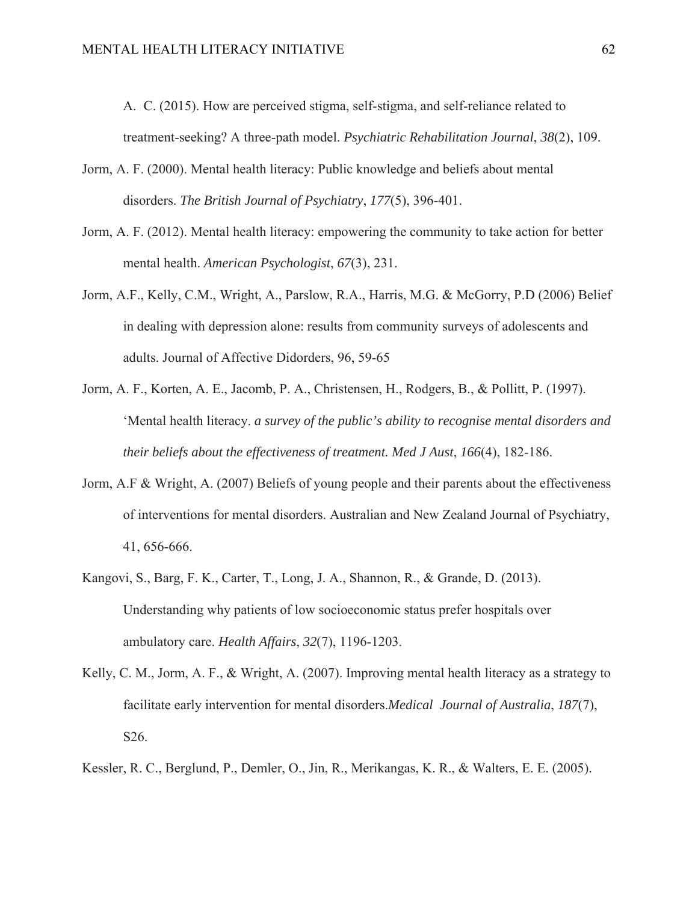A. C. (2015). How are perceived stigma, self-stigma, and self-reliance related to treatment-seeking? A three-path model. *Psychiatric Rehabilitation Journal*, *38*(2), 109.

Jorm, A. F. (2000). Mental health literacy: Public knowledge and beliefs about mental disorders. *The British Journal of Psychiatry*, *177*(5), 396-401.

Jorm, A. F. (2012). Mental health literacy: empowering the community to take action for better mental health. *American Psychologist*, *67*(3), 231.

Jorm, A.F., Kelly, C.M., Wright, A., Parslow, R.A., Harris, M.G. & McGorry, P.D (2006) Belief in dealing with depression alone: results from community surveys of adolescents and adults. Journal of Affective Didorders, 96, 59-65

Jorm, A. F., Korten, A. E., Jacomb, P. A., Christensen, H., Rodgers, B., & Pollitt, P. (1997). 'Mental health literacy. *a survey of the public's ability to recognise mental disorders and their beliefs about the effectiveness of treatment. Med J Aust*, *166*(4), 182-186.

Jorm, A.F & Wright, A. (2007) Beliefs of young people and their parents about the effectiveness of interventions for mental disorders. Australian and New Zealand Journal of Psychiatry, 41, 656-666.

Kangovi, S., Barg, F. K., Carter, T., Long, J. A., Shannon, R., & Grande, D. (2013). Understanding why patients of low socioeconomic status prefer hospitals over ambulatory care. *Health Affairs*, *32*(7), 1196-1203.

Kelly, C. M., Jorm, A. F., & Wright, A. (2007). Improving mental health literacy as a strategy to facilitate early intervention for mental disorders.*Medical Journal of Australia*, *187*(7), S26.

Kessler, R. C., Berglund, P., Demler, O., Jin, R., Merikangas, K. R., & Walters, E. E. (2005).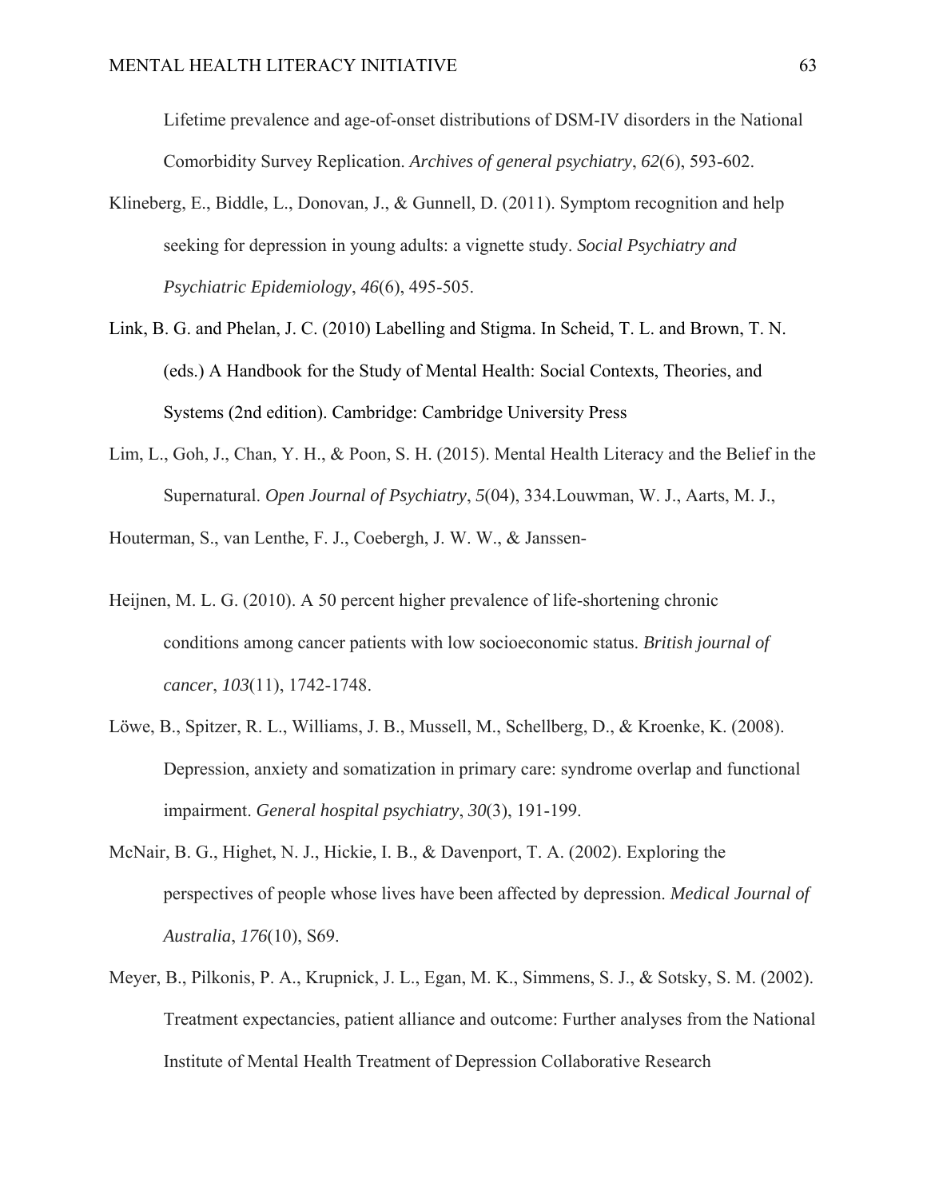Lifetime prevalence and age-of-onset distributions of DSM-IV disorders in the National Comorbidity Survey Replication. *Archives of general psychiatry*, *62*(6), 593-602.

Klineberg, E., Biddle, L., Donovan, J., & Gunnell, D. (2011). Symptom recognition and help seeking for depression in young adults: a vignette study. *Social Psychiatry and Psychiatric Epidemiology*, *46*(6), 495-505.

Link, B. G. and Phelan, J. C. (2010) Labelling and Stigma. In Scheid, T. L. and Brown, T. N. (eds.) A Handbook for the Study of Mental Health: Social Contexts, Theories, and Systems (2nd edition). Cambridge: Cambridge University Press

Lim, L., Goh, J., Chan, Y. H., & Poon, S. H. (2015). Mental Health Literacy and the Belief in the Supernatural. *Open Journal of Psychiatry*, *5*(04), 334.Louwman, W. J., Aarts, M. J., Houterman, S., van Lenthe, F. J., Coebergh, J. W. W., & Janssen-

Heijnen, M. L. G. (2010). A 50 percent higher prevalence of life-shortening chronic conditions among cancer patients with low socioeconomic status. *British journal of cancer*, *103*(11), 1742-1748.

Löwe, B., Spitzer, R. L., Williams, J. B., Mussell, M., Schellberg, D., & Kroenke, K. (2008). Depression, anxiety and somatization in primary care: syndrome overlap and functional impairment. *General hospital psychiatry*, *30*(3), 191-199.

McNair, B. G., Highet, N. J., Hickie, I. B., & Davenport, T. A. (2002). Exploring the perspectives of people whose lives have been affected by depression. *Medical Journal of Australia*, *176*(10), S69.

Meyer, B., Pilkonis, P. A., Krupnick, J. L., Egan, M. K., Simmens, S. J., & Sotsky, S. M. (2002). Treatment expectancies, patient alliance and outcome: Further analyses from the National Institute of Mental Health Treatment of Depression Collaborative Research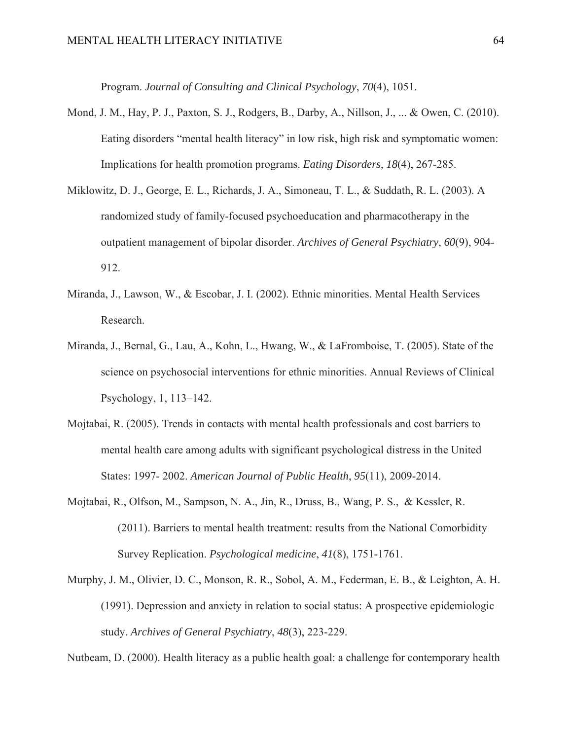Program. *Journal of Consulting and Clinical Psychology*, *70*(4), 1051.

Mond, J. M., Hay, P. J., Paxton, S. J., Rodgers, B., Darby, A., Nillson, J., ... & Owen, C. (2010). Eating disorders "mental health literacy" in low risk, high risk and symptomatic women: Implications for health promotion programs. *Eating Disorders*, *18*(4), 267-285.

Miklowitz, D. J., George, E. L., Richards, J. A., Simoneau, T. L., & Suddath, R. L. (2003). A randomized study of family-focused psychoeducation and pharmacotherapy in the outpatient management of bipolar disorder. *Archives of General Psychiatry*, *60*(9), 904-912.

Miranda, J., Lawson, W., & Escobar, J. I. (2002). Ethnic minorities. Mental Health Services Research.

Miranda, J., Bernal, G., Lau, A., Kohn, L., Hwang, W., & LaFromboise, T. (2005). State of the science on psychosocial interventions for ethnic minorities. Annual Reviews of Clinical Psychology, 1, 113–142.

Mojtabai, R. (2005). Trends in contacts with mental health professionals and cost barriers to mental health care among adults with significant psychological distress in the United States: 1997- 2002. *American Journal of Public Health*, *95*(11), 2009-2014.

Mojtabai, R., Olfson, M., Sampson, N. A., Jin, R., Druss, B., Wang, P. S., & Kessler, R. (2011). Barriers to mental health treatment: results from the National Comorbidity Survey Replication. *Psychological medicine*, *41*(8), 1751-1761.

Murphy, J. M., Olivier, D. C., Monson, R. R., Sobol, A. M., Federman, E. B., & Leighton, A. H. (1991). Depression and anxiety in relation to social status: A prospective epidemiologic study. *Archives of General Psychiatry*, *48*(3), 223-229.

Nutbeam, D. (2000). Health literacy as a public health goal: a challenge for contemporary health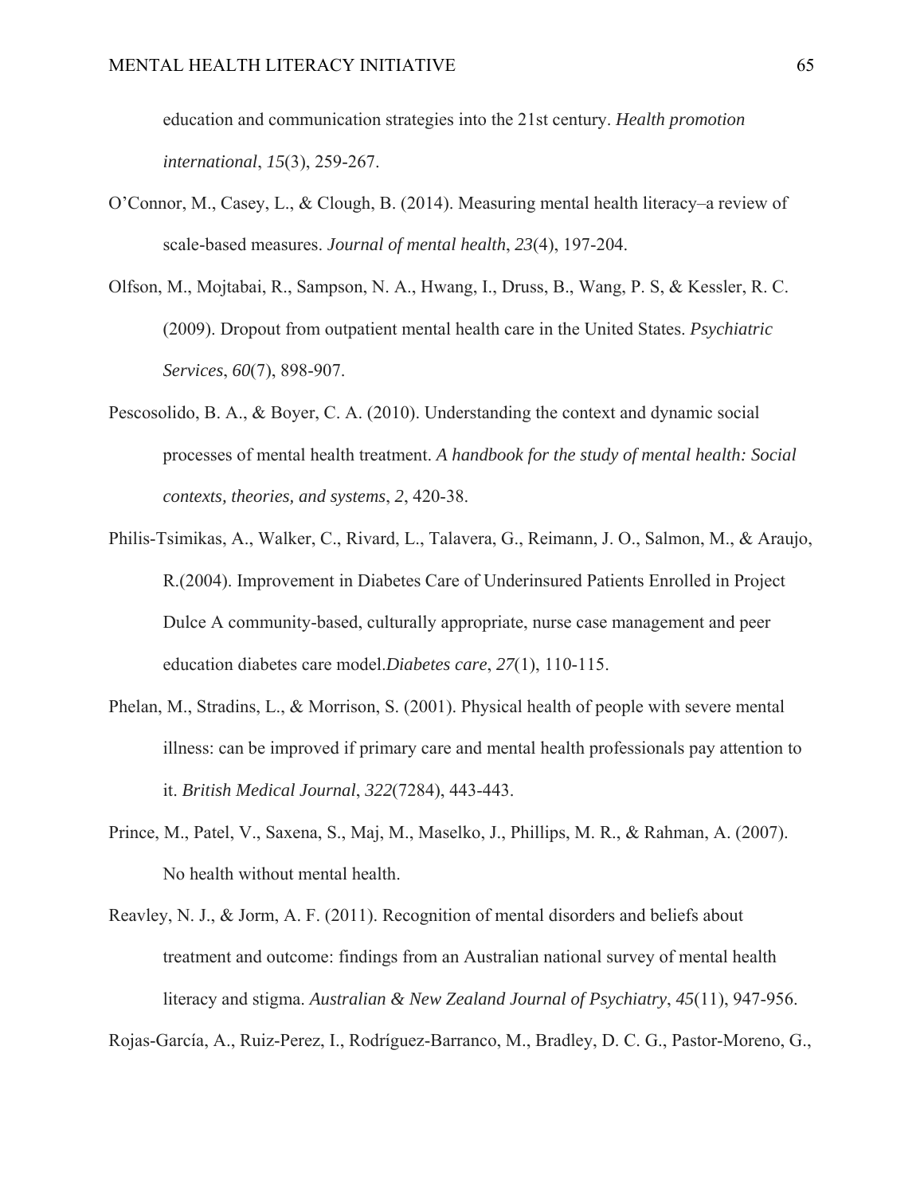education and communication strategies into the 21st century. *Health promotion international*, *15*(3), 259-267.

O'Connor, M., Casey, L., & Clough, B. (2014). Measuring mental health literacy–a review of scale-based measures. *Journal of mental health*, *23*(4), 197-204.

Olfson, M., Mojtabai, R., Sampson, N. A., Hwang, I., Druss, B., Wang, P. S, & Kessler, R. C. (2009). Dropout from outpatient mental health care in the United States. *Psychiatric Services*, *60*(7), 898-907.

Pescosolido, B. A., & Boyer, C. A. (2010). Understanding the context and dynamic social processes of mental health treatment. *A handbook for the study of mental health: Social contexts, theories, and systems*, *2*, 420-38.

Philis-Tsimikas, A., Walker, C., Rivard, L., Talavera, G., Reimann, J. O., Salmon, M., & Araujo, R.(2004). Improvement in Diabetes Care of Underinsured Patients Enrolled in Project Dulce A community-based, culturally appropriate, nurse case management and peer education diabetes care model.*Diabetes care*, *27*(1), 110-115.

Phelan, M., Stradins, L., & Morrison, S. (2001). Physical health of people with severe mental illness: can be improved if primary care and mental health professionals pay attention to it. *British Medical Journal*, *322*(7284), 443-443.

Prince, M., Patel, V., Saxena, S., Maj, M., Maselko, J., Phillips, M. R., & Rahman, A. (2007). No health without mental health.

Reavley, N. J., & Jorm, A. F. (2011). Recognition of mental disorders and beliefs about treatment and outcome: findings from an Australian national survey of mental health literacy and stigma. *Australian & New Zealand Journal of Psychiatry*, *45*(11), 947-956.

Rojas-García, A., Ruiz-Perez, I., Rodríguez-Barranco, M., Bradley, D. C. G., Pastor-Moreno, G.,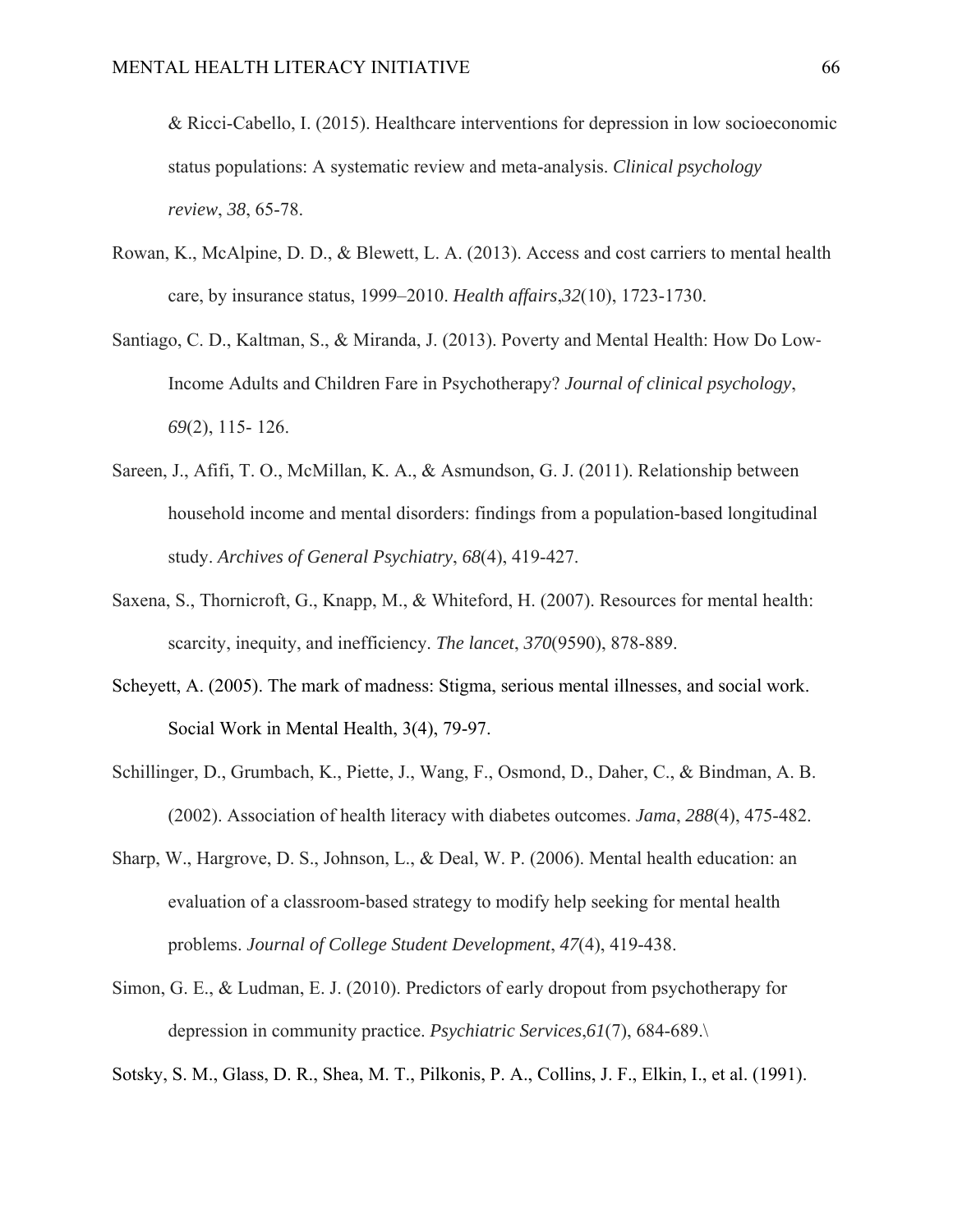& Ricci-Cabello, I. (2015). Healthcare interventions for depression in low socioeconomic status populations: A systematic review and meta-analysis. *Clinical psychology review*, *38*, 65-78.

Rowan, K., McAlpine, D. D., & Blewett, L. A. (2013). Access and cost carriers to mental health care, by insurance status, 1999–2010. *Health affairs*,*32*(10), 1723-1730.

Santiago, C. D., Kaltman, S., & Miranda, J. (2013). Poverty and Mental Health: How Do Low-Income Adults and Children Fare in Psychotherapy? *Journal of clinical psychology*, *69*(2), 115- 126.

Sareen, J., Afifi, T. O., McMillan, K. A., & Asmundson, G. J. (2011). Relationship between household income and mental disorders: findings from a population-based longitudinal study. *Archives of General Psychiatry*, *68*(4), 419-427.

Saxena, S., Thornicroft, G., Knapp, M., & Whiteford, H. (2007). Resources for mental health: scarcity, inequity, and inefficiency. *The lancet*, *370*(9590), 878-889.

Scheyett, A. (2005). The mark of madness: Stigma, serious mental illnesses, and social work. Social Work in Mental Health, 3(4), 79-97.

Schillinger, D., Grumbach, K., Piette, J., Wang, F., Osmond, D., Daher, C., & Bindman, A. B. (2002). Association of health literacy with diabetes outcomes. *Jama*, *288*(4), 475-482.

Sharp, W., Hargrove, D. S., Johnson, L., & Deal, W. P. (2006). Mental health education: an evaluation of a classroom-based strategy to modify help seeking for mental health problems. *Journal of College Student Development*, *47*(4), 419-438.

Simon, G. E., & Ludman, E. J. (2010). Predictors of early dropout from psychotherapy for depression in community practice. *Psychiatric Services*,*61*(7), 684-689.\

Sotsky, S. M., Glass, D. R., Shea, M. T., Pilkonis, P. A., Collins, J. F., Elkin, I., et al. (1991).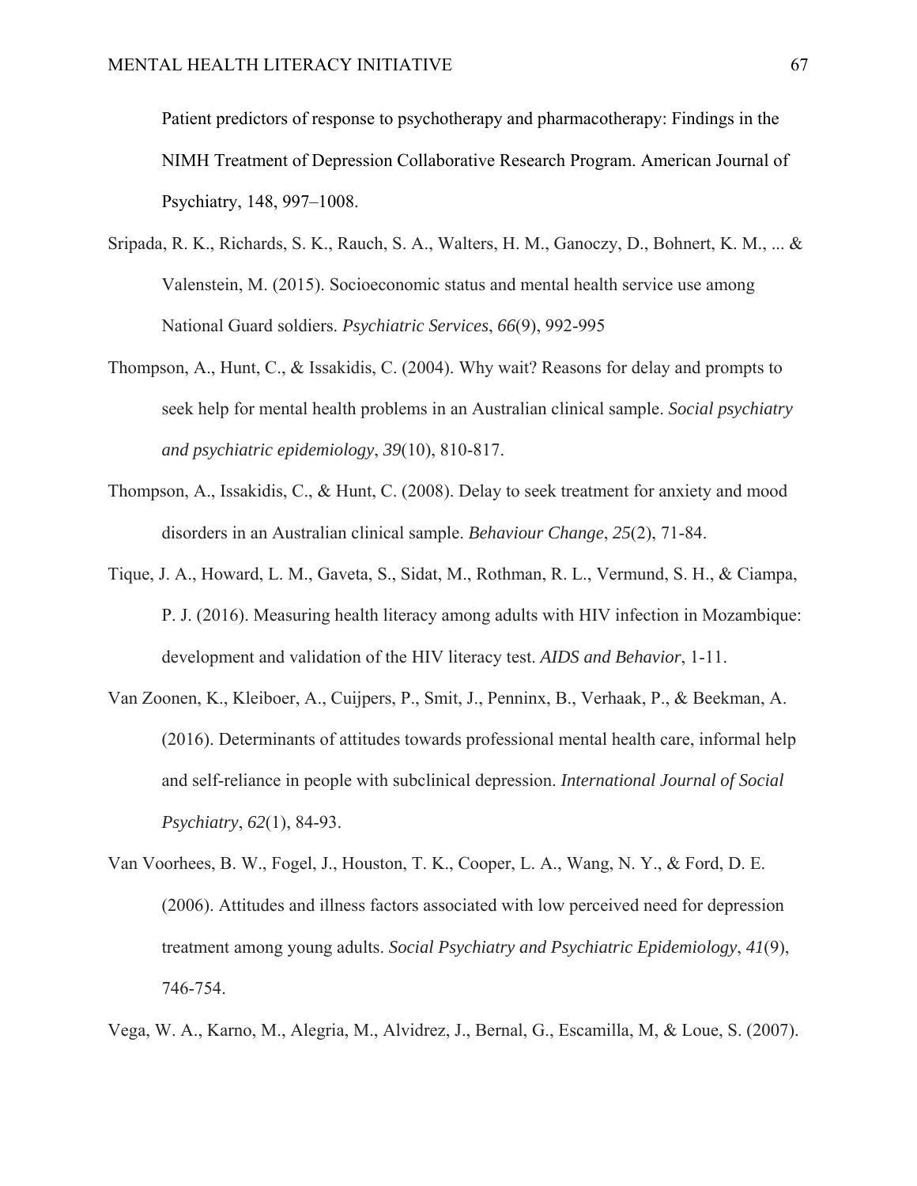Patient predictors of response to psychotherapy and pharmacotherapy: Findings in the NIMH Treatment of Depression Collaborative Research Program. American Journal of Psychiatry, 148, 997–1008.

Sripada, R. K., Richards, S. K., Rauch, S. A., Walters, H. M., Ganoczy, D., Bohnert, K. M., ... & Valenstein, M. (2015). Socioeconomic status and mental health service use among National Guard soldiers. *Psychiatric Services*, *66*(9), 992-995

Thompson, A., Hunt, C., & Issakidis, C. (2004). Why wait? Reasons for delay and prompts to seek help for mental health problems in an Australian clinical sample. *Social psychiatry and psychiatric epidemiology*, *39*(10), 810-817.

Thompson, A., Issakidis, C., & Hunt, C. (2008). Delay to seek treatment for anxiety and mood disorders in an Australian clinical sample. *Behaviour Change*, *25*(2), 71-84.

Tique, J. A., Howard, L. M., Gaveta, S., Sidat, M., Rothman, R. L., Vermund, S. H., & Ciampa, P. J. (2016). Measuring health literacy among adults with HIV infection in Mozambique: development and validation of the HIV literacy test. *AIDS and Behavior*, 1-11.

Van Zoonen, K., Kleiboer, A., Cuijpers, P., Smit, J., Penninx, B., Verhaak, P., & Beekman, A. (2016). Determinants of attitudes towards professional mental health care, informal help and self-reliance in people with subclinical depression. *International Journal of Social Psychiatry*, *62*(1), 84-93.

Van Voorhees, B. W., Fogel, J., Houston, T. K., Cooper, L. A., Wang, N. Y., & Ford, D. E. (2006). Attitudes and illness factors associated with low perceived need for depression treatment among young adults. *Social Psychiatry and Psychiatric Epidemiology*, *41*(9), 746-754.

Vega, W. A., Karno, M., Alegria, M., Alvidrez, J., Bernal, G., Escamilla, M, & Loue, S. (2007).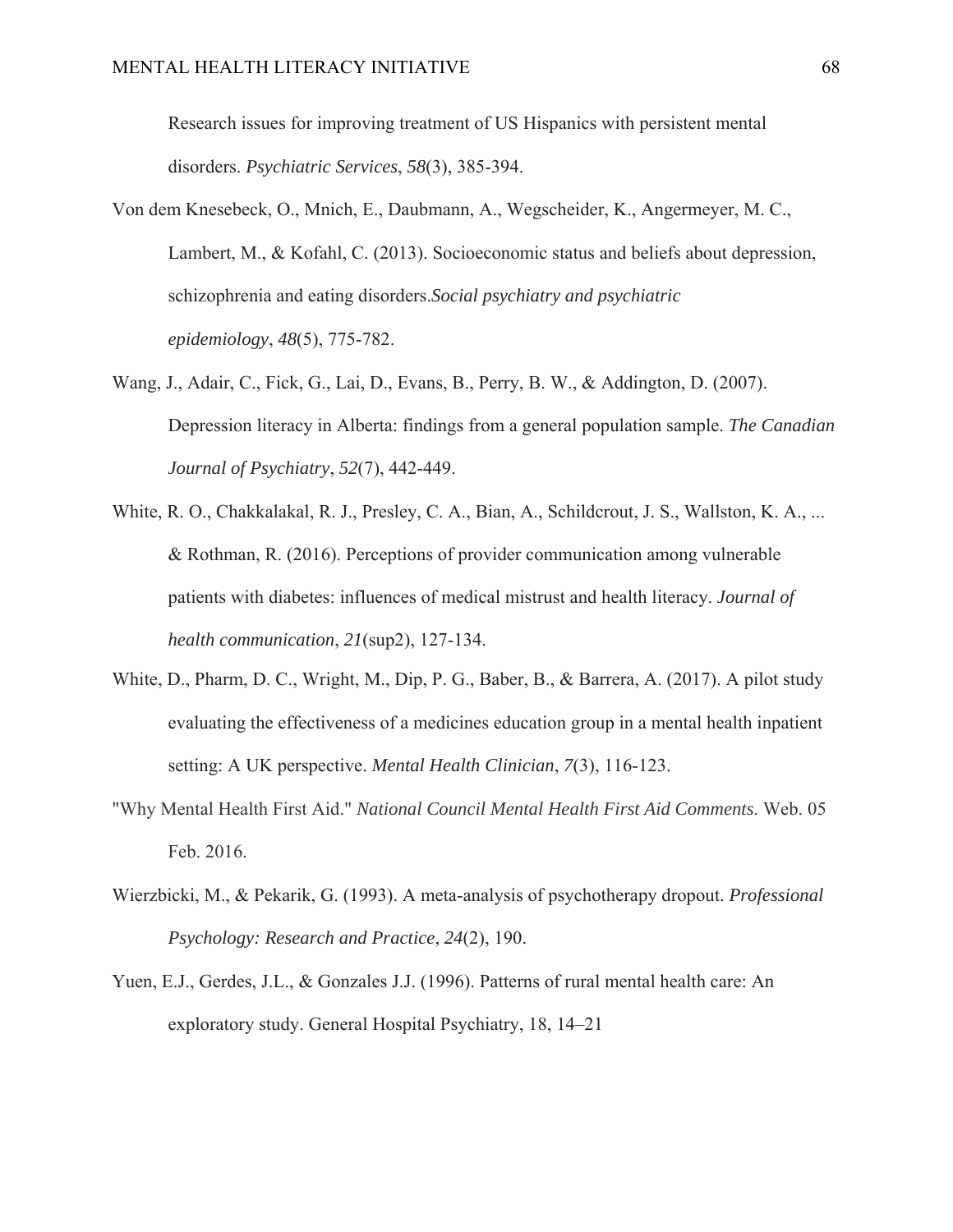Research issues for improving treatment of US Hispanics with persistent mental disorders. *Psychiatric Services*, *58*(3), 385-394.

Von dem Knesebeck, O., Mnich, E., Daubmann, A., Wegscheider, K., Angermeyer, M. C., Lambert, M., & Kofahl, C. (2013). Socioeconomic status and beliefs about depression, schizophrenia and eating disorders.*Social psychiatry and psychiatric epidemiology*, *48*(5), 775-782.

Wang, J., Adair, C., Fick, G., Lai, D., Evans, B., Perry, B. W., & Addington, D. (2007). Depression literacy in Alberta: findings from a general population sample. *The Canadian Journal of Psychiatry*, *52*(7), 442-449.

White, R. O., Chakkalakal, R. J., Presley, C. A., Bian, A., Schildcrout, J. S., Wallston, K. A., ... & Rothman, R. (2016). Perceptions of provider communication among vulnerable patients with diabetes: influences of medical mistrust and health literacy. *Journal of health communication*, *21*(sup2), 127-134.

White, D., Pharm, D. C., Wright, M., Dip, P. G., Baber, B., & Barrera, A. (2017). A pilot study evaluating the effectiveness of a medicines education group in a mental health inpatient setting: A UK perspective. *Mental Health Clinician*, *7*(3), 116-123.

"Why Mental Health First Aid." *National Council Mental Health First Aid Comments*. Web. 05 Feb. 2016.

Wierzbicki, M., & Pekarik, G. (1993). A meta-analysis of psychotherapy dropout. *Professional Psychology: Research and Practice*, *24*(2), 190.

Yuen, E.J., Gerdes, J.L., & Gonzales J.J. (1996). Patterns of rural mental health care: An exploratory study. General Hospital Psychiatry, 18, 14–21